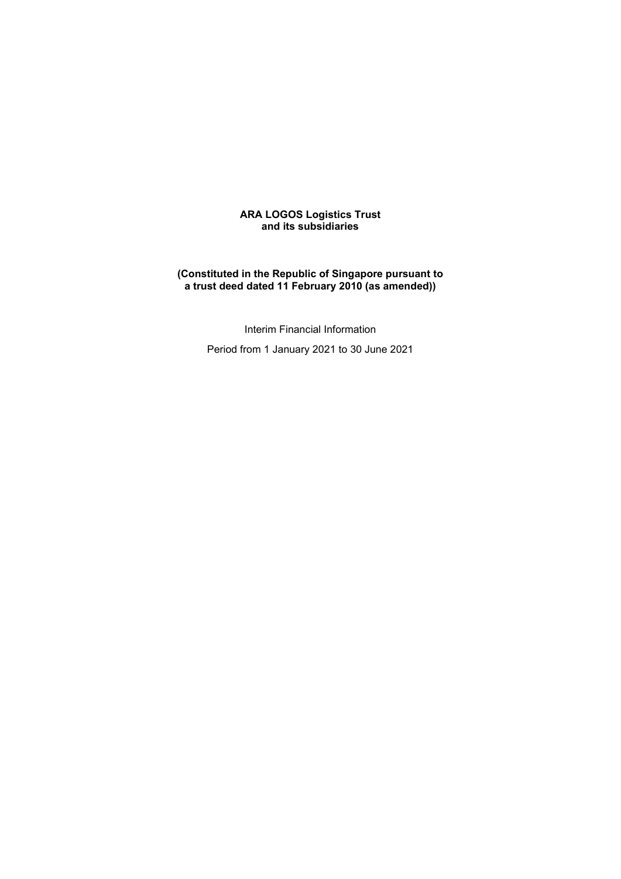**ARA LOGOS Logistics Trust**
**and its subsidiaries**

**(Constituted in the Republic of Singapore pursuant to a trust deed dated 11 February 2010 (as amended))**

Interim Financial Information

Period from 1 January 2021 to 30 June 2021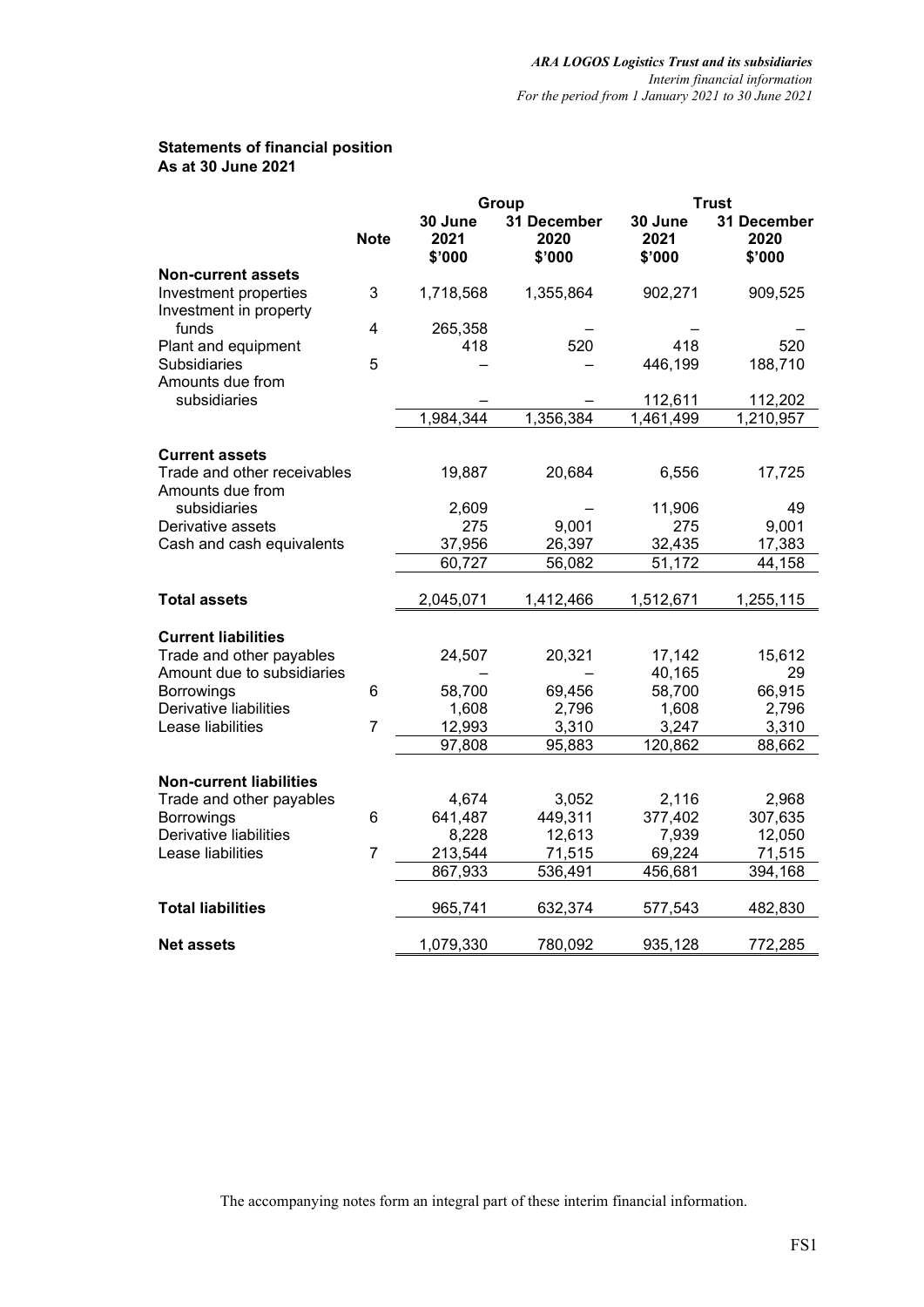**Statements of financial position**
**As at 30 June 2021**

| | Note | Group | | Trust | |
|---|---|---|---|---|---|
| | | 30 June 2021 $'000 | 31 December 2020 $'000 | 30 June 2021 $'000 | 31 December 2020 $'000 |
| **Non-current assets** | | | | | |
| Investment properties | 3 | 1,718,568 | 1,355,864 | 902,271 | 909,525 |
| Investment in property funds | 4 | 265,358 | – | – | – |
| Plant and equipment | | 418 | 520 | 418 | 520 |
| Subsidiaries | 5 | – | – | 446,199 | 188,710 |
| Amounts due from subsidiaries | | – | – | 112,611 | 112,202 |
| | | 1,984,344 | 1,356,384 | 1,461,499 | 1,210,957 |
| **Current assets** | | | | | |
| Trade and other receivables | | 19,887 | 20,684 | 6,556 | 17,725 |
| Amounts due from subsidiaries | | 2,609 | – | 11,906 | 49 |
| Derivative assets | | 275 | 9,001 | 275 | 9,001 |
| Cash and cash equivalents | | 37,956 | 26,397 | 32,435 | 17,383 |
| | | 60,727 | 56,082 | 51,172 | 44,158 |
| **Total assets** | | 2,045,071 | 1,412,466 | 1,512,671 | 1,255,115 |
| **Current liabilities** | | | | | |
| Trade and other payables | | 24,507 | 20,321 | 17,142 | 15,612 |
| Amount due to subsidiaries | | – | – | 40,165 | 29 |
| Borrowings | 6 | 58,700 | 69,456 | 58,700 | 66,915 |
| Derivative liabilities | | 1,608 | 2,796 | 1,608 | 2,796 |
| Lease liabilities | 7 | 12,993 | 3,310 | 3,247 | 3,310 |
| | | 97,808 | 95,883 | 120,862 | 88,662 |
| **Non-current liabilities** | | | | | |
| Trade and other payables | | 4,674 | 3,052 | 2,116 | 2,968 |
| Borrowings | 6 | 641,487 | 449,311 | 377,402 | 307,635 |
| Derivative liabilities | | 8,228 | 12,613 | 7,939 | 12,050 |
| Lease liabilities | 7 | 213,544 | 71,515 | 69,224 | 71,515 |
| | | 867,933 | 536,491 | 456,681 | 394,168 |
| **Total liabilities** | | 965,741 | 632,374 | 577,543 | 482,830 |
| **Net assets** | | 1,079,330 | 780,092 | 935,128 | 772,285 |

The accompanying notes form an integral part of these interim financial information.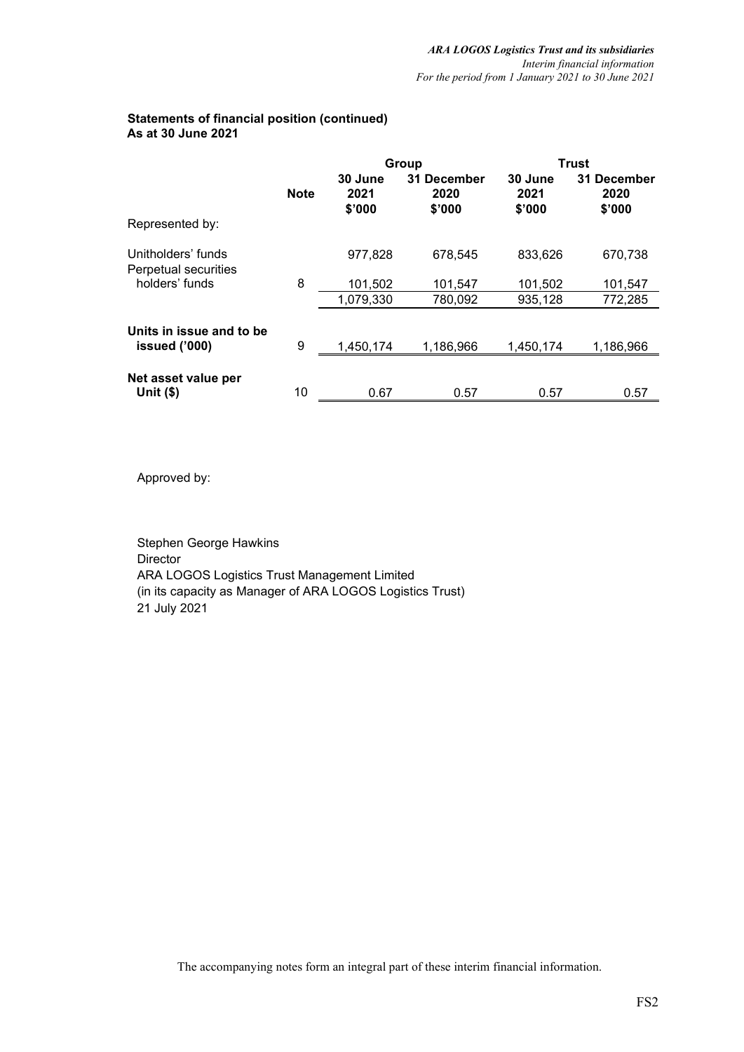## Statements of financial position (continued)
**As at 30 June 2021**

| | Note | Group | | Trust | |
|---|---|---|---|---|---|
| | | **30 June 2021 $'000** | **31 December 2020 $'000** | **30 June 2021 $'000** | **31 December 2020 $'000** |
| Represented by: | | | | | |
| Unitholders' funds | | 977,828 | 678,545 | 833,626 | 670,738 |
| Perpetual securities holders' funds | 8 | 101,502 | 101,547 | 101,502 | 101,547 |
| | | 1,079,330 | 780,092 | 935,128 | 772,285 |
| **Units in issue and to be issued ('000)** | 9 | 1,450,174 | 1,186,966 | 1,450,174 | 1,186,966 |
| **Net asset value per Unit ($)** | 10 | 0.67 | 0.57 | 0.57 | 0.57 |

Approved by:

Stephen George Hawkins
Director
ARA LOGOS Logistics Trust Management Limited
(in its capacity as Manager of ARA LOGOS Logistics Trust)
21 July 2021

The accompanying notes form an integral part of these interim financial information.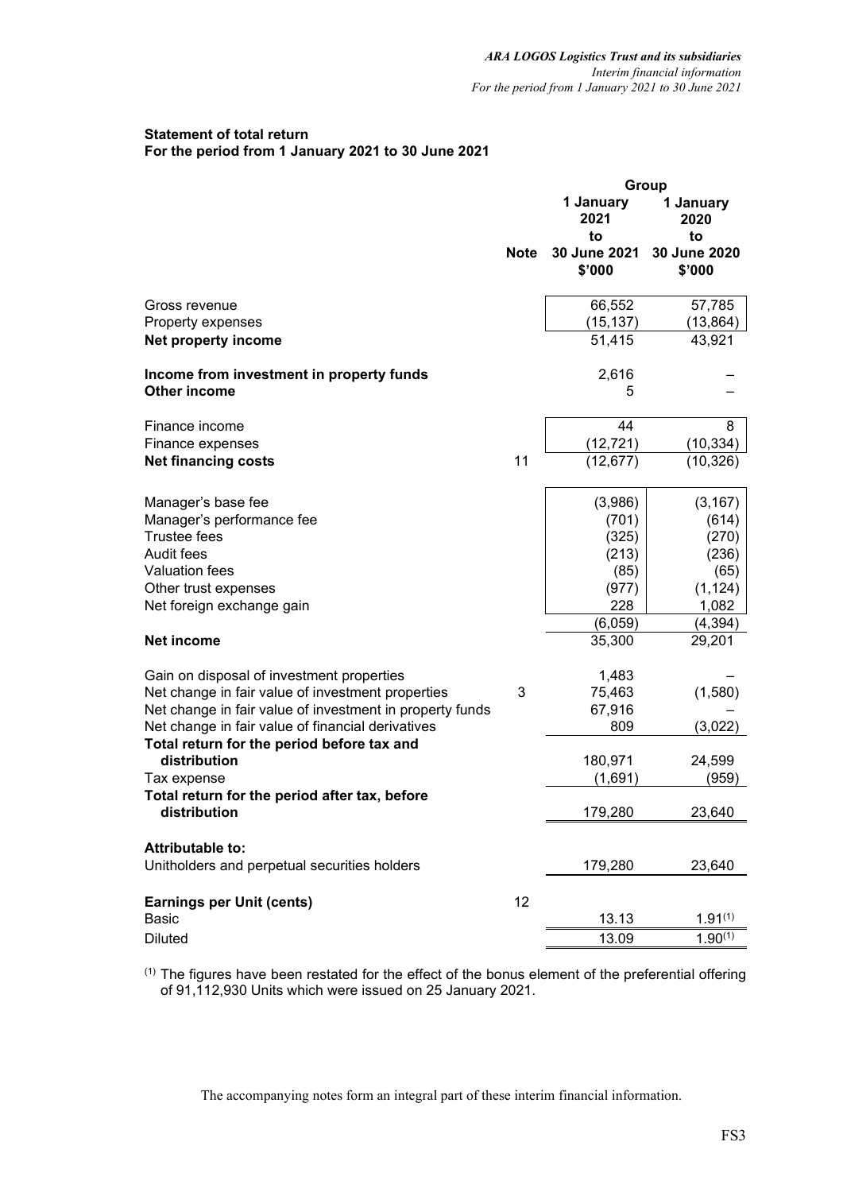**Statement of total return**
**For the period from 1 January 2021 to 30 June 2021**

| | Note | Group | |
|---|---|---|---|
| | | 1 January 2021 to 30 June 2021 $'000 | 1 January 2020 to 30 June 2020 $'000 |
| Gross revenue | | 66,552 | 57,785 |
| Property expenses | | (15,137) | (13,864) |
| **Net property income** | | 51,415 | 43,921 |
| **Income from investment in property funds** | | 2,616 | – |
| **Other income** | | 5 | – |
| Finance income | | 44 | 8 |
| Finance expenses | | (12,721) | (10,334) |
| **Net financing costs** | 11 | (12,677) | (10,326) |
| Manager's base fee | | (3,986) | (3,167) |
| Manager's performance fee | | (701) | (614) |
| Trustee fees | | (325) | (270) |
| Audit fees | | (213) | (236) |
| Valuation fees | | (85) | (65) |
| Other trust expenses | | (977) | (1,124) |
| Net foreign exchange gain | | 228 | 1,082 |
| | | (6,059) | (4,394) |
| **Net income** | | 35,300 | 29,201 |
| Gain on disposal of investment properties | | 1,483 | – |
| Net change in fair value of investment properties | 3 | 75,463 | (1,580) |
| Net change in fair value of investment in property funds | | 67,916 | – |
| Net change in fair value of financial derivatives | | 809 | (3,022) |
| **Total return for the period before tax and distribution** | | 180,971 | 24,599 |
| Tax expense | | (1,691) | (959) |
| **Total return for the period after tax, before distribution** | | 179,280 | 23,640 |
| **Attributable to:** | | | |
| Unitholders and perpetual securities holders | | 179,280 | 23,640 |
| **Earnings per Unit (cents)** | 12 | | |
| Basic | | 13.13 | 1.91(1) |
| Diluted | | 13.09 | 1.90(1) |

(1) The figures have been restated for the effect of the bonus element of the preferential offering of 91,112,930 Units which were issued on 25 January 2021.

The accompanying notes form an integral part of these interim financial information.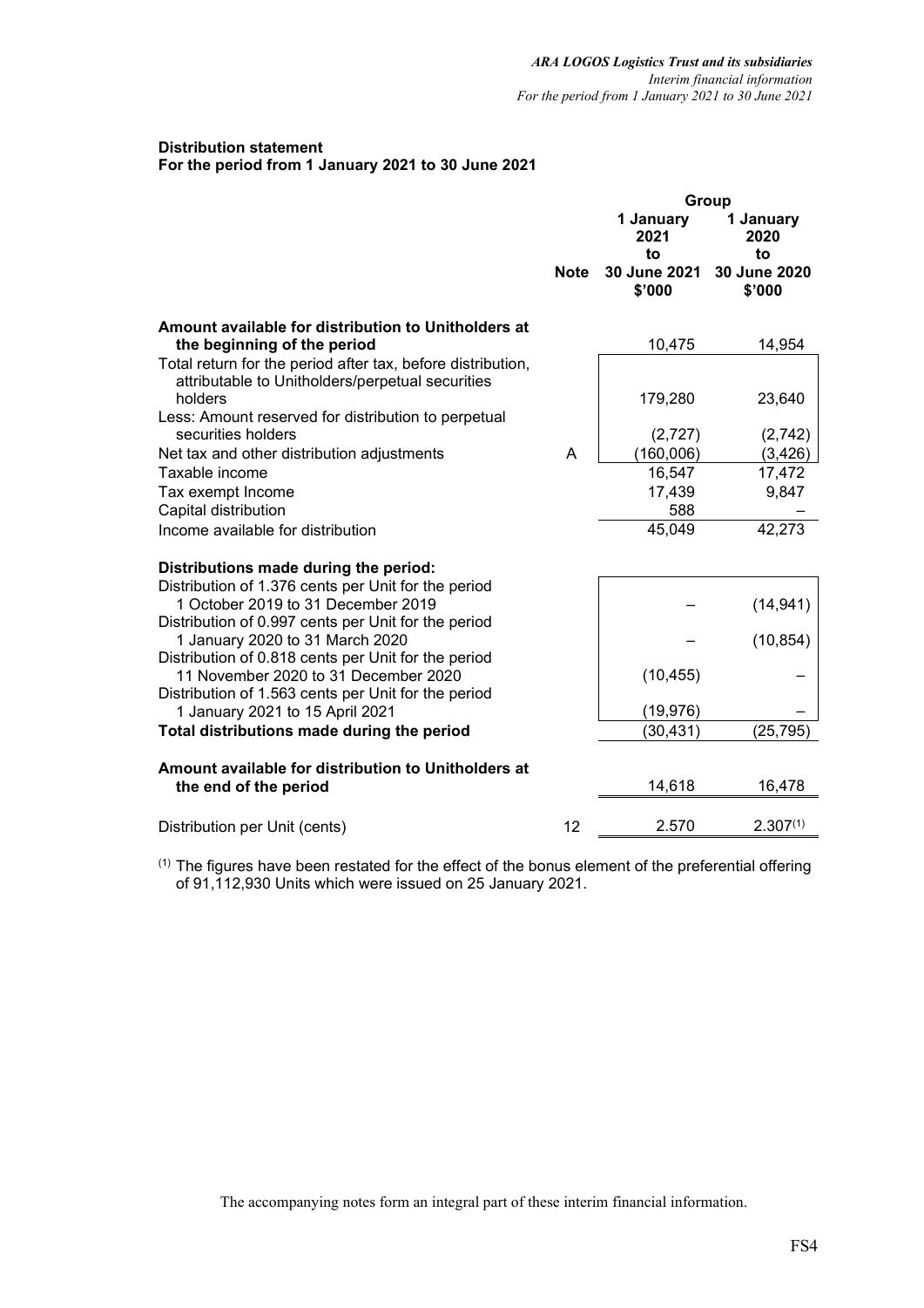**Distribution statement**
**For the period from 1 January 2021 to 30 June 2021**

| | Note | Group | |
|---|---|---|---|
| | | 1 January 2021 to 30 June 2021 $'000 | 1 January 2020 to 30 June 2020 $'000 |
| **Amount available for distribution to Unitholders at the beginning of the period** | | 10,475 | 14,954 |
| Total return for the period after tax, before distribution, attributable to Unitholders/perpetual securities holders | | 179,280 | 23,640 |
| Less: Amount reserved for distribution to perpetual securities holders | | (2,727) | (2,742) |
| Net tax and other distribution adjustments | A | (160,006) | (3,426) |
| Taxable income | | 16,547 | 17,472 |
| Tax exempt Income | | 17,439 | 9,847 |
| Capital distribution | | 588 | – |
| Income available for distribution | | 45,049 | 42,273 |
| | | | |
| **Distributions made during the period:** | | | |
| Distribution of 1.376 cents per Unit for the period 1 October 2019 to 31 December 2019 | | – | (14,941) |
| Distribution of 0.997 cents per Unit for the period 1 January 2020 to 31 March 2020 | | – | (10,854) |
| Distribution of 0.818 cents per Unit for the period 11 November 2020 to 31 December 2020 | | (10,455) | – |
| Distribution of 1.563 cents per Unit for the period 1 January 2021 to 15 April 2021 | | (19,976) | – |
| **Total distributions made during the period** | | (30,431) | (25,795) |
| | | | |
| **Amount available for distribution to Unitholders at the end of the period** | | 14,618 | 16,478 |
| | | | |
| Distribution per Unit (cents) | 12 | 2.570 | 2.307[(1)] |

[(1)] The figures have been restated for the effect of the bonus element of the preferential offering of 91,112,930 Units which were issued on 25 January 2021.

The accompanying notes form an integral part of these interim financial information.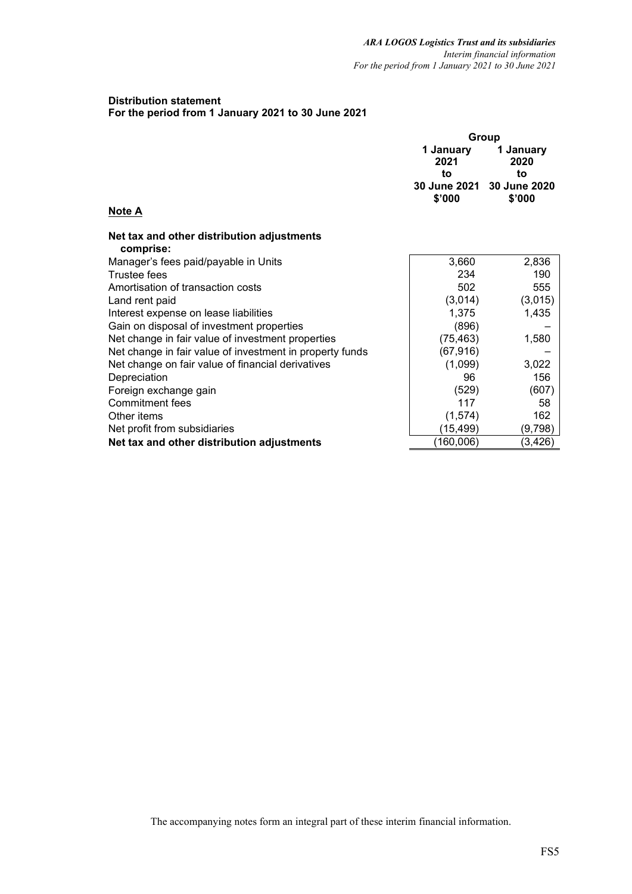## Distribution statement
**For the period from 1 January 2021 to 30 June 2021**

| | Group | |
|---|---|---|
| | **1 January 2021 to 30 June 2021 $'000** | **1 January 2020 to 30 June 2020 $'000** |
| **Note A** | | |
| **Net tax and other distribution adjustments comprise:** | | |
| Manager's fees paid/payable in Units | 3,660 | 2,836 |
| Trustee fees | 234 | 190 |
| Amortisation of transaction costs | 502 | 555 |
| Land rent paid | (3,014) | (3,015) |
| Interest expense on lease liabilities | 1,375 | 1,435 |
| Gain on disposal of investment properties | (896) | – |
| Net change in fair value of investment properties | (75,463) | 1,580 |
| Net change in fair value of investment in property funds | (67,916) | – |
| Net change on fair value of financial derivatives | (1,099) | 3,022 |
| Depreciation | 96 | 156 |
| Foreign exchange gain | (529) | (607) |
| Commitment fees | 117 | 58 |
| Other items | (1,574) | 162 |
| Net profit from subsidiaries | (15,499) | (9,798) |
| **Net tax and other distribution adjustments** | (160,006) | (3,426) |

The accompanying notes form an integral part of these interim financial information.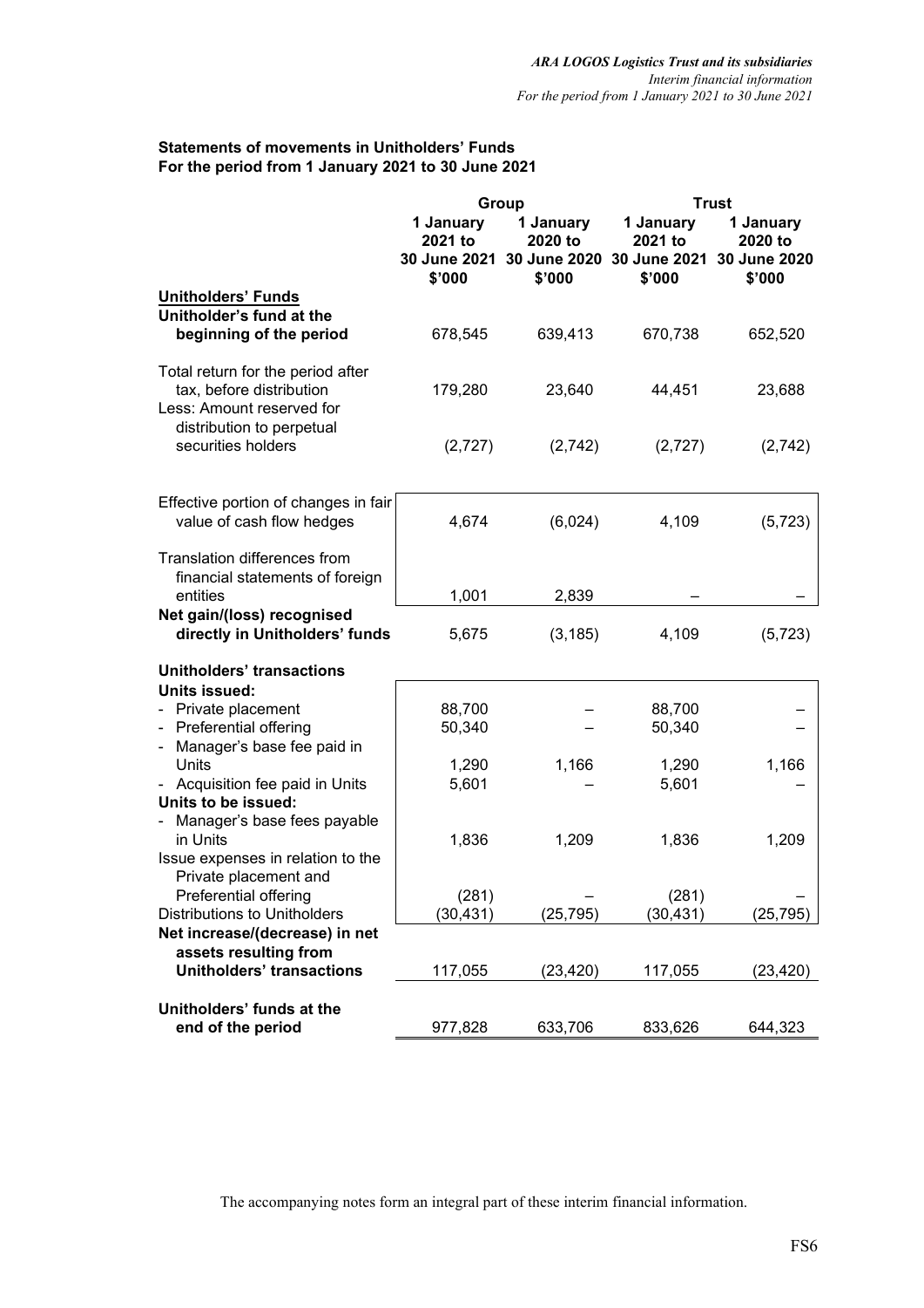**Statements of movements in Unitholders' Funds**
**For the period from 1 January 2021 to 30 June 2021**

| | Group | | Trust | |
|---|---|---|---|---|
| | 1 January 2021 to 30 June 2021 | 1 January 2020 to 30 June 2020 | 1 January 2021 to 30 June 2021 | 1 January 2020 to 30 June 2020 |
| | $'000 | $'000 | $'000 | $'000 |
| **Unitholders' Funds** | | | | |
| **Unitholder's fund at the beginning of the period** | 678,545 | 639,413 | 670,738 | 652,520 |
| Total return for the period after tax, before distribution | 179,280 | 23,640 | 44,451 | 23,688 |
| Less: Amount reserved for distribution to perpetual securities holders | (2,727) | (2,742) | (2,727) | (2,742) |
| Effective portion of changes in fair value of cash flow hedges | 4,674 | (6,024) | 4,109 | (5,723) |
| Translation differences from financial statements of foreign entities | 1,001 | 2,839 | – | – |
| **Net gain/(loss) recognised directly in Unitholders' funds** | 5,675 | (3,185) | 4,109 | (5,723) |
| **Unitholders' transactions** | | | | |
| **Units issued:** | | | | |
| - Private placement | 88,700 | – | 88,700 | – |
| - Preferential offering | 50,340 | – | 50,340 | – |
| - Manager's base fee paid in Units | 1,290 | 1,166 | 1,290 | 1,166 |
| - Acquisition fee paid in Units | 5,601 | – | 5,601 | – |
| **Units to be issued:** | | | | |
| - Manager's base fees payable in Units | 1,836 | 1,209 | 1,836 | 1,209 |
| Issue expenses in relation to the Private placement and Preferential offering | (281) | – | (281) | – |
| Distributions to Unitholders | (30,431) | (25,795) | (30,431) | (25,795) |
| **Net increase/(decrease) in net assets resulting from Unitholders' transactions** | 117,055 | (23,420) | 117,055 | (23,420) |
| **Unitholders' funds at the end of the period** | 977,828 | 633,706 | 833,626 | 644,323 |

The accompanying notes form an integral part of these interim financial information.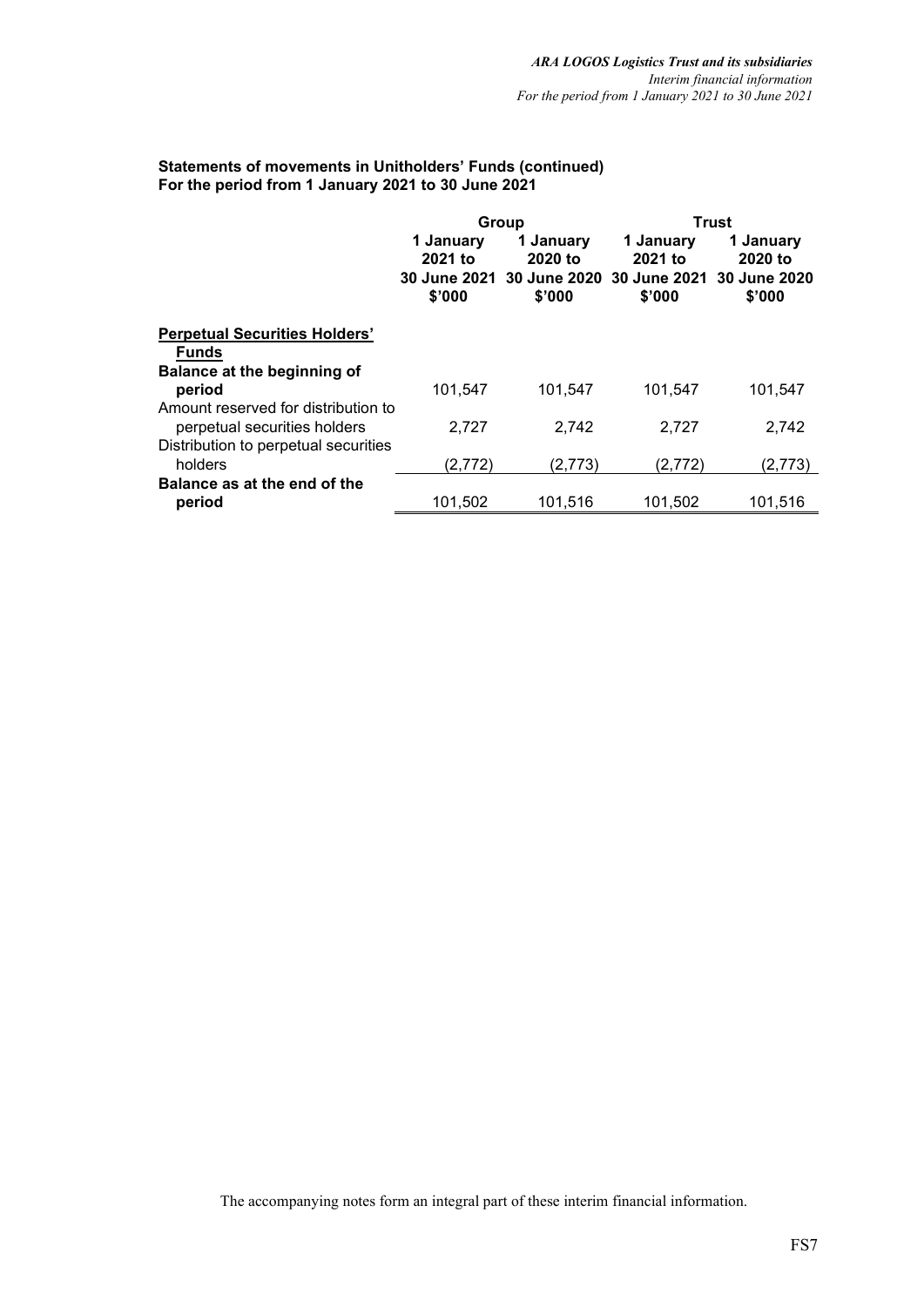**Statements of movements in Unitholders' Funds (continued)**
**For the period from 1 January 2021 to 30 June 2021**

| | Group | | Trust | |
|---|---|---|---|---|
| | 1 January 2021 to 30 June 2021 $'000 | 1 January 2020 to 30 June 2020 $'000 | 1 January 2021 to 30 June 2021 $'000 | 1 January 2020 to 30 June 2020 $'000 |
| **Perpetual Securities Holders' Funds** | | | | |
| **Balance at the beginning of period** | 101,547 | 101,547 | 101,547 | 101,547 |
| Amount reserved for distribution to perpetual securities holders | 2,727 | 2,742 | 2,727 | 2,742 |
| Distribution to perpetual securities holders | (2,772) | (2,773) | (2,772) | (2,773) |
| **Balance as at the end of the period** | 101,502 | 101,516 | 101,502 | 101,516 |

The accompanying notes form an integral part of these interim financial information.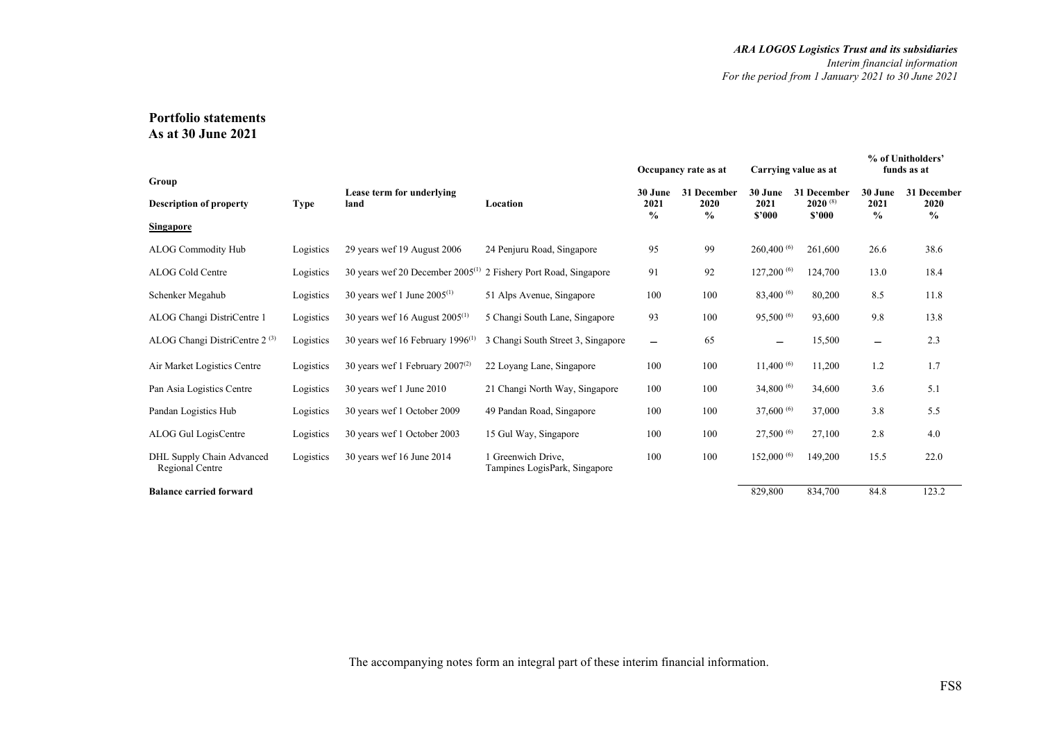## Portfolio statements
## As at 30 June 2021

| Group | | | | Occupancy rate as at | | Carrying value as at | | % of Unitholders' funds as at | |
|---|---|---|---|---|---|---|---|---|---|
| **Description of property** | **Type** | **Lease term for underlying land** | **Location** | **30 June 2021 %** | **31 December 2020 %** | **30 June 2021 $'000** | **31 December 2020 [8] $'000** | **30 June 2021 %** | **31 December 2020 %** |
| **Singapore** | | | | | | | | | |
| ALOG Commodity Hub | Logistics | 29 years wef 19 August 2006 | 24 Penjuru Road, Singapore | 95 | 99 | 260,400 [6] | 261,600 | 26.6 | 38.6 |
| ALOG Cold Centre | Logistics | 30 years wef 20 December 2005[1] | 2 Fishery Port Road, Singapore | 91 | 92 | 127,200 [6] | 124,700 | 13.0 | 18.4 |
| Schenker Megahub | Logistics | 30 years wef 1 June 2005[1] | 51 Alps Avenue, Singapore | 100 | 100 | 83,400 [6] | 80,200 | 8.5 | 11.8 |
| ALOG Changi DistriCentre 1 | Logistics | 30 years wef 16 August 2005[1] | 5 Changi South Lane, Singapore | 93 | 100 | 95,500 [6] | 93,600 | 9.8 | 13.8 |
| ALOG Changi DistriCentre 2 [3] | Logistics | 30 years wef 16 February 1996[1] | 3 Changi South Street 3, Singapore | – | 65 | – | 15,500 | – | 2.3 |
| Air Market Logistics Centre | Logistics | 30 years wef 1 February 2007[2] | 22 Loyang Lane, Singapore | 100 | 100 | 11,400 [6] | 11,200 | 1.2 | 1.7 |
| Pan Asia Logistics Centre | Logistics | 30 years wef 1 June 2010 | 21 Changi North Way, Singapore | 100 | 100 | 34,800 [6] | 34,600 | 3.6 | 5.1 |
| Pandan Logistics Hub | Logistics | 30 years wef 1 October 2009 | 49 Pandan Road, Singapore | 100 | 100 | 37,600 [6] | 37,000 | 3.8 | 5.5 |
| ALOG Gul LogisCentre | Logistics | 30 years wef 1 October 2003 | 15 Gul Way, Singapore | 100 | 100 | 27,500 [6] | 27,100 | 2.8 | 4.0 |
| DHL Supply Chain Advanced Regional Centre | Logistics | 30 years wef 16 June 2014 | 1 Greenwich Drive, Tampines LogisPark, Singapore | 100 | 100 | 152,000 [6] | 149,200 | 15.5 | 22.0 |
| **Balance carried forward** | | | | | | 829,800 | 834,700 | 84.8 | 123.2 |

The accompanying notes form an integral part of these interim financial information.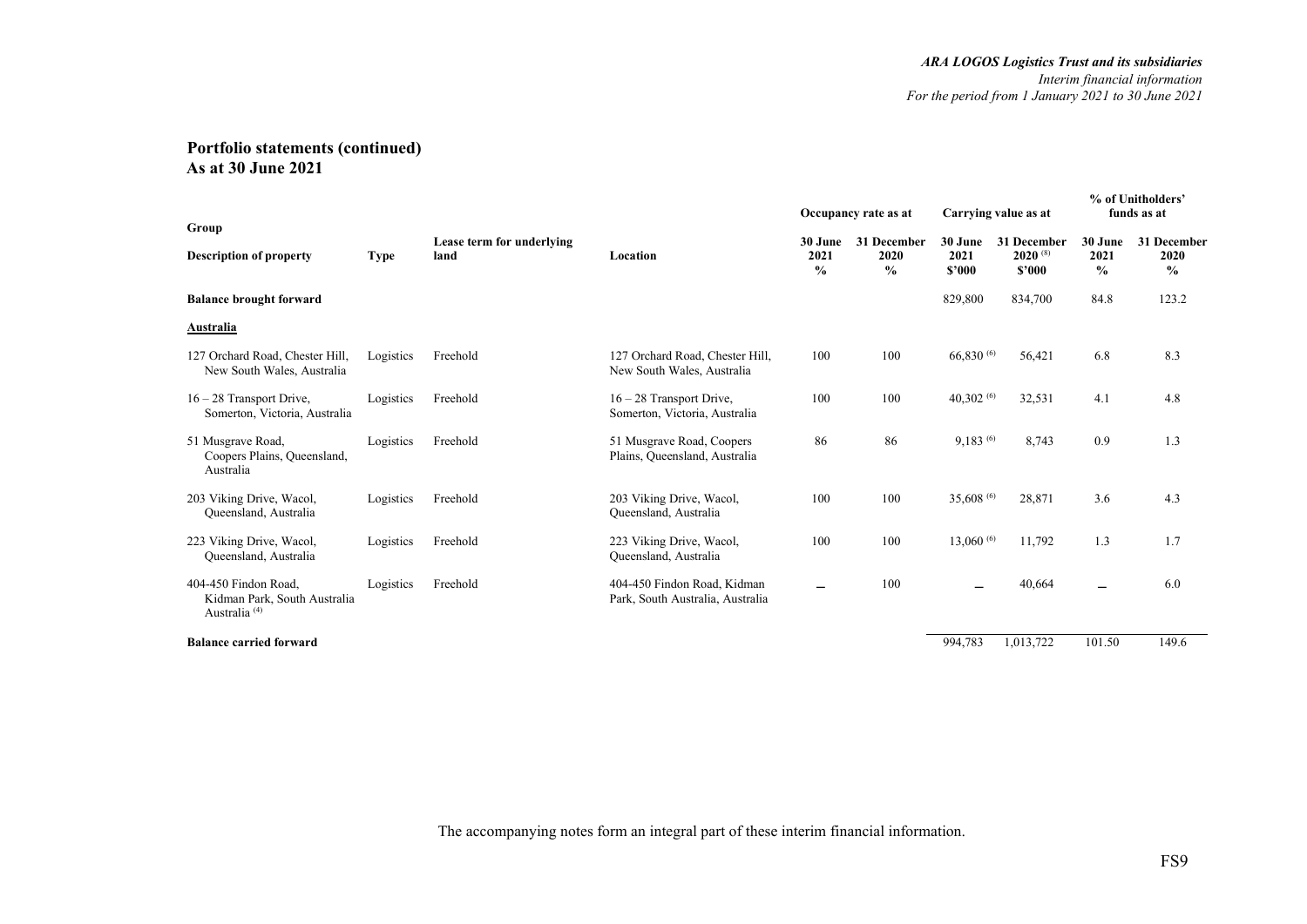## Portfolio statements (continued)
## As at 30 June 2021

| Group | | | | Occupancy rate as at | | Carrying value as at | | % of Unitholders' funds as at | |
|---|---|---|---|---|---|---|---|---|---|
| Description of property | Type | Lease term for underlying land | Location | 30 June 2021 % | 31 December 2020 % | 30 June 2021 \$'000 | 31 December 2020 [8] \$'000 | 30 June 2021 % | 31 December 2020 % |
| **Balance brought forward** | | | | | | 829,800 | 834,700 | 84.8 | 123.2 |
| **Australia** | | | | | | | | | |
| 127 Orchard Road, Chester Hill, New South Wales, Australia | Logistics | Freehold | 127 Orchard Road, Chester Hill, New South Wales, Australia | 100 | 100 | 66,830 [6] | 56,421 | 6.8 | 8.3 |
| 16 – 28 Transport Drive, Somerton, Victoria, Australia | Logistics | Freehold | 16 – 28 Transport Drive, Somerton, Victoria, Australia | 100 | 100 | 40,302 [6] | 32,531 | 4.1 | 4.8 |
| 51 Musgrave Road, Coopers Plains, Queensland, Australia | Logistics | Freehold | 51 Musgrave Road, Coopers Plains, Queensland, Australia | 86 | 86 | 9,183 [6] | 8,743 | 0.9 | 1.3 |
| 203 Viking Drive, Wacol, Queensland, Australia | Logistics | Freehold | 203 Viking Drive, Wacol, Queensland, Australia | 100 | 100 | 35,608 [6] | 28,871 | 3.6 | 4.3 |
| 223 Viking Drive, Wacol, Queensland, Australia | Logistics | Freehold | 223 Viking Drive, Wacol, Queensland, Australia | 100 | 100 | 13,060 [6] | 11,792 | 1.3 | 1.7 |
| 404-450 Findon Road, Kidman Park, South Australia Australia [4] | Logistics | Freehold | 404-450 Findon Road, Kidman Park, South Australia, Australia | – | 100 | – | 40,664 | – | 6.0 |
| **Balance carried forward** | | | | | | 994,783 | 1,013,722 | 101.50 | 149.6 |

The accompanying notes form an integral part of these interim financial information.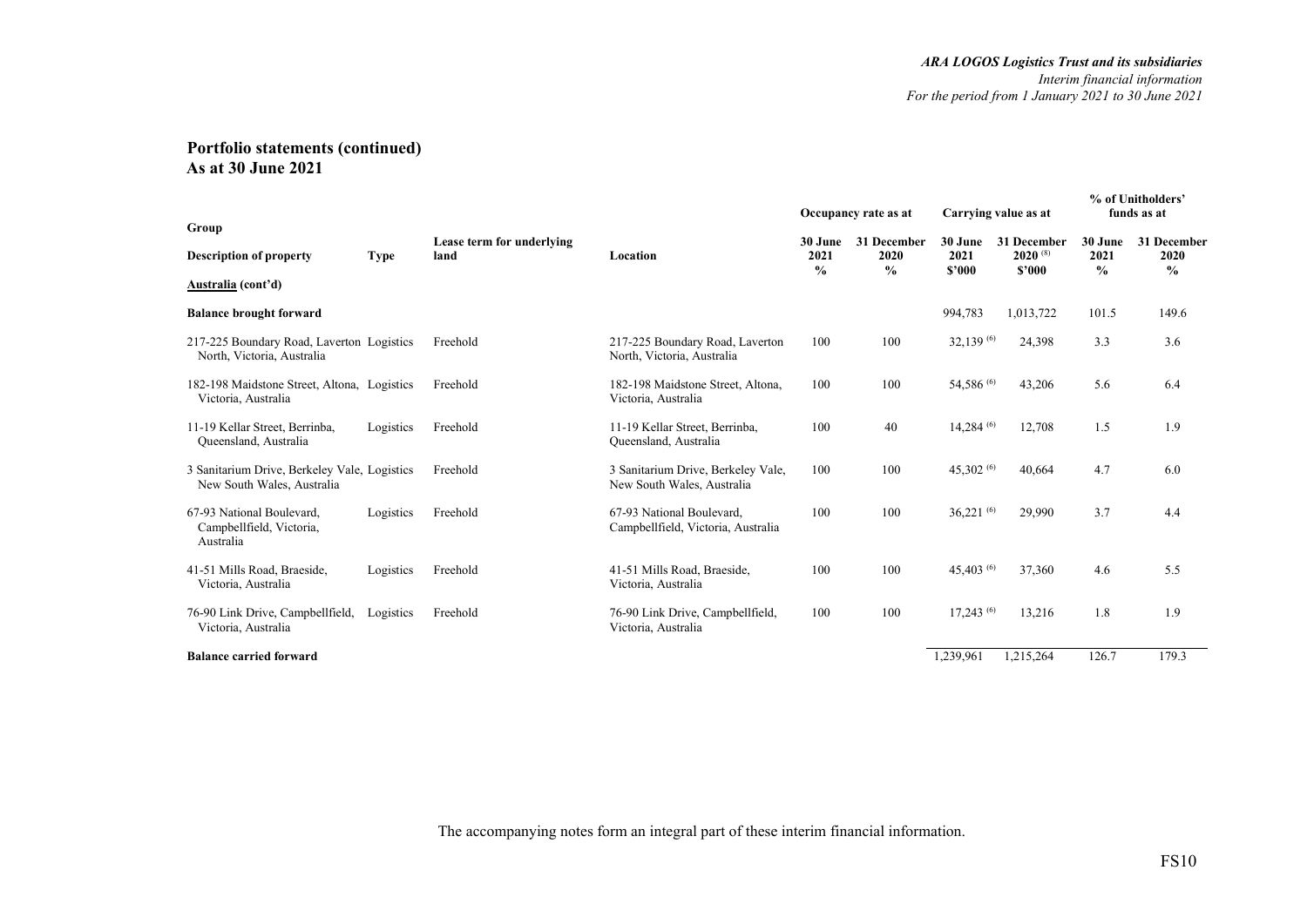# Portfolio statements (continued)
## As at 30 June 2021

| Group | | | | Occupancy rate as at | | Carrying value as at | | % of Unitholders' funds as at | |
|---|---|---|---|---|---|---|---|---|---|
| **Description of property** | **Type** | **Lease term for underlying land** | **Location** | **30 June 2021 %** | **31 December 2020 %** | **30 June 2021 $'000** | **31 December 2020 [8] $'000** | **30 June 2021 %** | **31 December 2020 %** |
| **Australia (cont'd)** | | | | | | | | | |
| **Balance brought forward** | | | | | | 994,783 | 1,013,722 | 101.5 | 149.6 |
| 217-225 Boundary Road, Laverton North, Victoria, Australia | Logistics | Freehold | 217-225 Boundary Road, Laverton North, Victoria, Australia | 100 | 100 | 32,139 [6] | 24,398 | 3.3 | 3.6 |
| 182-198 Maidstone Street, Altona, Victoria, Australia | Logistics | Freehold | 182-198 Maidstone Street, Altona, Victoria, Australia | 100 | 100 | 54,586 [6] | 43,206 | 5.6 | 6.4 |
| 11-19 Kellar Street, Berrinba, Queensland, Australia | Logistics | Freehold | 11-19 Kellar Street, Berrinba, Queensland, Australia | 100 | 40 | 14,284 [6] | 12,708 | 1.5 | 1.9 |
| 3 Sanitarium Drive, Berkeley Vale, New South Wales, Australia | Logistics | Freehold | 3 Sanitarium Drive, Berkeley Vale, New South Wales, Australia | 100 | 100 | 45,302 [6] | 40,664 | 4.7 | 6.0 |
| 67-93 National Boulevard, Campbellfield, Victoria, Australia | Logistics | Freehold | 67-93 National Boulevard, Campbellfield, Victoria, Australia | 100 | 100 | 36,221 [6] | 29,990 | 3.7 | 4.4 |
| 41-51 Mills Road, Braeside, Victoria, Australia | Logistics | Freehold | 41-51 Mills Road, Braeside, Victoria, Australia | 100 | 100 | 45,403 [6] | 37,360 | 4.6 | 5.5 |
| 76-90 Link Drive, Campbellfield, Victoria, Australia | Logistics | Freehold | 76-90 Link Drive, Campbellfield, Victoria, Australia | 100 | 100 | 17,243 [6] | 13,216 | 1.8 | 1.9 |
| **Balance carried forward** | | | | | | 1,239,961 | 1,215,264 | 126.7 | 179.3 |

The accompanying notes form an integral part of these interim financial information.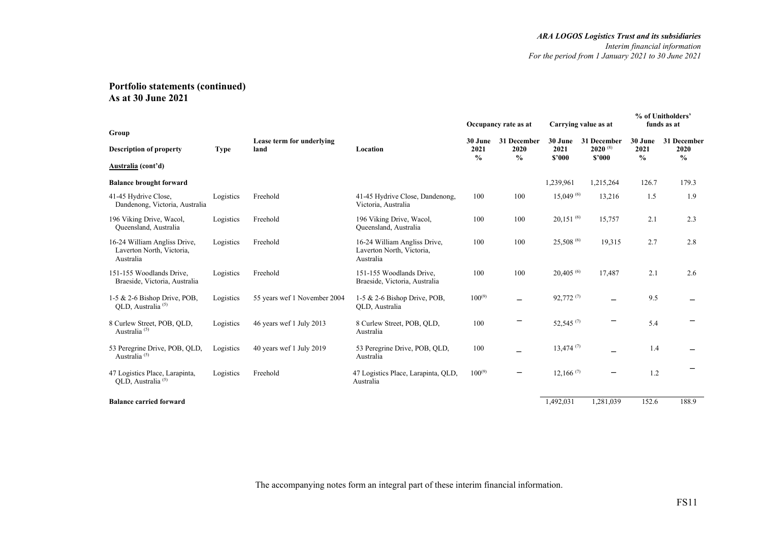## Portfolio statements (continued)
## As at 30 June 2021

| Group | | | | Occupancy rate as at | | Carrying value as at | | % of Unitholders' funds as at | |
|---|---|---|---|---|---|---|---|---|---|
| Description of property | Type | Lease term for underlying land | Location | 30 June 2021 % | 31 December 2020 % | 30 June 2021 $'000 | 31 December 2020 [8] $'000 | 30 June 2021 % | 31 December 2020 % |
| **Australia (cont'd)** | | | | | | | | | |
| **Balance brought forward** | | | | | | 1,239,961 | 1,215,264 | 126.7 | 179.3 |
| 41-45 Hydrive Close, Dandenong, Victoria, Australia | Logistics | Freehold | 41-45 Hydrive Close, Dandenong, Victoria, Australia | 100 | 100 | 15,049 [6] | 13,216 | 1.5 | 1.9 |
| 196 Viking Drive, Wacol, Queensland, Australia | Logistics | Freehold | 196 Viking Drive, Wacol, Queensland, Australia | 100 | 100 | 20,151 [6] | 15,757 | 2.1 | 2.3 |
| 16-24 William Angliss Drive, Laverton North, Victoria, Australia | Logistics | Freehold | 16-24 William Angliss Drive, Laverton North, Victoria, Australia | 100 | 100 | 25,508 [6] | 19,315 | 2.7 | 2.8 |
| 151-155 Woodlands Drive, Braeside, Victoria, Australia | Logistics | Freehold | 151-155 Woodlands Drive, Braeside, Victoria, Australia | 100 | 100 | 20,405 [6] | 17,487 | 2.1 | 2.6 |
| 1-5 & 2-6 Bishop Drive, POB, QLD, Australia [5] | Logistics | 55 years wef 1 November 2004 | 1-5 & 2-6 Bishop Drive, POB, QLD, Australia | 100[9] | – | 92,772 [7] | – | 9.5 | – |
| 8 Curlew Street, POB, QLD, Australia [5] | Logistics | 46 years wef 1 July 2013 | 8 Curlew Street, POB, QLD, Australia | 100 | – | 52,545 [7] | – | 5.4 | – |
| 53 Peregrine Drive, POB, QLD, Australia [5] | Logistics | 40 years wef 1 July 2019 | 53 Peregrine Drive, POB, QLD, Australia | 100 | – | 13,474 [7] | – | 1.4 | – |
| 47 Logistics Place, Larapinta, QLD, Australia [5] | Logistics | Freehold | 47 Logistics Place, Larapinta, QLD, Australia | 100[9] | – | 12,166 [7] | – | 1.2 | – |
| **Balance carried forward** | | | | | | 1,492,031 | 1,281,039 | 152.6 | 188.9 |

The accompanying notes form an integral part of these interim financial information.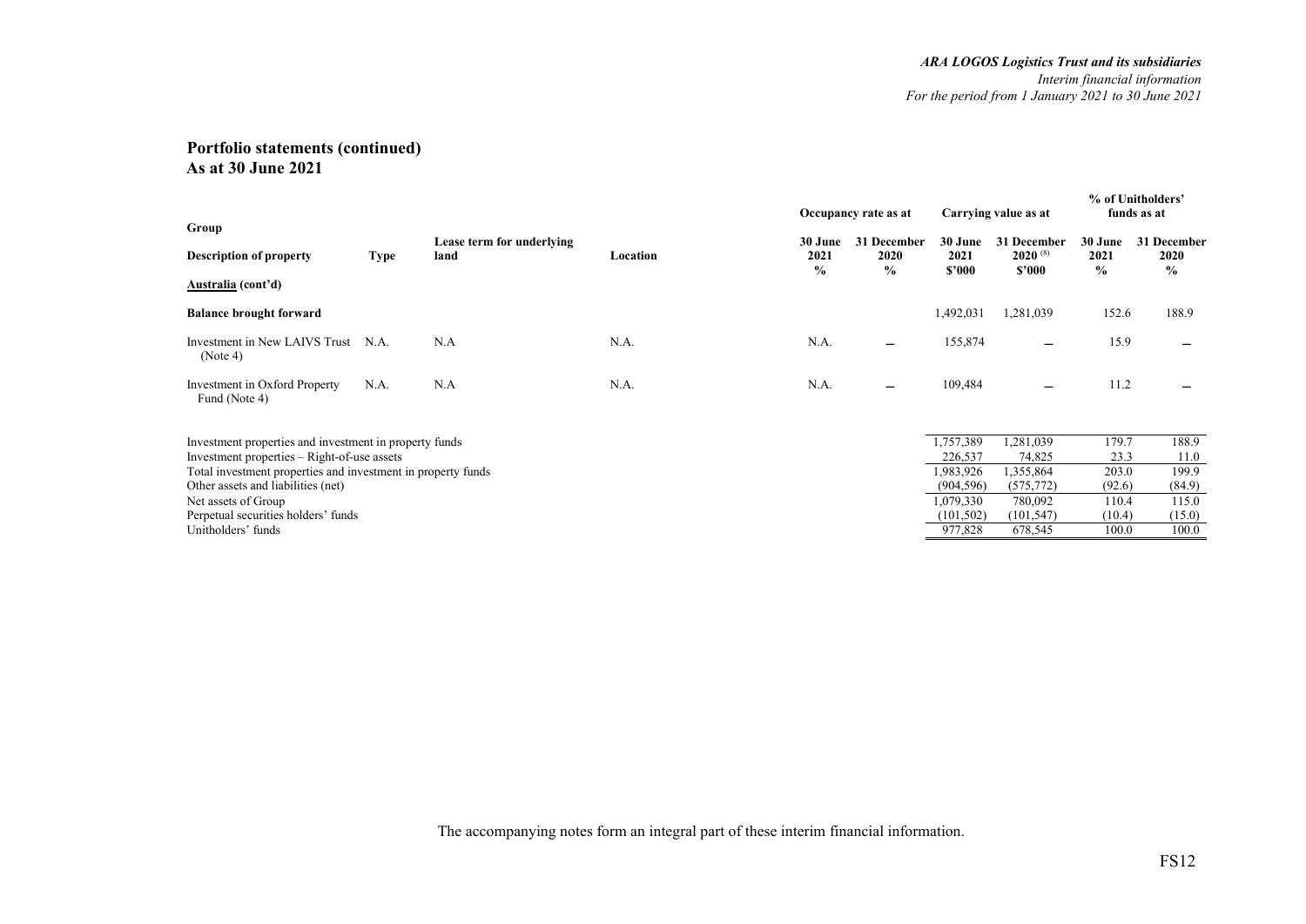# Portfolio statements (continued)
## As at 30 June 2021

| Group | | | | Occupancy rate as at | | Carrying value as at | | % of Unitholders' funds as at | |
|---|---|---|---|---|---|---|---|---|---|
| **Description of property** | **Type** | **Lease term for underlying land** | **Location** | **30 June 2021 %** | **31 December 2020 %** | **30 June 2021 \$'000** | **31 December 2020 [(8)] \$'000** | **30 June 2021 %** | **31 December 2020 %** |
| **Australia (cont'd)** | | | | | | | | | |
| **Balance brought forward** | | | | | | 1,492,031 | 1,281,039 | 152.6 | 188.9 |
| Investment in New LAIVS Trust (Note 4) | N.A. | N.A | N.A. | N.A. | – | 155,874 | – | 15.9 | – |
| Investment in Oxford Property Fund (Note 4) | N.A. | N.A | N.A. | N.A. | – | 109,484 | – | 11.2 | – |
| Investment properties and investment in property funds | | | | | | 1,757,389 | 1,281,039 | 179.7 | 188.9 |
| Investment properties – Right-of-use assets | | | | | | 226,537 | 74,825 | 23.3 | 11.0 |
| Total investment properties and investment in property funds | | | | | | 1,983,926 | 1,355,864 | 203.0 | 199.9 |
| Other assets and liabilities (net) | | | | | | (904,596) | (575,772) | (92.6) | (84.9) |
| Net assets of Group | | | | | | 1,079,330 | 780,092 | 110.4 | 115.0 |
| Perpetual securities holders' funds | | | | | | (101,502) | (101,547) | (10.4) | (15.0) |
| Unitholders' funds | | | | | | 977,828 | 678,545 | 100.0 | 100.0 |

The accompanying notes form an integral part of these interim financial information.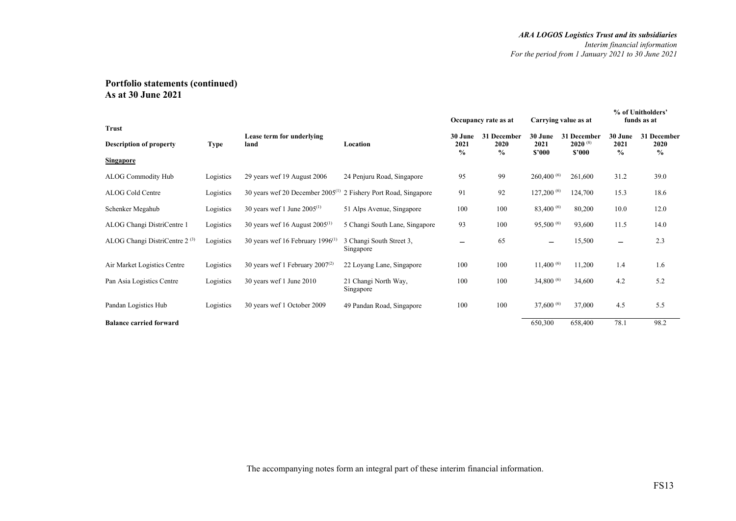## Portfolio statements (continued)
## As at 30 June 2021

| Trust | | | | Occupancy rate as at | | Carrying value as at | | % of Unitholders' funds as at | |
|---|---|---|---|---|---|---|---|---|---|
| **Description of property** | **Type** | **Lease term for underlying land** | **Location** | **30 June 2021 %** | **31 December 2020 %** | **30 June 2021 \$'000** | **31 December 2020 (8) \$'000** | **30 June 2021 %** | **31 December 2020 %** |
| **Singapore** | | | | | | | | | |
| ALOG Commodity Hub | Logistics | 29 years wef 19 August 2006 | 24 Penjuru Road, Singapore | 95 | 99 | 260,400 (6) | 261,600 | 31.2 | 39.0 |
| ALOG Cold Centre | Logistics | 30 years wef 20 December 2005(1) | 2 Fishery Port Road, Singapore | 91 | 92 | 127,200 (6) | 124,700 | 15.3 | 18.6 |
| Schenker Megahub | Logistics | 30 years wef 1 June 2005(1) | 51 Alps Avenue, Singapore | 100 | 100 | 83,400 (6) | 80,200 | 10.0 | 12.0 |
| ALOG Changi DistriCentre 1 | Logistics | 30 years wef 16 August 2005(1) | 5 Changi South Lane, Singapore | 93 | 100 | 95,500 (6) | 93,600 | 11.5 | 14.0 |
| ALOG Changi DistriCentre 2 (3) | Logistics | 30 years wef 16 February 1996(1) | 3 Changi South Street 3, Singapore | – | 65 | – | 15,500 | – | 2.3 |
| Air Market Logistics Centre | Logistics | 30 years wef 1 February 2007(2) | 22 Loyang Lane, Singapore | 100 | 100 | 11,400 (6) | 11,200 | 1.4 | 1.6 |
| Pan Asia Logistics Centre | Logistics | 30 years wef 1 June 2010 | 21 Changi North Way, Singapore | 100 | 100 | 34,800 (6) | 34,600 | 4.2 | 5.2 |
| Pandan Logistics Hub | Logistics | 30 years wef 1 October 2009 | 49 Pandan Road, Singapore | 100 | 100 | 37,600 (6) | 37,000 | 4.5 | 5.5 |
| **Balance carried forward** | | | | | | 650,300 | 658,400 | 78.1 | 98.2 |

The accompanying notes form an integral part of these interim financial information.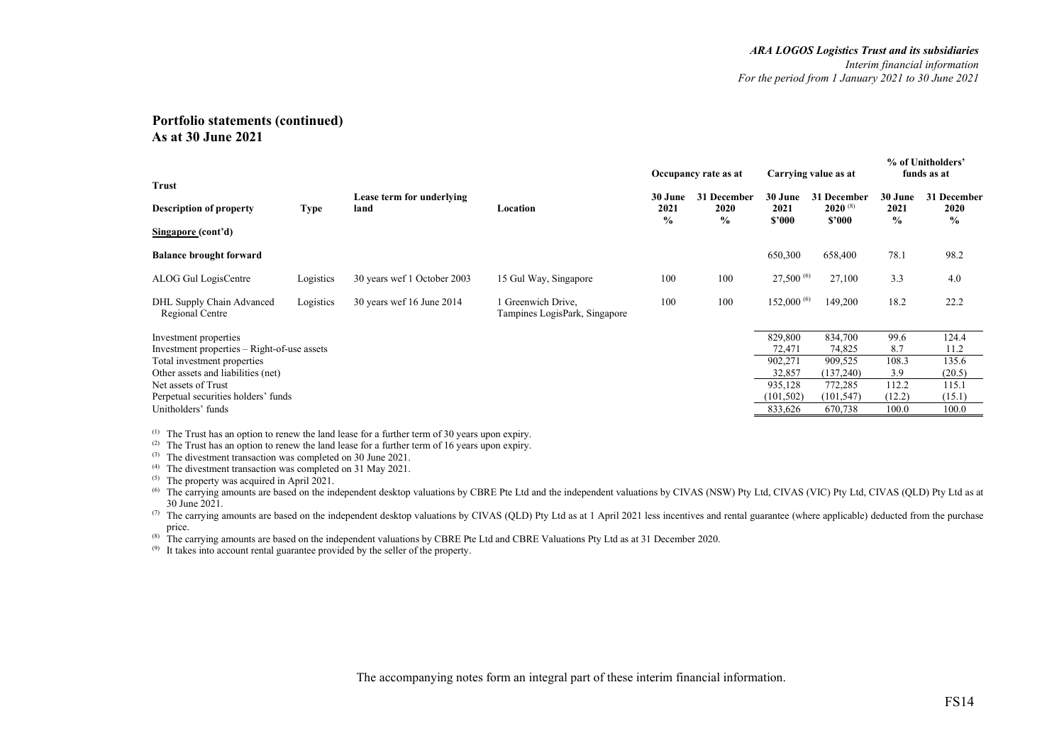## Portfolio statements (continued)
## As at 30 June 2021

| Trust | | | | Occupancy rate as at | | Carrying value as at | | % of Unitholders' funds as at | |
|---|---|---|---|---|---|---|---|---|---|
| **Description of property** | **Type** | **Lease term for underlying land** | **Location** | **30 June 2021 %** | **31 December 2020 %** | **30 June 2021 $'000** | **31 December 2020 [(8)] $'000** | **30 June 2021 %** | **31 December 2020 %** |
| **Singapore (cont'd)** | | | | | | | | | |
| **Balance brought forward** | | | | | | 650,300 | 658,400 | 78.1 | 98.2 |
| ALOG Gul LogisCentre | Logistics | 30 years wef 1 October 2003 | 15 Gul Way, Singapore | 100 | 100 | 27,500 [(6)] | 27,100 | 3.3 | 4.0 |
| DHL Supply Chain Advanced Regional Centre | Logistics | 30 years wef 16 June 2014 | 1 Greenwich Drive, Tampines LogisPark, Singapore | 100 | 100 | 152,000 [(6)] | 149,200 | 18.2 | 22.2 |
| Investment properties | | | | | | 829,800 | 834,700 | 99.6 | 124.4 |
| Investment properties – Right-of-use assets | | | | | | 72,471 | 74,825 | 8.7 | 11.2 |
| Total investment properties | | | | | | 902,271 | 909,525 | 108.3 | 135.6 |
| Other assets and liabilities (net) | | | | | | 32,857 | (137,240) | 3.9 | (20.5) |
| Net assets of Trust | | | | | | 935,128 | 772,285 | 112.2 | 115.1 |
| Perpetual securities holders' funds | | | | | | (101,502) | (101,547) | (12.2) | (15.1) |
| Unitholders' funds | | | | | | 833,626 | 670,738 | 100.0 | 100.0 |

(1) The Trust has an option to renew the land lease for a further term of 30 years upon expiry.

(2) The Trust has an option to renew the land lease for a further term of 16 years upon expiry.

(3) The divestment transaction was completed on 30 June 2021.

(4) The divestment transaction was completed on 31 May 2021.

(5) The property was acquired in April 2021.

(6) The carrying amounts are based on the independent desktop valuations by CBRE Pte Ltd and the independent valuations by CIVAS (NSW) Pty Ltd, CIVAS (VIC) Pty Ltd, CIVAS (QLD) Pty Ltd as at 30 June 2021.

(7) The carrying amounts are based on the independent desktop valuations by CIVAS (QLD) Pty Ltd as at 1 April 2021 less incentives and rental guarantee (where applicable) deducted from the purchase price.

(8) The carrying amounts are based on the independent valuations by CBRE Pte Ltd and CBRE Valuations Pty Ltd as at 31 December 2020.

(9) It takes into account rental guarantee provided by the seller of the property.

The accompanying notes form an integral part of these interim financial information.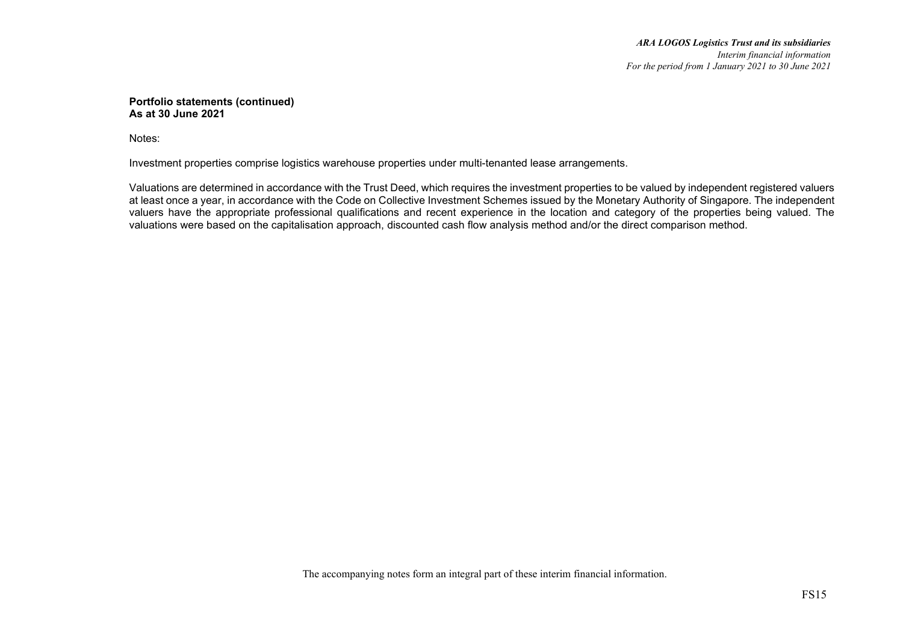**Portfolio statements (continued)**
**As at 30 June 2021**

Notes:

Investment properties comprise logistics warehouse properties under multi-tenanted lease arrangements.

Valuations are determined in accordance with the Trust Deed, which requires the investment properties to be valued by independent registered valuers at least once a year, in accordance with the Code on Collective Investment Schemes issued by the Monetary Authority of Singapore. The independent valuers have the appropriate professional qualifications and recent experience in the location and category of the properties being valued. The valuations were based on the capitalisation approach, discounted cash flow analysis method and/or the direct comparison method.

The accompanying notes form an integral part of these interim financial information.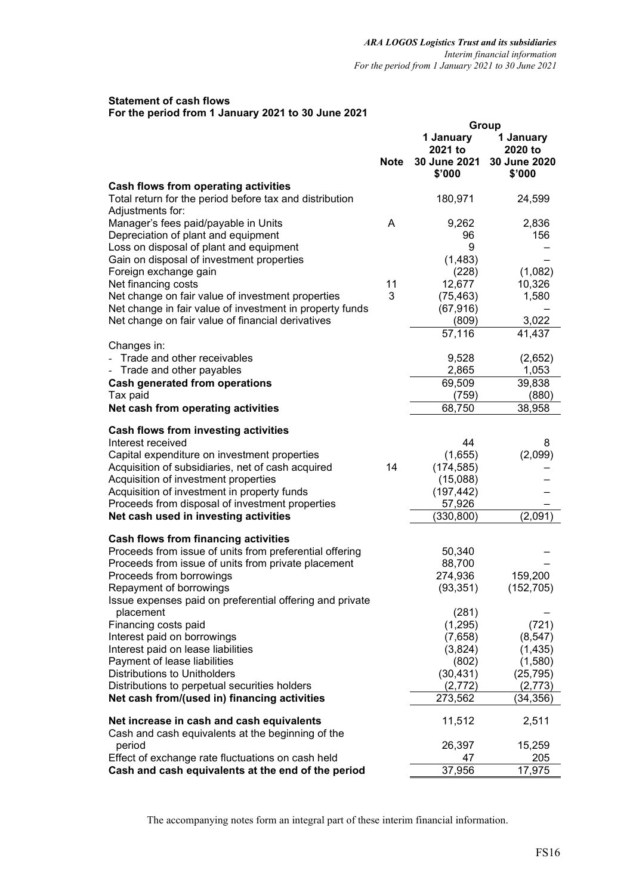**Statement of cash flows**
**For the period from 1 January 2021 to 30 June 2021**

| | Note | Group | |
|---|---|---|---|
| | | **1 January 2021 to 30 June 2021 \$'000** | **1 January 2020 to 30 June 2020 \$'000** |
| **Cash flows from operating activities** | | | |
| Total return for the period before tax and distribution | | 180,971 | 24,599 |
| Adjustments for: | | | |
| Manager's fees paid/payable in Units | A | 9,262 | 2,836 |
| Depreciation of plant and equipment | | 96 | 156 |
| Loss on disposal of plant and equipment | | 9 | – |
| Gain on disposal of investment properties | | (1,483) | – |
| Foreign exchange gain | | (228) | (1,082) |
| Net financing costs | 11 | 12,677 | 10,326 |
| Net change on fair value of investment properties | 3 | (75,463) | 1,580 |
| Net change in fair value of investment in property funds | | (67,916) | – |
| Net change on fair value of financial derivatives | | (809) | 3,022 |
| | | 57,116 | 41,437 |
| Changes in: | | | |
| - Trade and other receivables | | 9,528 | (2,652) |
| - Trade and other payables | | 2,865 | 1,053 |
| **Cash generated from operations** | | 69,509 | 39,838 |
| Tax paid | | (759) | (880) |
| **Net cash from operating activities** | | 68,750 | 38,958 |
| | | | |
| **Cash flows from investing activities** | | | |
| Interest received | | 44 | 8 |
| Capital expenditure on investment properties | | (1,655) | (2,099) |
| Acquisition of subsidiaries, net of cash acquired | 14 | (174,585) | – |
| Acquisition of investment properties | | (15,088) | – |
| Acquisition of investment in property funds | | (197,442) | – |
| Proceeds from disposal of investment properties | | 57,926 | – |
| **Net cash used in investing activities** | | (330,800) | (2,091) |
| | | | |
| **Cash flows from financing activities** | | | |
| Proceeds from issue of units from preferential offering | | 50,340 | – |
| Proceeds from issue of units from private placement | | 88,700 | – |
| Proceeds from borrowings | | 274,936 | 159,200 |
| Repayment of borrowings | | (93,351) | (152,705) |
| Issue expenses paid on preferential offering and private placement | | (281) | – |
| Financing costs paid | | (1,295) | (721) |
| Interest paid on borrowings | | (7,658) | (8,547) |
| Interest paid on lease liabilities | | (3,824) | (1,435) |
| Payment of lease liabilities | | (802) | (1,580) |
| Distributions to Unitholders | | (30,431) | (25,795) |
| Distributions to perpetual securities holders | | (2,772) | (2,773) |
| **Net cash from/(used in) financing activities** | | 273,562 | (34,356) |
| | | | |
| **Net increase in cash and cash equivalents** | | 11,512 | 2,511 |
| Cash and cash equivalents at the beginning of the period | | 26,397 | 15,259 |
| Effect of exchange rate fluctuations on cash held | | 47 | 205 |
| **Cash and cash equivalents at the end of the period** | | 37,956 | 17,975 |

The accompanying notes form an integral part of these interim financial information.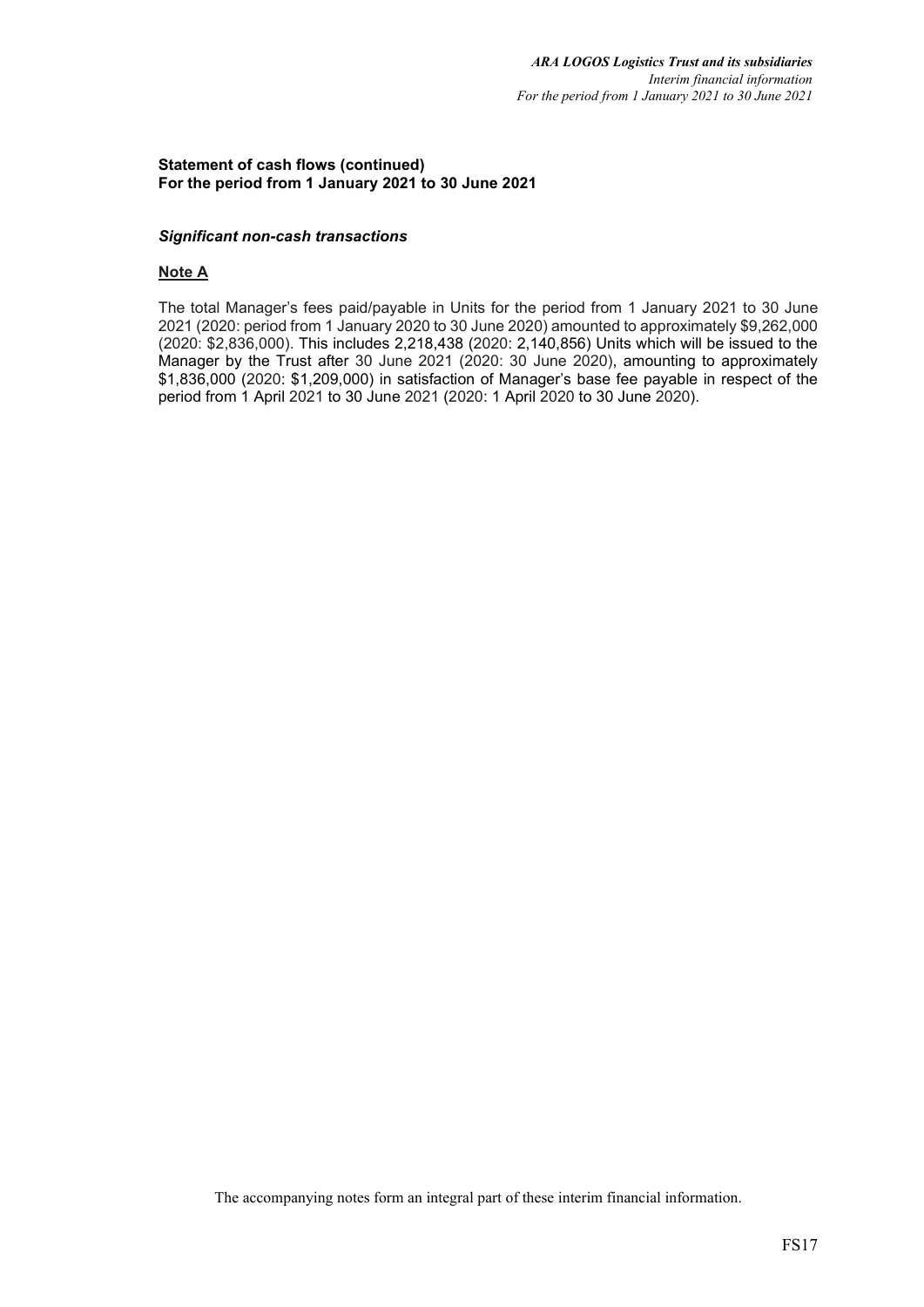**Statement of cash flows (continued)**
**For the period from 1 January 2021 to 30 June 2021**

***Significant non-cash transactions***

**Note A**

The total Manager's fees paid/payable in Units for the period from 1 January 2021 to 30 June 2021 (2020: period from 1 January 2020 to 30 June 2020) amounted to approximately $9,262,000 (2020: $2,836,000). This includes 2,218,438 (2020: 2,140,856) Units which will be issued to the Manager by the Trust after 30 June 2021 (2020: 30 June 2020), amounting to approximately $1,836,000 (2020: $1,209,000) in satisfaction of Manager's base fee payable in respect of the period from 1 April 2021 to 30 June 2021 (2020: 1 April 2020 to 30 June 2020).

The accompanying notes form an integral part of these interim financial information.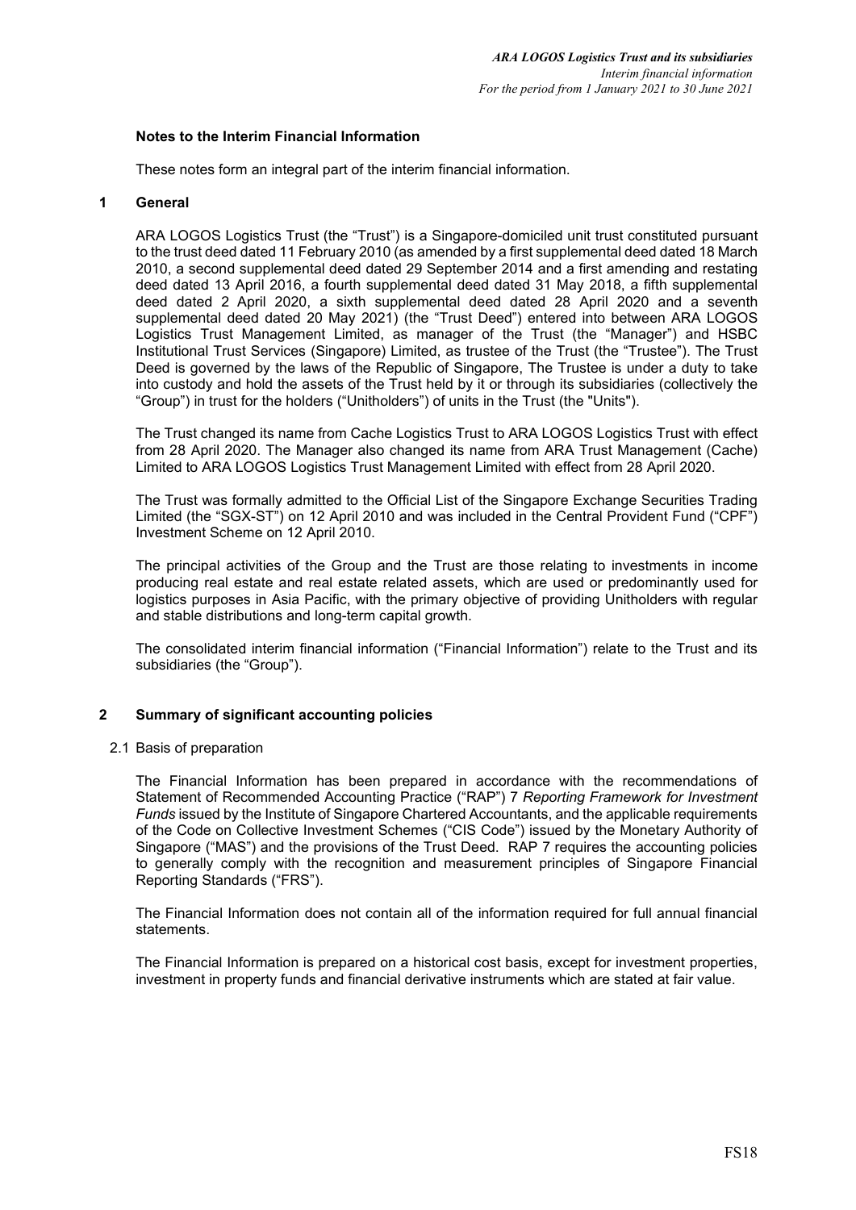## Notes to the Interim Financial Information

These notes form an integral part of the interim financial information.

### 1 General

ARA LOGOS Logistics Trust (the "Trust") is a Singapore-domiciled unit trust constituted pursuant to the trust deed dated 11 February 2010 (as amended by a first supplemental deed dated 18 March 2010, a second supplemental deed dated 29 September 2014 and a first amending and restating deed dated 13 April 2016, a fourth supplemental deed dated 31 May 2018, a fifth supplemental deed dated 2 April 2020, a sixth supplemental deed dated 28 April 2020 and a seventh supplemental deed dated 20 May 2021) (the "Trust Deed") entered into between ARA LOGOS Logistics Trust Management Limited, as manager of the Trust (the "Manager") and HSBC Institutional Trust Services (Singapore) Limited, as trustee of the Trust (the "Trustee"). The Trust Deed is governed by the laws of the Republic of Singapore, The Trustee is under a duty to take into custody and hold the assets of the Trust held by it or through its subsidiaries (collectively the "Group") in trust for the holders ("Unitholders") of units in the Trust (the "Units").

The Trust changed its name from Cache Logistics Trust to ARA LOGOS Logistics Trust with effect from 28 April 2020. The Manager also changed its name from ARA Trust Management (Cache) Limited to ARA LOGOS Logistics Trust Management Limited with effect from 28 April 2020.

The Trust was formally admitted to the Official List of the Singapore Exchange Securities Trading Limited (the "SGX-ST") on 12 April 2010 and was included in the Central Provident Fund ("CPF") Investment Scheme on 12 April 2010.

The principal activities of the Group and the Trust are those relating to investments in income producing real estate and real estate related assets, which are used or predominantly used for logistics purposes in Asia Pacific, with the primary objective of providing Unitholders with regular and stable distributions and long-term capital growth.

The consolidated interim financial information ("Financial Information") relate to the Trust and its subsidiaries (the "Group").

### 2 Summary of significant accounting policies

#### 2.1 Basis of preparation

The Financial Information has been prepared in accordance with the recommendations of Statement of Recommended Accounting Practice ("RAP") 7 *Reporting Framework for Investment Funds* issued by the Institute of Singapore Chartered Accountants, and the applicable requirements of the Code on Collective Investment Schemes ("CIS Code") issued by the Monetary Authority of Singapore ("MAS") and the provisions of the Trust Deed. RAP 7 requires the accounting policies to generally comply with the recognition and measurement principles of Singapore Financial Reporting Standards ("FRS").

The Financial Information does not contain all of the information required for full annual financial statements.

The Financial Information is prepared on a historical cost basis, except for investment properties, investment in property funds and financial derivative instruments which are stated at fair value.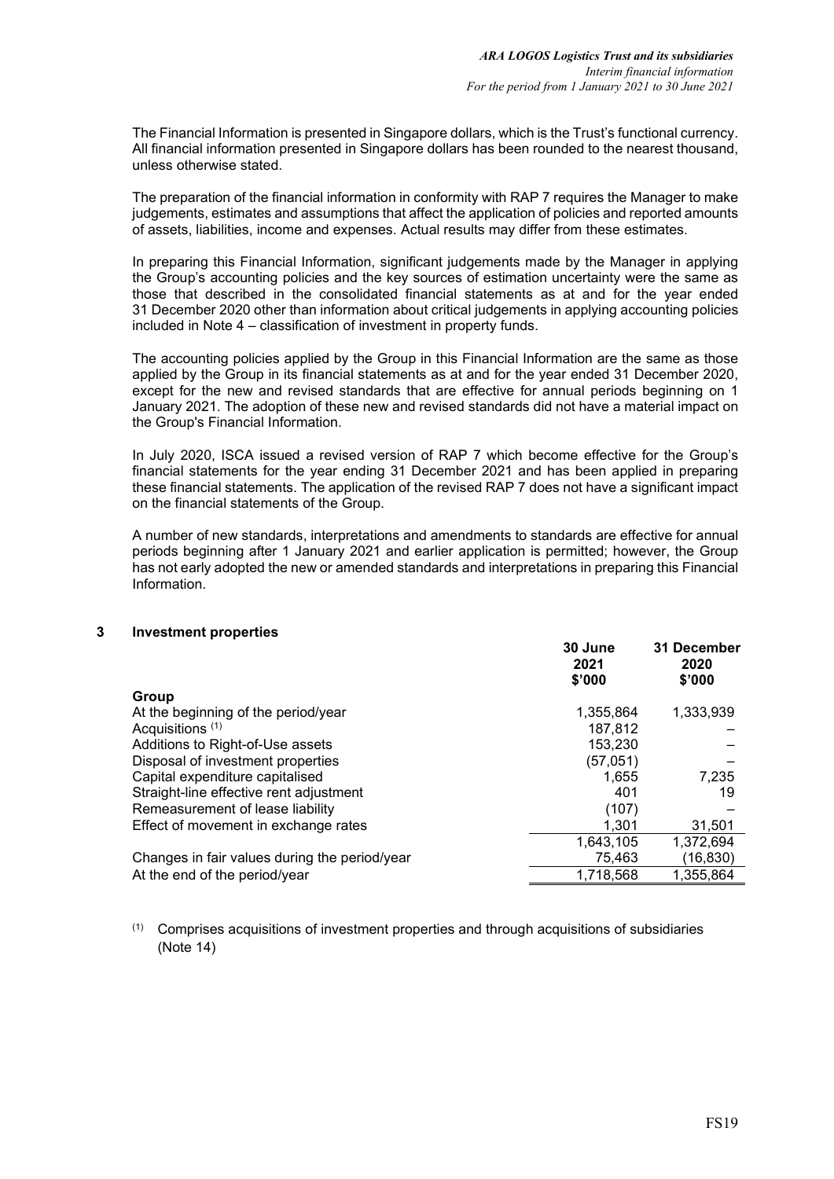The Financial Information is presented in Singapore dollars, which is the Trust's functional currency. All financial information presented in Singapore dollars has been rounded to the nearest thousand, unless otherwise stated.

The preparation of the financial information in conformity with RAP 7 requires the Manager to make judgements, estimates and assumptions that affect the application of policies and reported amounts of assets, liabilities, income and expenses. Actual results may differ from these estimates.

In preparing this Financial Information, significant judgements made by the Manager in applying the Group's accounting policies and the key sources of estimation uncertainty were the same as those that described in the consolidated financial statements as at and for the year ended 31 December 2020 other than information about critical judgements in applying accounting policies included in Note 4 – classification of investment in property funds.

The accounting policies applied by the Group in this Financial Information are the same as those applied by the Group in its financial statements as at and for the year ended 31 December 2020, except for the new and revised standards that are effective for annual periods beginning on 1 January 2021. The adoption of these new and revised standards did not have a material impact on the Group's Financial Information.

In July 2020, ISCA issued a revised version of RAP 7 which become effective for the Group's financial statements for the year ending 31 December 2021 and has been applied in preparing these financial statements. The application of the revised RAP 7 does not have a significant impact on the financial statements of the Group.

A number of new standards, interpretations and amendments to standards are effective for annual periods beginning after 1 January 2021 and earlier application is permitted; however, the Group has not early adopted the new or amended standards and interpretations in preparing this Financial Information.

## 3 Investment properties

| | 30 June 2021 $'000 | 31 December 2020 $'000 |
|---|---|---|
| **Group** | | |
| At the beginning of the period/year | 1,355,864 | 1,333,939 |
| Acquisitions [(1)] | 187,812 | – |
| Additions to Right-of-Use assets | 153,230 | – |
| Disposal of investment properties | (57,051) | – |
| Capital expenditure capitalised | 1,655 | 7,235 |
| Straight-line effective rent adjustment | 401 | 19 |
| Remeasurement of lease liability | (107) | – |
| Effect of movement in exchange rates | 1,301 | 31,501 |
| | 1,643,105 | 1,372,694 |
| Changes in fair values during the period/year | 75,463 | (16,830) |
| At the end of the period/year | 1,718,568 | 1,355,864 |

(1) Comprises acquisitions of investment properties and through acquisitions of subsidiaries (Note 14)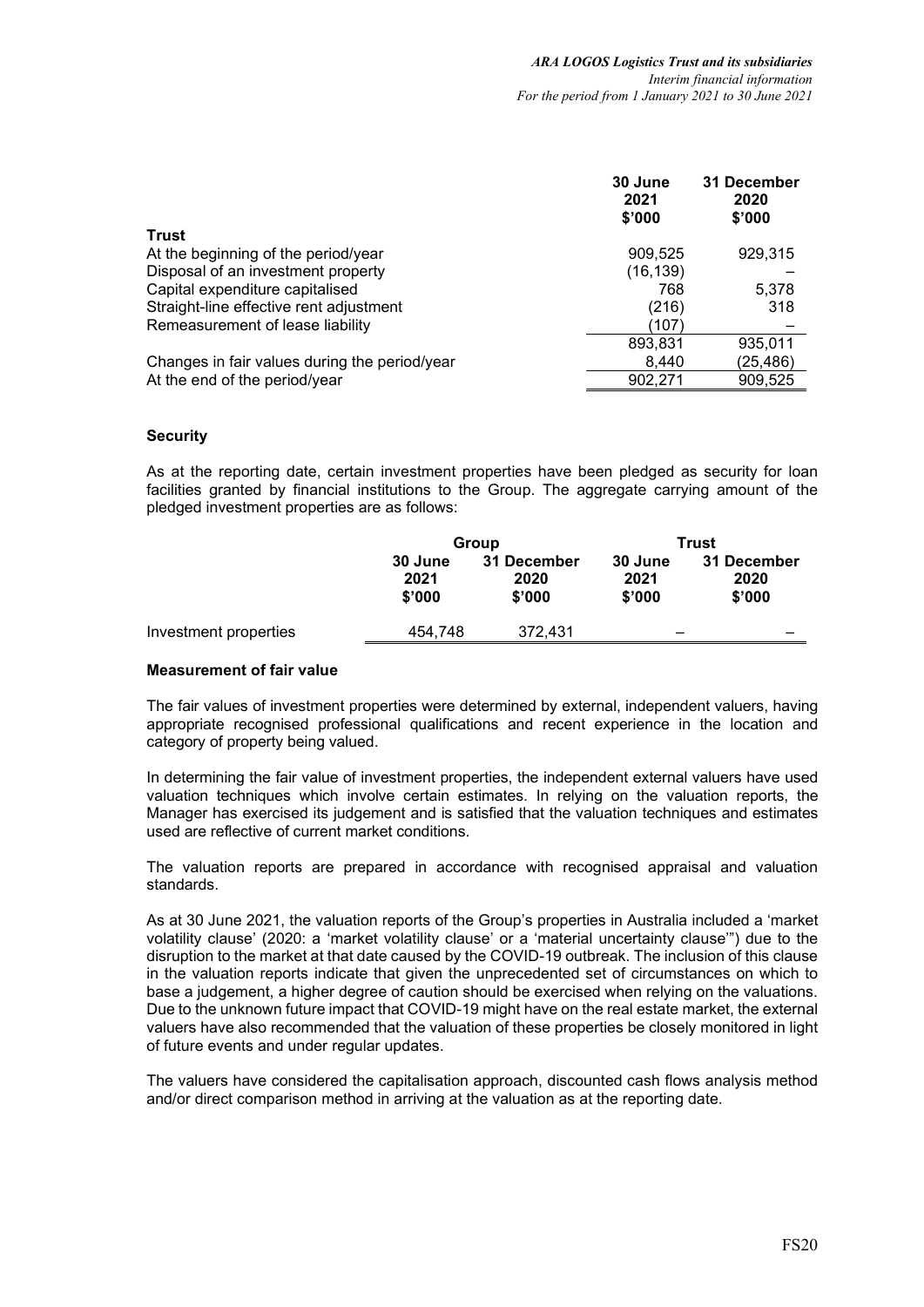| | 30 June 2021 $'000 | 31 December 2020 $'000 |
|---|---|---|
| **Trust** | | |
| At the beginning of the period/year | 909,525 | 929,315 |
| Disposal of an investment property | (16,139) | – |
| Capital expenditure capitalised | 768 | 5,378 |
| Straight-line effective rent adjustment | (216) | 318 |
| Remeasurement of lease liability | (107) | – |
| | 893,831 | 935,011 |
| Changes in fair values during the period/year | 8,440 | (25,486) |
| At the end of the period/year | 902,271 | 909,525 |

### Security

As at the reporting date, certain investment properties have been pledged as security for loan facilities granted by financial institutions to the Group. The aggregate carrying amount of the pledged investment properties are as follows:

| | Group | | Trust | |
|---|---|---|---|---|
| | 30 June 2021 $'000 | 31 December 2020 $'000 | 30 June 2021 $'000 | 31 December 2020 $'000 |
| Investment properties | 454,748 | 372,431 | – | – |

### Measurement of fair value

The fair values of investment properties were determined by external, independent valuers, having appropriate recognised professional qualifications and recent experience in the location and category of property being valued.

In determining the fair value of investment properties, the independent external valuers have used valuation techniques which involve certain estimates. In relying on the valuation reports, the Manager has exercised its judgement and is satisfied that the valuation techniques and estimates used are reflective of current market conditions.

The valuation reports are prepared in accordance with recognised appraisal and valuation standards.

As at 30 June 2021, the valuation reports of the Group's properties in Australia included a 'market volatility clause' (2020: a 'market volatility clause' or a 'material uncertainty clause'") due to the disruption to the market at that date caused by the COVID-19 outbreak. The inclusion of this clause in the valuation reports indicate that given the unprecedented set of circumstances on which to base a judgement, a higher degree of caution should be exercised when relying on the valuations. Due to the unknown future impact that COVID-19 might have on the real estate market, the external valuers have also recommended that the valuation of these properties be closely monitored in light of future events and under regular updates.

The valuers have considered the capitalisation approach, discounted cash flows analysis method and/or direct comparison method in arriving at the valuation as at the reporting date.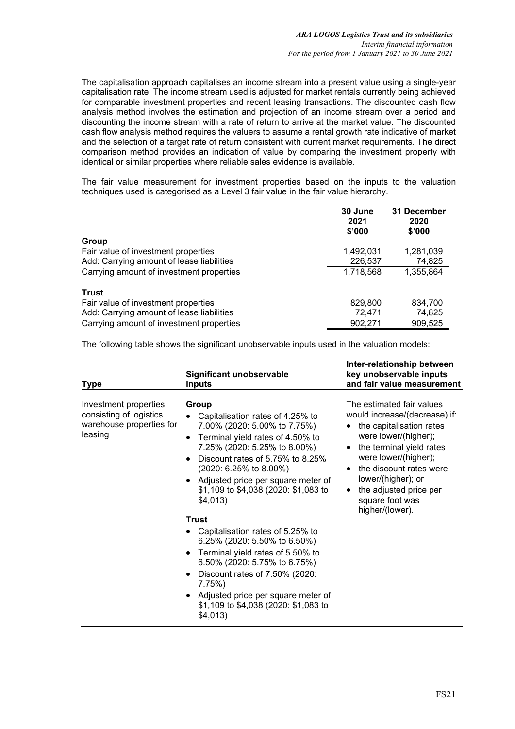The capitalisation approach capitalises an income stream into a present value using a single-year capitalisation rate. The income stream used is adjusted for market rentals currently being achieved for comparable investment properties and recent leasing transactions. The discounted cash flow analysis method involves the estimation and projection of an income stream over a period and discounting the income stream with a rate of return to arrive at the market value. The discounted cash flow analysis method requires the valuers to assume a rental growth rate indicative of market and the selection of a target rate of return consistent with current market requirements. The direct comparison method provides an indication of value by comparing the investment property with identical or similar properties where reliable sales evidence is available.

The fair value measurement for investment properties based on the inputs to the valuation techniques used is categorised as a Level 3 fair value in the fair value hierarchy.

| | 30 June 2021 $'000 | 31 December 2020 $'000 |
|---|---|---|
| **Group** | | |
| Fair value of investment properties | 1,492,031 | 1,281,039 |
| Add: Carrying amount of lease liabilities | 226,537 | 74,825 |
| Carrying amount of investment properties | 1,718,568 | 1,355,864 |
| | | |
| **Trust** | | |
| Fair value of investment properties | 829,800 | 834,700 |
| Add: Carrying amount of lease liabilities | 72,471 | 74,825 |
| Carrying amount of investment properties | 902,271 | 909,525 |

The following table shows the significant unobservable inputs used in the valuation models:

| Type | Significant unobservable inputs | Inter-relationship between key unobservable inputs and fair value measurement |
|---|---|---|
| Investment properties consisting of logistics warehouse properties for leasing | **Group**<br>• Capitalisation rates of 4.25% to 7.00% (2020: 5.00% to 7.75%)<br>• Terminal yield rates of 4.50% to 7.25% (2020: 5.25% to 8.00%)<br>• Discount rates of 5.75% to 8.25% (2020: 6.25% to 8.00%)<br>• Adjusted price per square meter of $1,109 to $4,038 (2020: $1,083 to $4,013)<br><br>**Trust**<br>• Capitalisation rates of 5.25% to 6.25% (2020: 5.50% to 6.50%)<br>• Terminal yield rates of 5.50% to 6.50% (2020: 5.75% to 6.75%)<br>• Discount rates of 7.50% (2020: 7.75%)<br>• Adjusted price per square meter of $1,109 to $4,038 (2020: $1,083 to $4,013) | The estimated fair values would increase/(decrease) if:<br>• the capitalisation rates were lower/(higher);<br>• the terminal yield rates were lower/(higher);<br>• the discount rates were lower/(higher); or<br>• the adjusted price per square foot was higher/(lower). |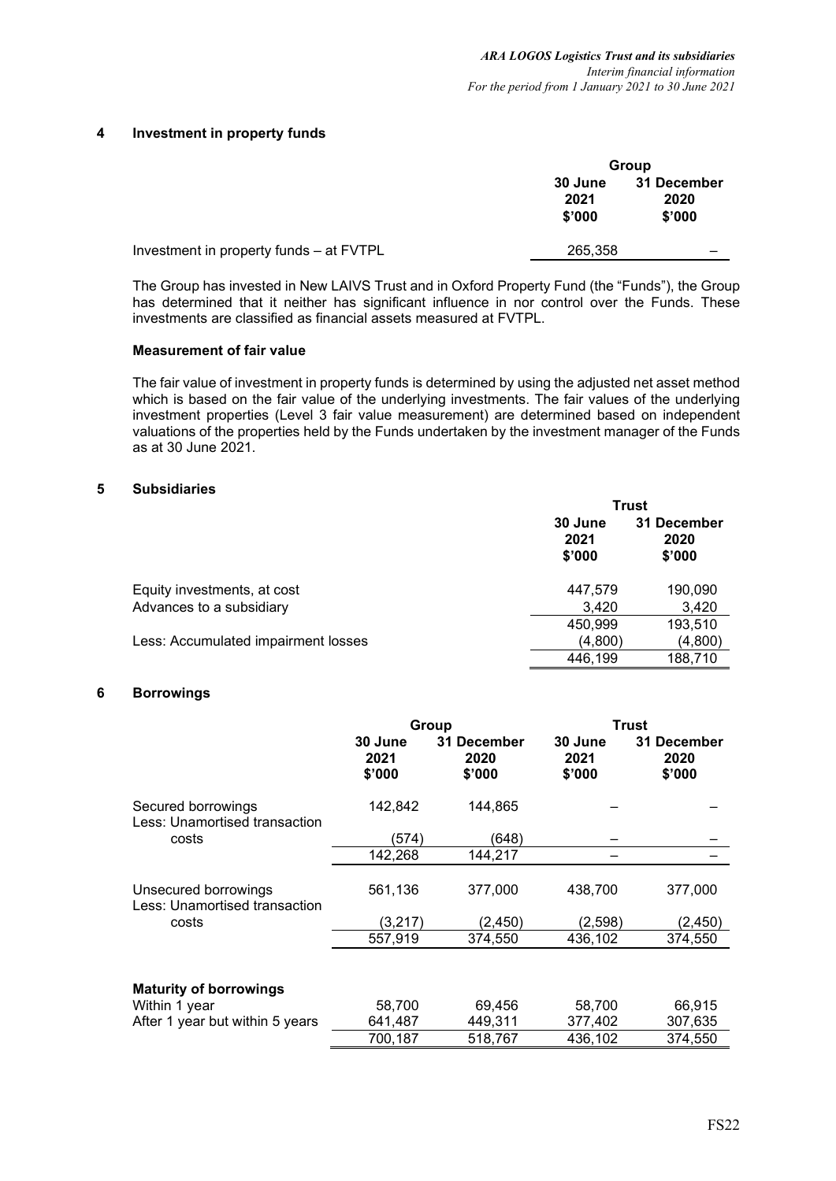## 4 Investment in property funds

| | Group | |
|---|---|---|
| | 30 June 2021 $'000 | 31 December 2020 $'000 |
| Investment in property funds – at FVTPL | 265,358 | – |

The Group has invested in New LAIVS Trust and in Oxford Property Fund (the "Funds"), the Group has determined that it neither has significant influence in nor control over the Funds. These investments are classified as financial assets measured at FVTPL.

### Measurement of fair value

The fair value of investment in property funds is determined by using the adjusted net asset method which is based on the fair value of the underlying investments. The fair values of the underlying investment properties (Level 3 fair value measurement) are determined based on independent valuations of the properties held by the Funds undertaken by the investment manager of the Funds as at 30 June 2021.

## 5 Subsidiaries

| | Trust | |
|---|---|---|
| | 30 June 2021 $'000 | 31 December 2020 $'000 |
| Equity investments, at cost | 447,579 | 190,090 |
| Advances to a subsidiary | 3,420 | 3,420 |
| | 450,999 | 193,510 |
| Less: Accumulated impairment losses | (4,800) | (4,800) |
| | 446,199 | 188,710 |

## 6 Borrowings

| | Group | | Trust | |
|---|---|---|---|---|
| | 30 June 2021 $'000 | 31 December 2020 $'000 | 30 June 2021 $'000 | 31 December 2020 $'000 |
| Secured borrowings | 142,842 | 144,865 | – | – |
| Less: Unamortised transaction costs | (574) | (648) | – | – |
| | 142,268 | 144,217 | – | – |
| Unsecured borrowings | 561,136 | 377,000 | 438,700 | 377,000 |
| Less: Unamortised transaction costs | (3,217) | (2,450) | (2,598) | (2,450) |
| | 557,919 | 374,550 | 436,102 | 374,550 |
| **Maturity of borrowings** | | | | |
| Within 1 year | 58,700 | 69,456 | 58,700 | 66,915 |
| After 1 year but within 5 years | 641,487 | 449,311 | 377,402 | 307,635 |
| | 700,187 | 518,767 | 436,102 | 374,550 |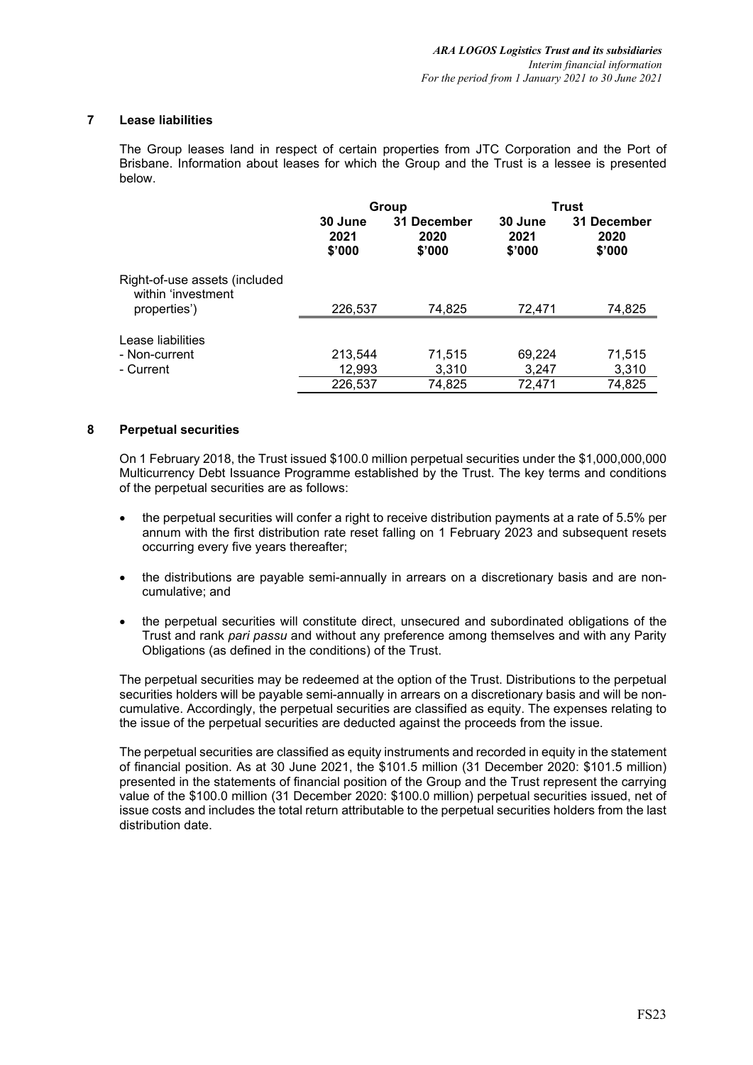## 7 Lease liabilities

The Group leases land in respect of certain properties from JTC Corporation and the Port of Brisbane. Information about leases for which the Group and the Trust is a lessee is presented below.

| | Group | | Trust | |
|---|---|---|---|---|
| | 30 June 2021 $'000 | 31 December 2020 $'000 | 30 June 2021 $'000 | 31 December 2020 $'000 |
| Right-of-use assets (included within 'investment properties') | 226,537 | 74,825 | 72,471 | 74,825 |
| Lease liabilities | | | | |
| - Non-current | 213,544 | 71,515 | 69,224 | 71,515 |
| - Current | 12,993 | 3,310 | 3,247 | 3,310 |
| | 226,537 | 74,825 | 72,471 | 74,825 |

## 8 Perpetual securities

On 1 February 2018, the Trust issued $100.0 million perpetual securities under the $1,000,000,000 Multicurrency Debt Issuance Programme established by the Trust. The key terms and conditions of the perpetual securities are as follows:

- the perpetual securities will confer a right to receive distribution payments at a rate of 5.5% per annum with the first distribution rate reset falling on 1 February 2023 and subsequent resets occurring every five years thereafter;
- the distributions are payable semi-annually in arrears on a discretionary basis and are non-cumulative; and
- the perpetual securities will constitute direct, unsecured and subordinated obligations of the Trust and rank *pari passu* and without any preference among themselves and with any Parity Obligations (as defined in the conditions) of the Trust.

The perpetual securities may be redeemed at the option of the Trust. Distributions to the perpetual securities holders will be payable semi-annually in arrears on a discretionary basis and will be non-cumulative. Accordingly, the perpetual securities are classified as equity. The expenses relating to the issue of the perpetual securities are deducted against the proceeds from the issue.

The perpetual securities are classified as equity instruments and recorded in equity in the statement of financial position. As at 30 June 2021, the $101.5 million (31 December 2020: $101.5 million) presented in the statements of financial position of the Group and the Trust represent the carrying value of the $100.0 million (31 December 2020: $100.0 million) perpetual securities issued, net of issue costs and includes the total return attributable to the perpetual securities holders from the last distribution date.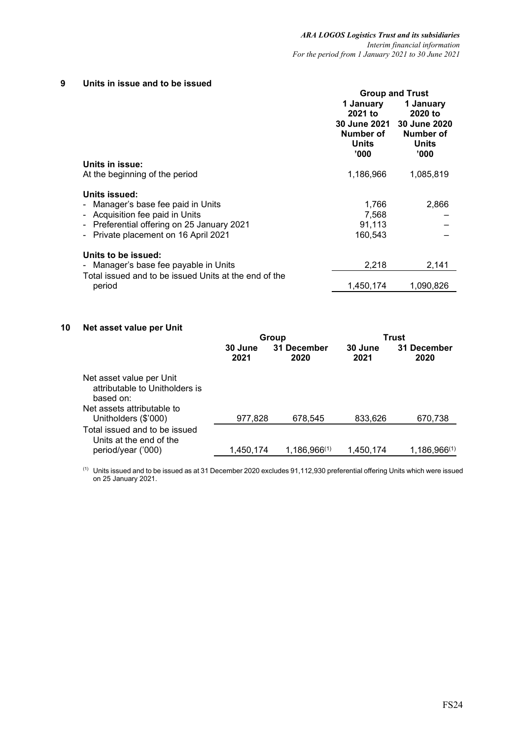## 9 Units in issue and to be issued

| | Group and Trust | |
|---|---|---|
| | 1 January 2021 to 30 June 2021 Number of Units '000 | 1 January 2020 to 30 June 2020 Number of Units '000 |
| **Units in issue:** | | |
| At the beginning of the period | 1,186,966 | 1,085,819 |
| **Units issued:** | | |
| - Manager's base fee paid in Units | 1,766 | 2,866 |
| - Acquisition fee paid in Units | 7,568 | – |
| - Preferential offering on 25 January 2021 | 91,113 | – |
| - Private placement on 16 April 2021 | 160,543 | – |
| **Units to be issued:** | | |
| - Manager's base fee payable in Units | 2,218 | 2,141 |
| Total issued and to be issued Units at the end of the period | 1,450,174 | 1,090,826 |

## 10 Net asset value per Unit

| | Group | | Trust | |
|---|---|---|---|---|
| | 30 June 2021 | 31 December 2020 | 30 June 2021 | 31 December 2020 |
| Net asset value per Unit attributable to Unitholders is based on: | | | | |
| Net assets attributable to Unitholders ($'000) | 977,828 | 678,545 | 833,626 | 670,738 |
| Total issued and to be issued Units at the end of the period/year ('000) | 1,450,174 | 1,186,966[(1)] | 1,450,174 | 1,186,966[(1)] |

[(1)] Units issued and to be issued as at 31 December 2020 excludes 91,112,930 preferential offering Units which were issued on 25 January 2021.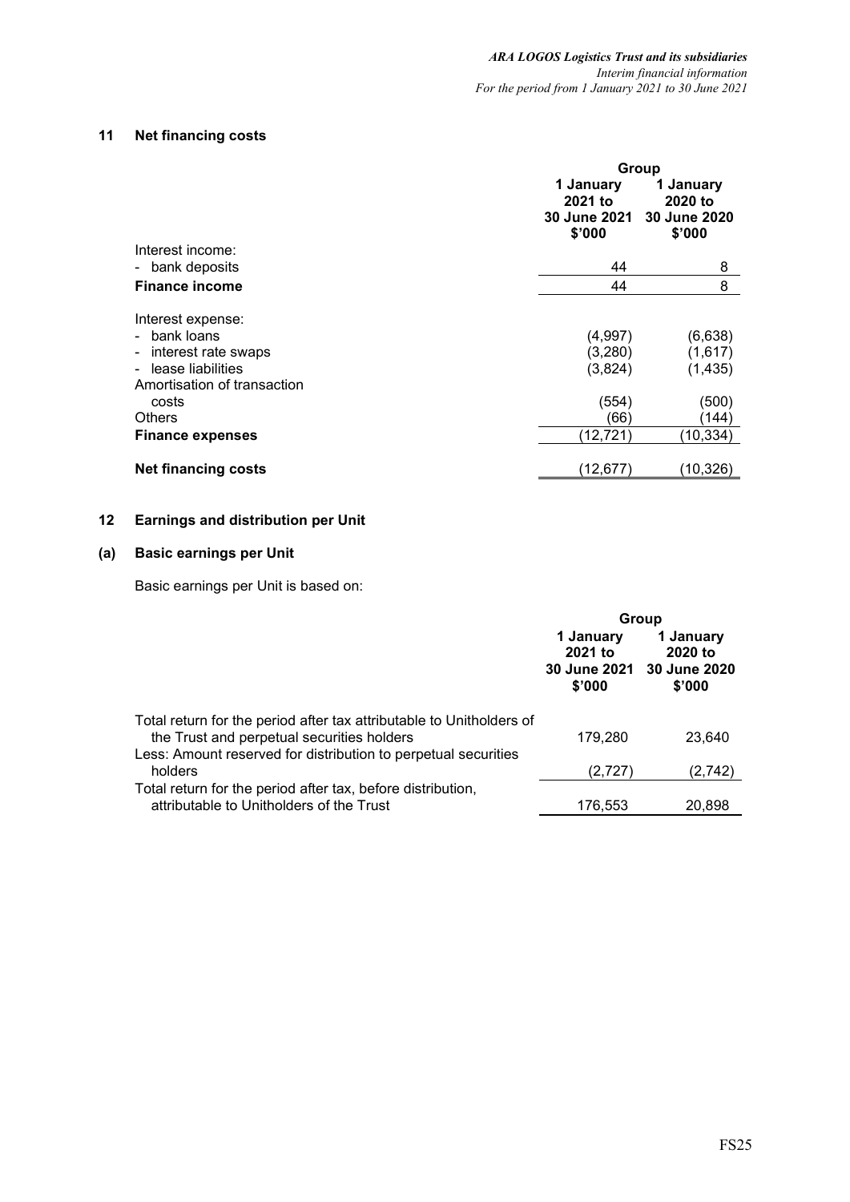## 11 Net financing costs

| | Group | |
|---|---|---|
| | 1 January 2021 to 30 June 2021 $'000 | 1 January 2020 to 30 June 2020 $'000 |
| Interest income: | | |
| - bank deposits | 44 | 8 |
| **Finance income** | 44 | 8 |
| | | |
| Interest expense: | | |
| - bank loans | (4,997) | (6,638) |
| - interest rate swaps | (3,280) | (1,617) |
| - lease liabilities | (3,824) | (1,435) |
| Amortisation of transaction costs | (554) | (500) |
| Others | (66) | (144) |
| **Finance expenses** | (12,721) | (10,334) |
| | | |
| **Net financing costs** | (12,677) | (10,326) |

## 12 Earnings and distribution per Unit

### (a) Basic earnings per Unit

Basic earnings per Unit is based on:

| | Group | |
|---|---|---|
| | 1 January 2021 to 30 June 2021 $'000 | 1 January 2020 to 30 June 2020 $'000 |
| Total return for the period after tax attributable to Unitholders of the Trust and perpetual securities holders | 179,280 | 23,640 |
| Less: Amount reserved for distribution to perpetual securities holders | (2,727) | (2,742) |
| Total return for the period after tax, before distribution, attributable to Unitholders of the Trust | 176,553 | 20,898 |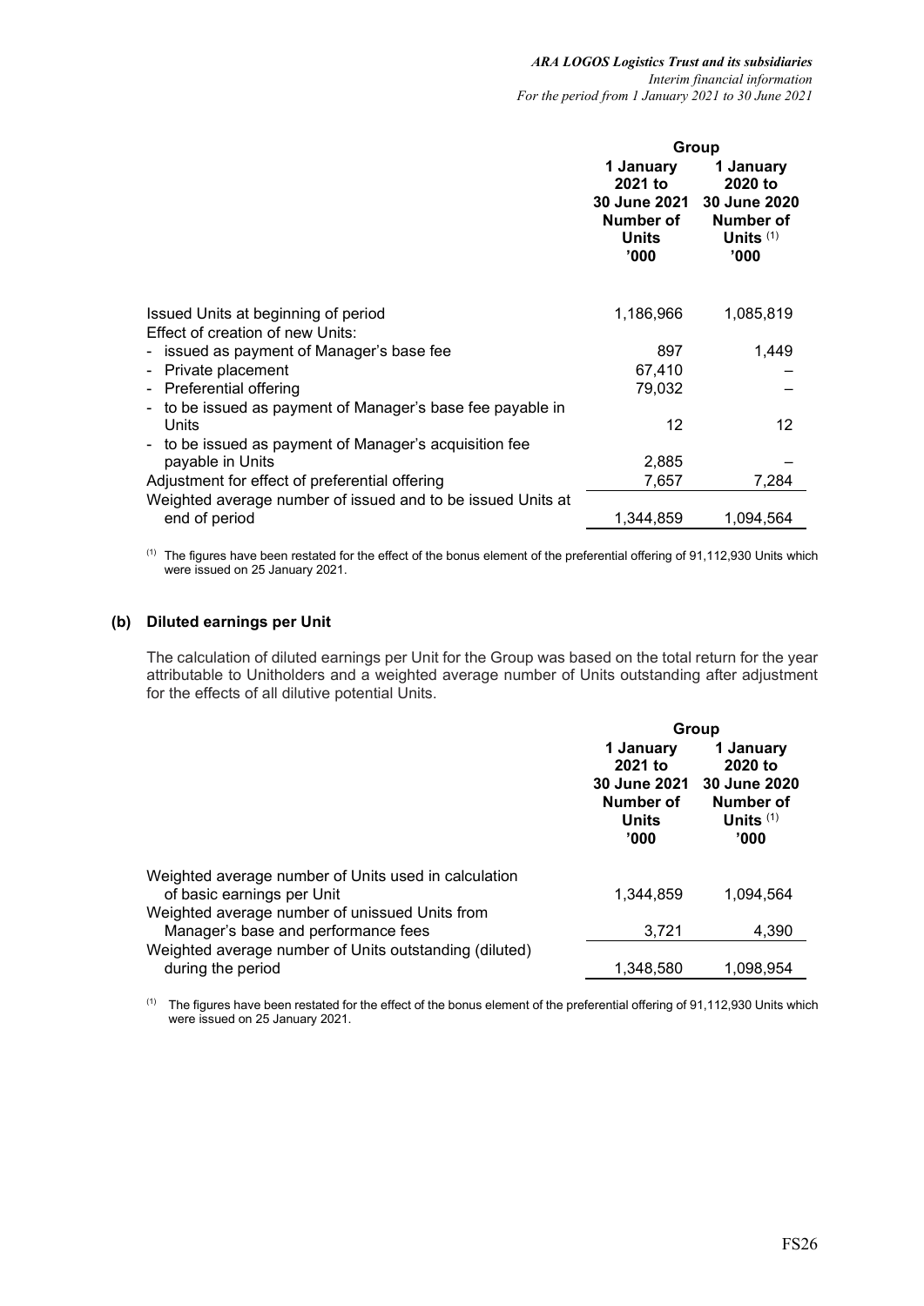| | Group | |
|---|---|---|
| | 1 January 2021 to 30 June 2021 Number of Units '000 | 1 January 2020 to 30 June 2020 Number of Units [(1)] '000 |
| Issued Units at beginning of period | 1,186,966 | 1,085,819 |
| Effect of creation of new Units: | | |
| - issued as payment of Manager's base fee | 897 | 1,449 |
| - Private placement | 67,410 | – |
| - Preferential offering | 79,032 | – |
| - to be issued as payment of Manager's base fee payable in Units | 12 | 12 |
| - to be issued as payment of Manager's acquisition fee payable in Units | 2,885 | – |
| Adjustment for effect of preferential offering | 7,657 | 7,284 |
| Weighted average number of issued and to be issued Units at end of period | 1,344,859 | 1,094,564 |

[(1)] The figures have been restated for the effect of the bonus element of the preferential offering of 91,112,930 Units which were issued on 25 January 2021.

### (b) Diluted earnings per Unit

The calculation of diluted earnings per Unit for the Group was based on the total return for the year attributable to Unitholders and a weighted average number of Units outstanding after adjustment for the effects of all dilutive potential Units.

| | Group | |
|---|---|---|
| | 1 January 2021 to 30 June 2021 Number of Units '000 | 1 January 2020 to 30 June 2020 Number of Units [(1)] '000 |
| Weighted average number of Units used in calculation of basic earnings per Unit | 1,344,859 | 1,094,564 |
| Weighted average number of unissued Units from Manager's base and performance fees | 3,721 | 4,390 |
| Weighted average number of Units outstanding (diluted) during the period | 1,348,580 | 1,098,954 |

[(1)] The figures have been restated for the effect of the bonus element of the preferential offering of 91,112,930 Units which were issued on 25 January 2021.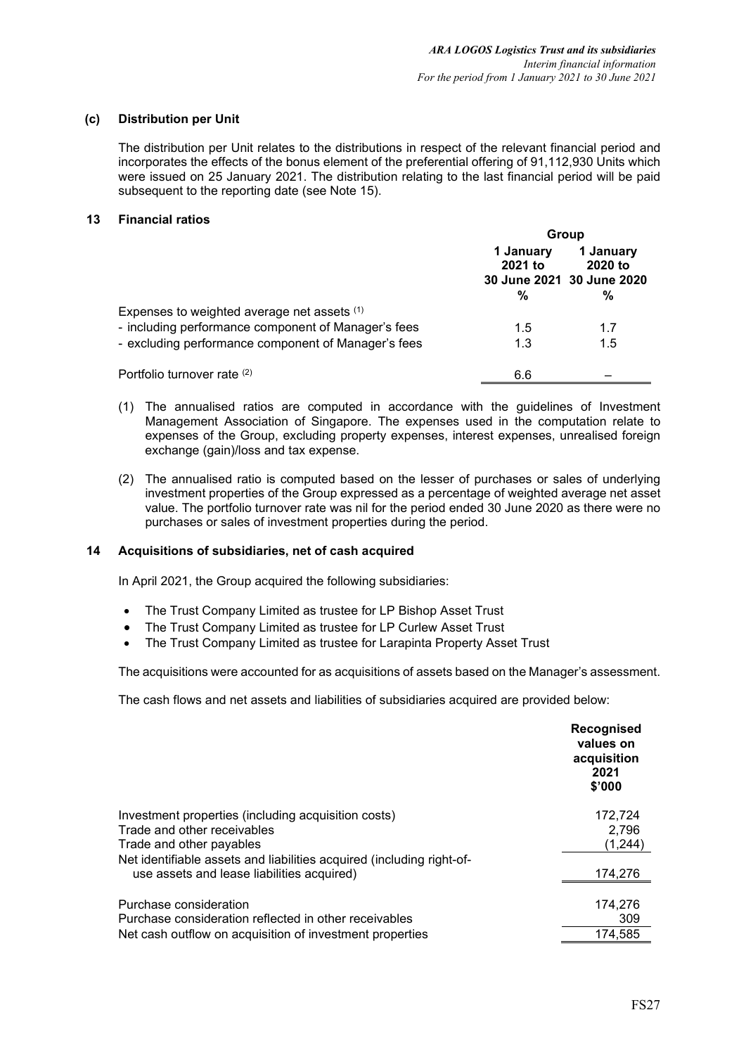### (c) Distribution per Unit

The distribution per Unit relates to the distributions in respect of the relevant financial period and incorporates the effects of the bonus element of the preferential offering of 91,112,930 Units which were issued on 25 January 2021. The distribution relating to the last financial period will be paid subsequent to the reporting date (see Note 15).

## 13 Financial ratios

| | Group | |
|---|---|---|
| | 1 January 2021 to 30 June 2021 | 1 January 2020 to 30 June 2020 |
| | % | % |
| Expenses to weighted average net assets (1) | | |
| - including performance component of Manager's fees | 1.5 | 1.7 |
| - excluding performance component of Manager's fees | 1.3 | 1.5 |
| Portfolio turnover rate (2) | 6.6 | – |

(1) The annualised ratios are computed in accordance with the guidelines of Investment Management Association of Singapore. The expenses used in the computation relate to expenses of the Group, excluding property expenses, interest expenses, unrealised foreign exchange (gain)/loss and tax expense.

(2) The annualised ratio is computed based on the lesser of purchases or sales of underlying investment properties of the Group expressed as a percentage of weighted average net asset value. The portfolio turnover rate was nil for the period ended 30 June 2020 as there were no purchases or sales of investment properties during the period.

## 14 Acquisitions of subsidiaries, net of cash acquired

In April 2021, the Group acquired the following subsidiaries:

- The Trust Company Limited as trustee for LP Bishop Asset Trust
- The Trust Company Limited as trustee for LP Curlew Asset Trust
- The Trust Company Limited as trustee for Larapinta Property Asset Trust

The acquisitions were accounted for as acquisitions of assets based on the Manager's assessment.

The cash flows and net assets and liabilities of subsidiaries acquired are provided below:

| | Recognised values on acquisition 2021 $'000 |
|---|---|
| Investment properties (including acquisition costs) | 172,724 |
| Trade and other receivables | 2,796 |
| Trade and other payables | (1,244) |
| Net identifiable assets and liabilities acquired (including right-of-use assets and lease liabilities acquired) | 174,276 |
| Purchase consideration | 174,276 |
| Purchase consideration reflected in other receivables | 309 |
| Net cash outflow on acquisition of investment properties | 174,585 |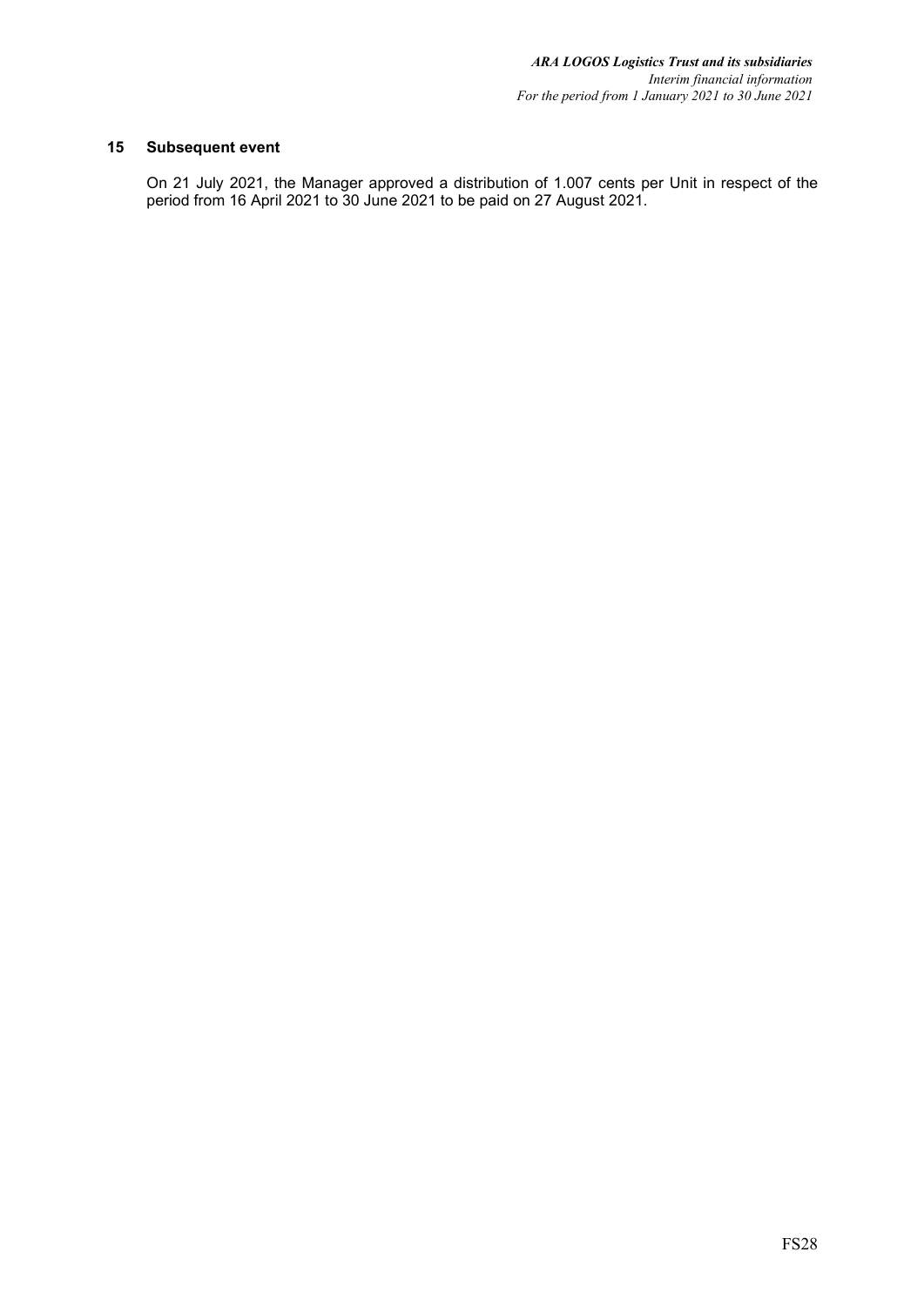## 15 Subsequent event

On 21 July 2021, the Manager approved a distribution of 1.007 cents per Unit in respect of the period from 16 April 2021 to 30 June 2021 to be paid on 27 August 2021.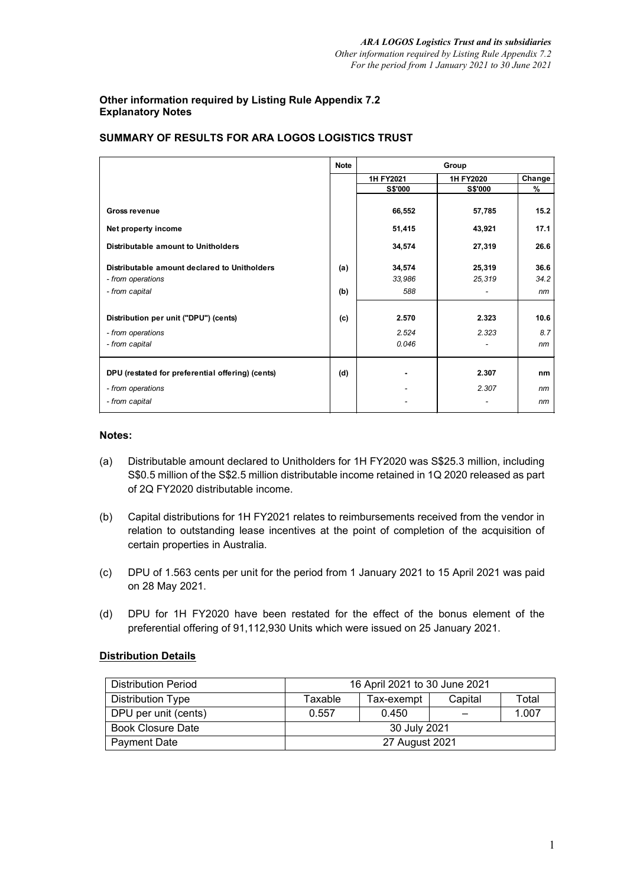**Other information required by Listing Rule Appendix 7.2**
**Explanatory Notes**

## SUMMARY OF RESULTS FOR ARA LOGOS LOGISTICS TRUST

| | Note | Group | | |
|---|---|---|---|---|
| | | 1H FY2021 | 1H FY2020 | Change |
| | | S$'000 | S$'000 | % |
| **Gross revenue** | | 66,552 | 57,785 | 15.2 |
| **Net property income** | | 51,415 | 43,921 | 17.1 |
| **Distributable amount to Unitholders** | | 34,574 | 27,319 | 26.6 |
| **Distributable amount declared to Unitholders** | (a) | 34,574 | 25,319 | 36.6 |
| *- from operations* | | *33,986* | *25,319* | *34.2* |
| *- from capital* | (b) | *588* | - | *nm* |
| **Distribution per unit ("DPU") (cents)** | (c) | 2.570 | 2.323 | 10.6 |
| *- from operations* | | *2.524* | *2.323* | *8.7* |
| *- from capital* | | *0.046* | - | *nm* |
| **DPU (restated for preferential offering) (cents)** | (d) | - | 2.307 | nm |
| *- from operations* | | - | *2.307* | *nm* |
| *- from capital* | | - | - | *nm* |

**Notes:**

(a) Distributable amount declared to Unitholders for 1H FY2020 was S$25.3 million, including S$0.5 million of the S$2.5 million distributable income retained in 1Q 2020 released as part of 2Q FY2020 distributable income.

(b) Capital distributions for 1H FY2021 relates to reimbursements received from the vendor in relation to outstanding lease incentives at the point of completion of the acquisition of certain properties in Australia.

(c) DPU of 1.563 cents per unit for the period from 1 January 2021 to 15 April 2021 was paid on 28 May 2021.

(d) DPU for 1H FY2020 have been restated for the effect of the bonus element of the preferential offering of 91,112,930 Units which were issued on 25 January 2021.

**Distribution Details**

| Distribution Period | 16 April 2021 to 30 June 2021 | | | |
|---|---|---|---|---|
| Distribution Type | Taxable | Tax-exempt | Capital | Total |
| DPU per unit (cents) | 0.557 | 0.450 | – | 1.007 |
| Book Closure Date | 30 July 2021 | | | |
| Payment Date | 27 August 2021 | | | |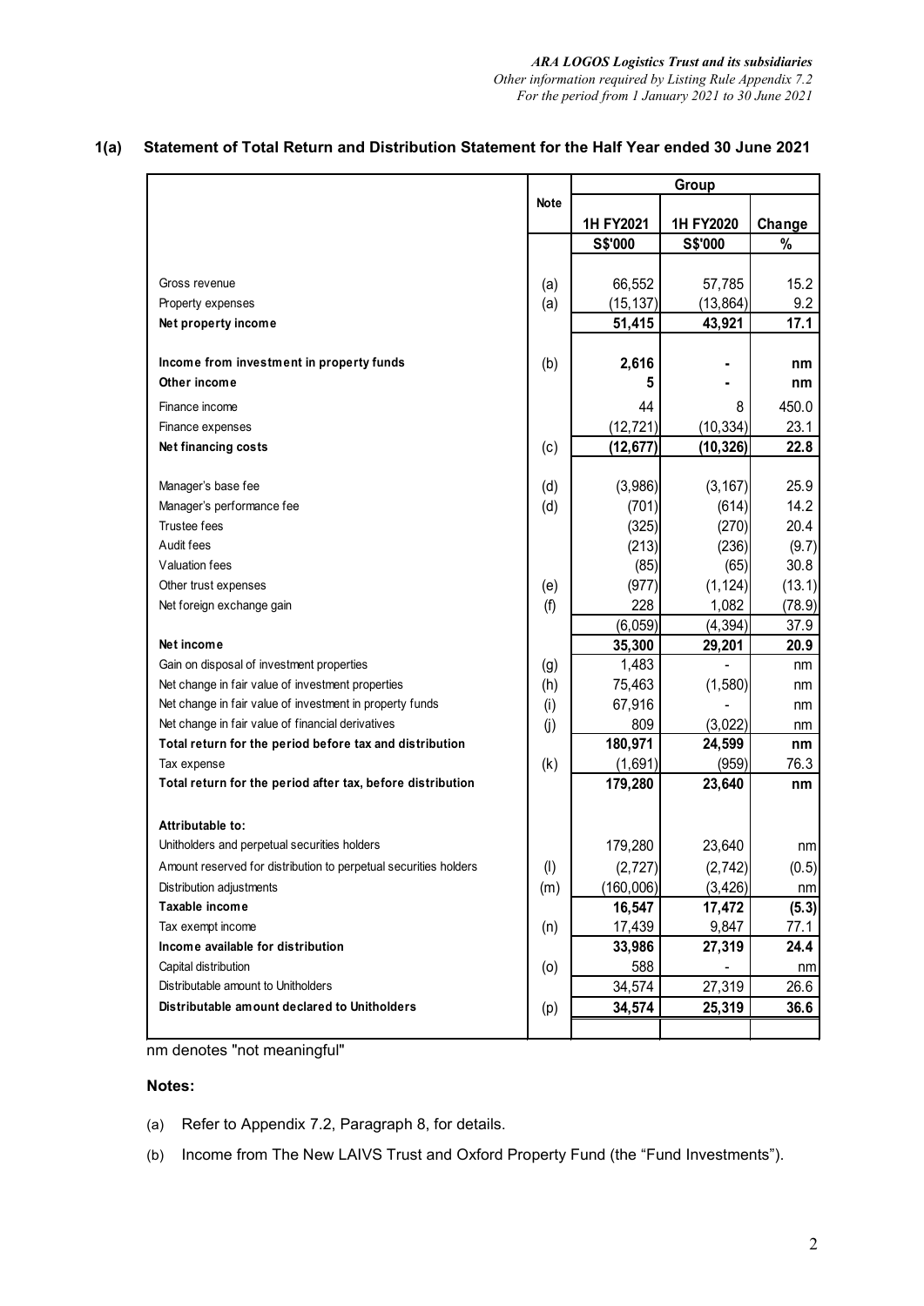## 1(a) Statement of Total Return and Distribution Statement for the Half Year ended 30 June 2021

| | Note | Group | | |
|---|---|---|---|---|
| | | 1H FY2021 | 1H FY2020 | Change |
| | | S$'000 | S$'000 | % |
| Gross revenue | (a) | 66,552 | 57,785 | 15.2 |
| Property expenses | (a) | (15,137) | (13,864) | 9.2 |
| **Net property income** | | **51,415** | **43,921** | **17.1** |
| **Income from investment in property funds** | (b) | **2,616** | **-** | **nm** |
| **Other income** | | **5** | **-** | **nm** |
| Finance income | | 44 | 8 | 450.0 |
| Finance expenses | | (12,721) | (10,334) | 23.1 |
| **Net financing costs** | (c) | **(12,677)** | **(10,326)** | **22.8** |
| Manager's base fee | (d) | (3,986) | (3,167) | 25.9 |
| Manager's performance fee | (d) | (701) | (614) | 14.2 |
| Trustee fees | | (325) | (270) | 20.4 |
| Audit fees | | (213) | (236) | (9.7) |
| Valuation fees | | (85) | (65) | 30.8 |
| Other trust expenses | (e) | (977) | (1,124) | (13.1) |
| Net foreign exchange gain | (f) | 228 | 1,082 | (78.9) |
| | | (6,059) | (4,394) | 37.9 |
| **Net income** | | **35,300** | **29,201** | **20.9** |
| Gain on disposal of investment properties | (g) | 1,483 | - | nm |
| Net change in fair value of investment properties | (h) | 75,463 | (1,580) | nm |
| Net change in fair value of investment in property funds | (i) | 67,916 | - | nm |
| Net change in fair value of financial derivatives | (j) | 809 | (3,022) | nm |
| **Total return for the period before tax and distribution** | | **180,971** | **24,599** | **nm** |
| Tax expense | (k) | (1,691) | (959) | 76.3 |
| **Total return for the period after tax, before distribution** | | **179,280** | **23,640** | **nm** |
| **Attributable to:** | | | | |
| Unitholders and perpetual securities holders | | 179,280 | 23,640 | nm |
| Amount reserved for distribution to perpetual securities holders | (l) | (2,727) | (2,742) | (0.5) |
| Distribution adjustments | (m) | (160,006) | (3,426) | nm |
| **Taxable income** | | **16,547** | **17,472** | **(5.3)** |
| Tax exempt income | (n) | 17,439 | 9,847 | 77.1 |
| **Income available for distribution** | | **33,986** | **27,319** | **24.4** |
| Capital distribution | (o) | 588 | - | nm |
| Distributable amount to Unitholders | | 34,574 | 27,319 | 26.6 |
| **Distributable amount declared to Unitholders** | (p) | **34,574** | **25,319** | **36.6** |

nm denotes "not meaningful"

**Notes:**

(a) Refer to Appendix 7.2, Paragraph 8, for details.

(b) Income from The New LAIVS Trust and Oxford Property Fund (the "Fund Investments").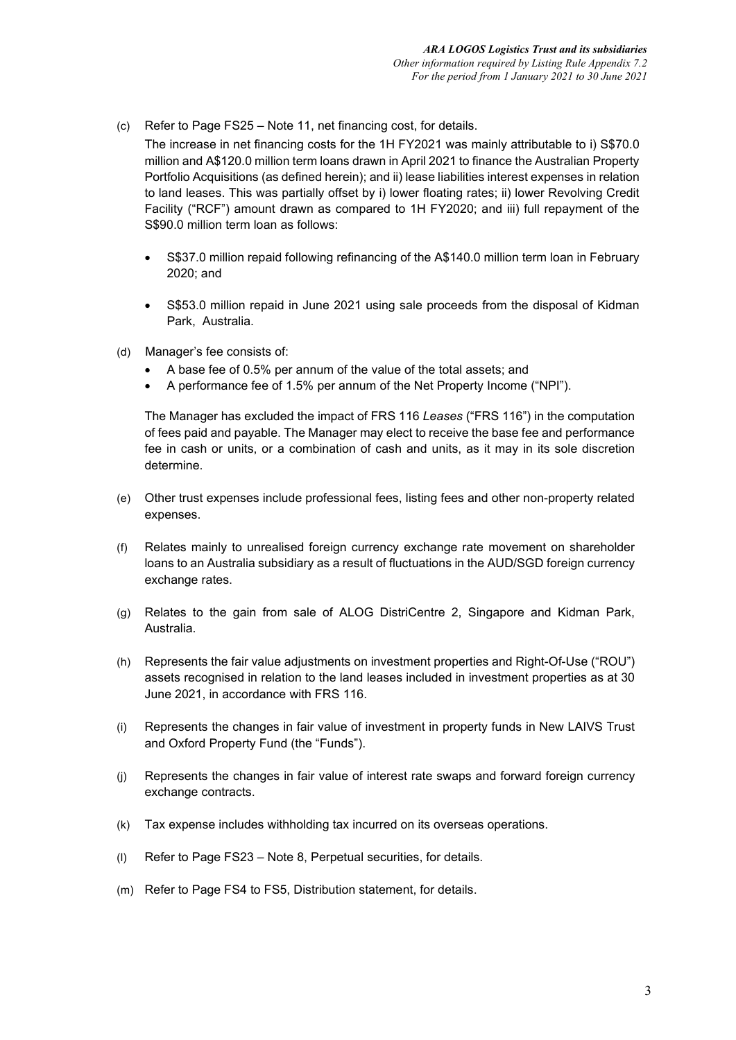(c) Refer to Page FS25 – Note 11, net financing cost, for details.

The increase in net financing costs for the 1H FY2021 was mainly attributable to i) S$70.0 million and A$120.0 million term loans drawn in April 2021 to finance the Australian Property Portfolio Acquisitions (as defined herein); and ii) lease liabilities interest expenses in relation to land leases. This was partially offset by i) lower floating rates; ii) lower Revolving Credit Facility ("RCF") amount drawn as compared to 1H FY2020; and iii) full repayment of the S$90.0 million term loan as follows:

- S$37.0 million repaid following refinancing of the A$140.0 million term loan in February 2020; and
- S$53.0 million repaid in June 2021 using sale proceeds from the disposal of Kidman Park, Australia.

(d) Manager's fee consists of:

- A base fee of 0.5% per annum of the value of the total assets; and
- A performance fee of 1.5% per annum of the Net Property Income ("NPI").

The Manager has excluded the impact of FRS 116 *Leases* ("FRS 116") in the computation of fees paid and payable. The Manager may elect to receive the base fee and performance fee in cash or units, or a combination of cash and units, as it may in its sole discretion determine.

(e) Other trust expenses include professional fees, listing fees and other non-property related expenses.

(f) Relates mainly to unrealised foreign currency exchange rate movement on shareholder loans to an Australia subsidiary as a result of fluctuations in the AUD/SGD foreign currency exchange rates.

(g) Relates to the gain from sale of ALOG DistriCentre 2, Singapore and Kidman Park, Australia.

(h) Represents the fair value adjustments on investment properties and Right-Of-Use ("ROU") assets recognised in relation to the land leases included in investment properties as at 30 June 2021, in accordance with FRS 116.

(i) Represents the changes in fair value of investment in property funds in New LAIVS Trust and Oxford Property Fund (the "Funds").

(j) Represents the changes in fair value of interest rate swaps and forward foreign currency exchange contracts.

(k) Tax expense includes withholding tax incurred on its overseas operations.

(l) Refer to Page FS23 – Note 8, Perpetual securities, for details.

(m) Refer to Page FS4 to FS5, Distribution statement, for details.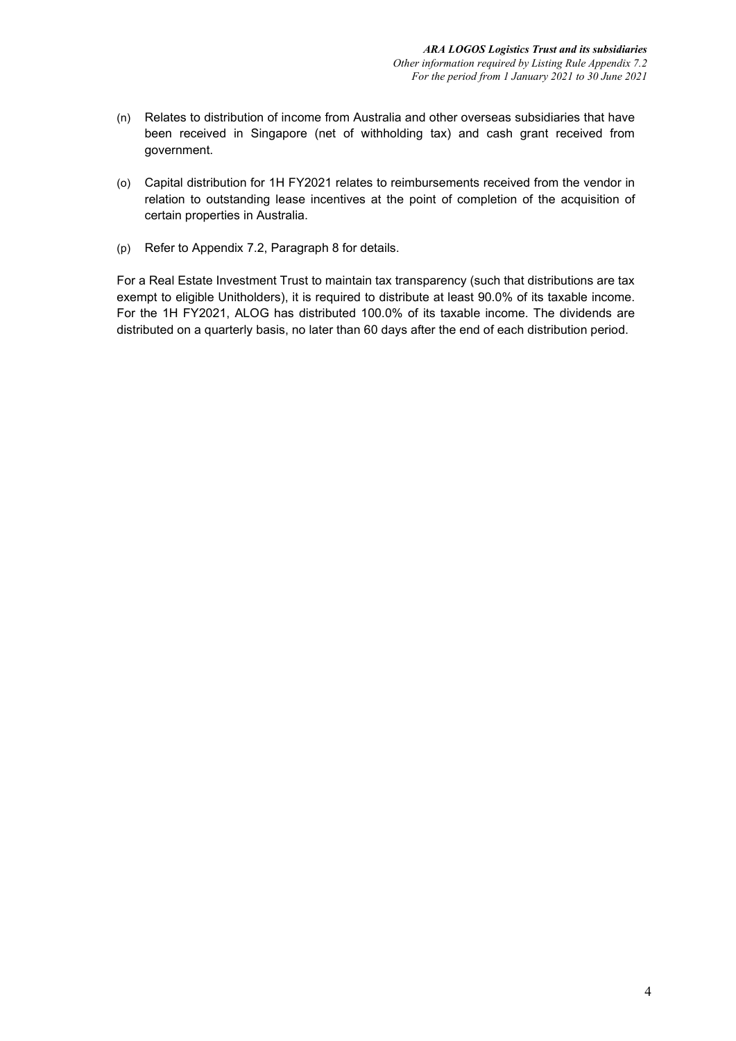(n) Relates to distribution of income from Australia and other overseas subsidiaries that have been received in Singapore (net of withholding tax) and cash grant received from government.

(o) Capital distribution for 1H FY2021 relates to reimbursements received from the vendor in relation to outstanding lease incentives at the point of completion of the acquisition of certain properties in Australia.

(p) Refer to Appendix 7.2, Paragraph 8 for details.

For a Real Estate Investment Trust to maintain tax transparency (such that distributions are tax exempt to eligible Unitholders), it is required to distribute at least 90.0% of its taxable income. For the 1H FY2021, ALOG has distributed 100.0% of its taxable income. The dividends are distributed on a quarterly basis, no later than 60 days after the end of each distribution period.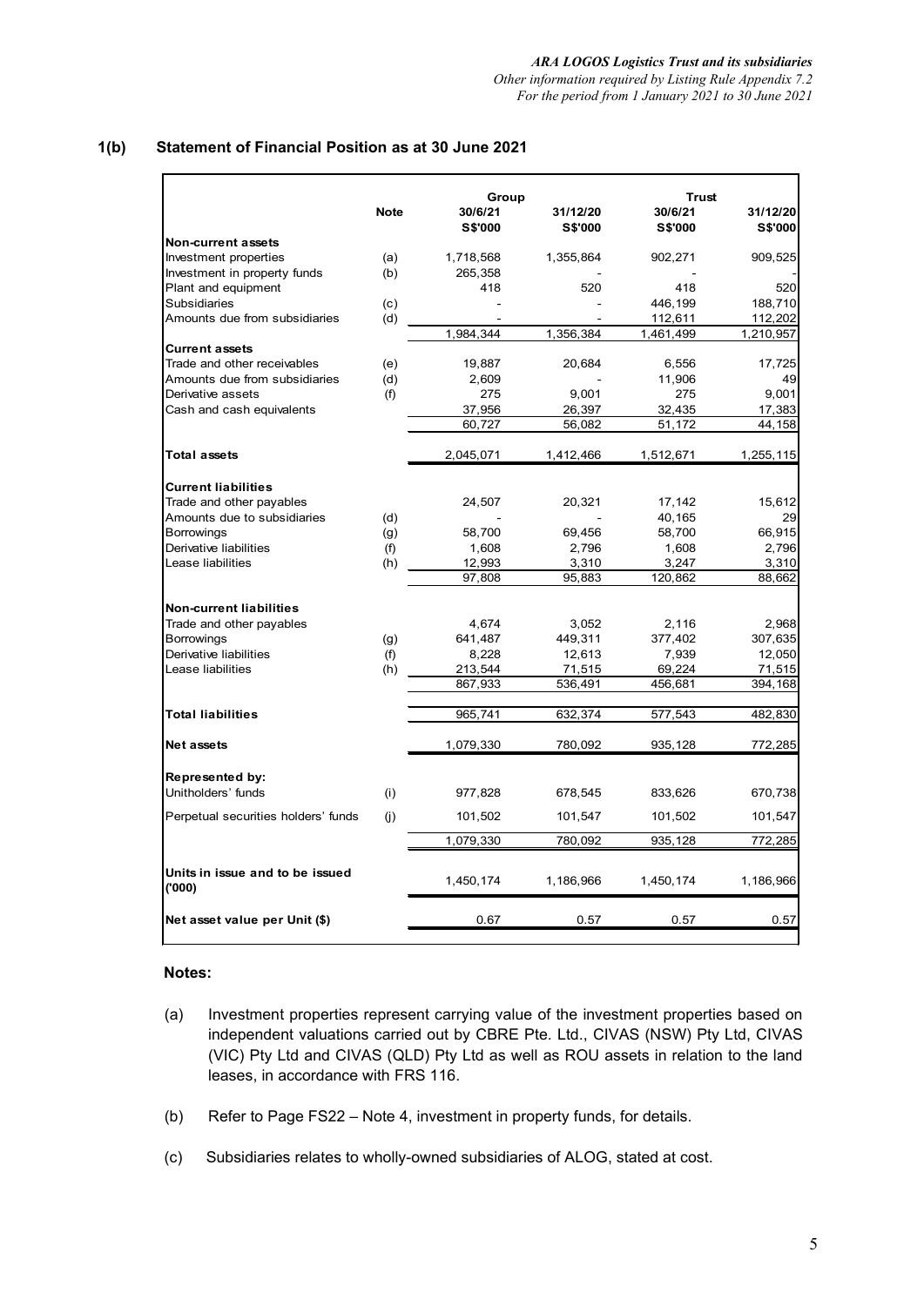## 1(b) Statement of Financial Position as at 30 June 2021

| | Note | Group | | Trust | |
|---|---|---|---|---|---|
| | | 30/6/21 | 31/12/20 | 30/6/21 | 31/12/20 |
| | | S$'000 | S$'000 | S$'000 | S$'000 |
| **Non-current assets** | | | | | |
| Investment properties | (a) | 1,718,568 | 1,355,864 | 902,271 | 909,525 |
| Investment in property funds | (b) | 265,358 | - | - | - |
| Plant and equipment | | 418 | 520 | 418 | 520 |
| Subsidiaries | (c) | - | - | 446,199 | 188,710 |
| Amounts due from subsidiaries | (d) | - | - | 112,611 | 112,202 |
| | | 1,984,344 | 1,356,384 | 1,461,499 | 1,210,957 |
| **Current assets** | | | | | |
| Trade and other receivables | (e) | 19,887 | 20,684 | 6,556 | 17,725 |
| Amounts due from subsidiaries | (d) | 2,609 | - | 11,906 | 49 |
| Derivative assets | (f) | 275 | 9,001 | 275 | 9,001 |
| Cash and cash equivalents | | 37,956 | 26,397 | 32,435 | 17,383 |
| | | 60,727 | 56,082 | 51,172 | 44,158 |
| **Total assets** | | 2,045,071 | 1,412,466 | 1,512,671 | 1,255,115 |
| **Current liabilities** | | | | | |
| Trade and other payables | | 24,507 | 20,321 | 17,142 | 15,612 |
| Amounts due to subsidiaries | (d) | - | - | 40,165 | 29 |
| Borrowings | (g) | 58,700 | 69,456 | 58,700 | 66,915 |
| Derivative liabilities | (f) | 1,608 | 2,796 | 1,608 | 2,796 |
| Lease liabilities | (h) | 12,993 | 3,310 | 3,247 | 3,310 |
| | | 97,808 | 95,883 | 120,862 | 88,662 |
| **Non-current liabilities** | | | | | |
| Trade and other payables | | 4,674 | 3,052 | 2,116 | 2,968 |
| Borrowings | (g) | 641,487 | 449,311 | 377,402 | 307,635 |
| Derivative liabilities | (f) | 8,228 | 12,613 | 7,939 | 12,050 |
| Lease liabilities | (h) | 213,544 | 71,515 | 69,224 | 71,515 |
| | | 867,933 | 536,491 | 456,681 | 394,168 |
| **Total liabilities** | | 965,741 | 632,374 | 577,543 | 482,830 |
| **Net assets** | | 1,079,330 | 780,092 | 935,128 | 772,285 |
| **Represented by:** | | | | | |
| Unitholders' funds | (i) | 977,828 | 678,545 | 833,626 | 670,738 |
| Perpetual securities holders' funds | (j) | 101,502 | 101,547 | 101,502 | 101,547 |
| | | 1,079,330 | 780,092 | 935,128 | 772,285 |
| **Units in issue and to be issued ('000)** | | 1,450,174 | 1,186,966 | 1,450,174 | 1,186,966 |
| **Net asset value per Unit ($)** | | 0.67 | 0.57 | 0.57 | 0.57 |

**Notes:**

(a) Investment properties represent carrying value of the investment properties based on independent valuations carried out by CBRE Pte. Ltd., CIVAS (NSW) Pty Ltd, CIVAS (VIC) Pty Ltd and CIVAS (QLD) Pty Ltd as well as ROU assets in relation to the land leases, in accordance with FRS 116.

(b) Refer to Page FS22 – Note 4, investment in property funds, for details.

(c) Subsidiaries relates to wholly-owned subsidiaries of ALOG, stated at cost.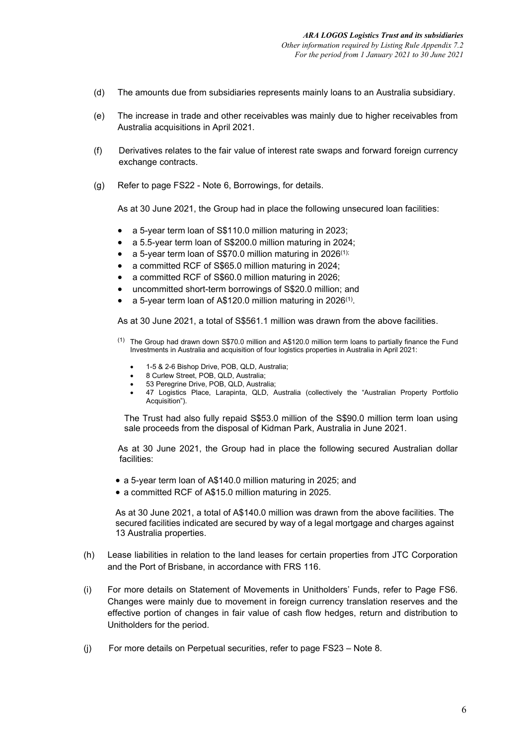(d) The amounts due from subsidiaries represents mainly loans to an Australia subsidiary.

(e) The increase in trade and other receivables was mainly due to higher receivables from Australia acquisitions in April 2021.

(f) Derivatives relates to the fair value of interest rate swaps and forward foreign currency exchange contracts.

(g) Refer to page FS22 - Note 6, Borrowings, for details.

As at 30 June 2021, the Group had in place the following unsecured loan facilities:

- a 5-year term loan of S$110.0 million maturing in 2023;
- a 5.5-year term loan of S$200.0 million maturing in 2024;
- a 5-year term loan of S$70.0 million maturing in 2026[1];
- a committed RCF of S$65.0 million maturing in 2024;
- a committed RCF of S$60.0 million maturing in 2026;
- uncommitted short-term borrowings of S$20.0 million; and
- a 5-year term loan of A$120.0 million maturing in 2026[1].

As at 30 June 2021, a total of S$561.1 million was drawn from the above facilities.

[1] The Group had drawn down S$70.0 million and A$120.0 million term loans to partially finance the Fund Investments in Australia and acquisition of four logistics properties in Australia in April 2021:

- 1-5 & 2-6 Bishop Drive, POB, QLD, Australia;
- 8 Curlew Street, POB, QLD, Australia;
- 53 Peregrine Drive, POB, QLD, Australia;
- 47 Logistics Place, Larapinta, QLD, Australia (collectively the "Australian Property Portfolio Acquisition").

The Trust had also fully repaid S$53.0 million of the S$90.0 million term loan using sale proceeds from the disposal of Kidman Park, Australia in June 2021.

As at 30 June 2021, the Group had in place the following secured Australian dollar facilities:

- a 5-year term loan of A$140.0 million maturing in 2025; and
- a committed RCF of A$15.0 million maturing in 2025.

As at 30 June 2021, a total of A$140.0 million was drawn from the above facilities. The secured facilities indicated are secured by way of a legal mortgage and charges against 13 Australia properties.

(h) Lease liabilities in relation to the land leases for certain properties from JTC Corporation and the Port of Brisbane, in accordance with FRS 116.

(i) For more details on Statement of Movements in Unitholders' Funds, refer to Page FS6. Changes were mainly due to movement in foreign currency translation reserves and the effective portion of changes in fair value of cash flow hedges, return and distribution to Unitholders for the period.

(j) For more details on Perpetual securities, refer to page FS23 – Note 8.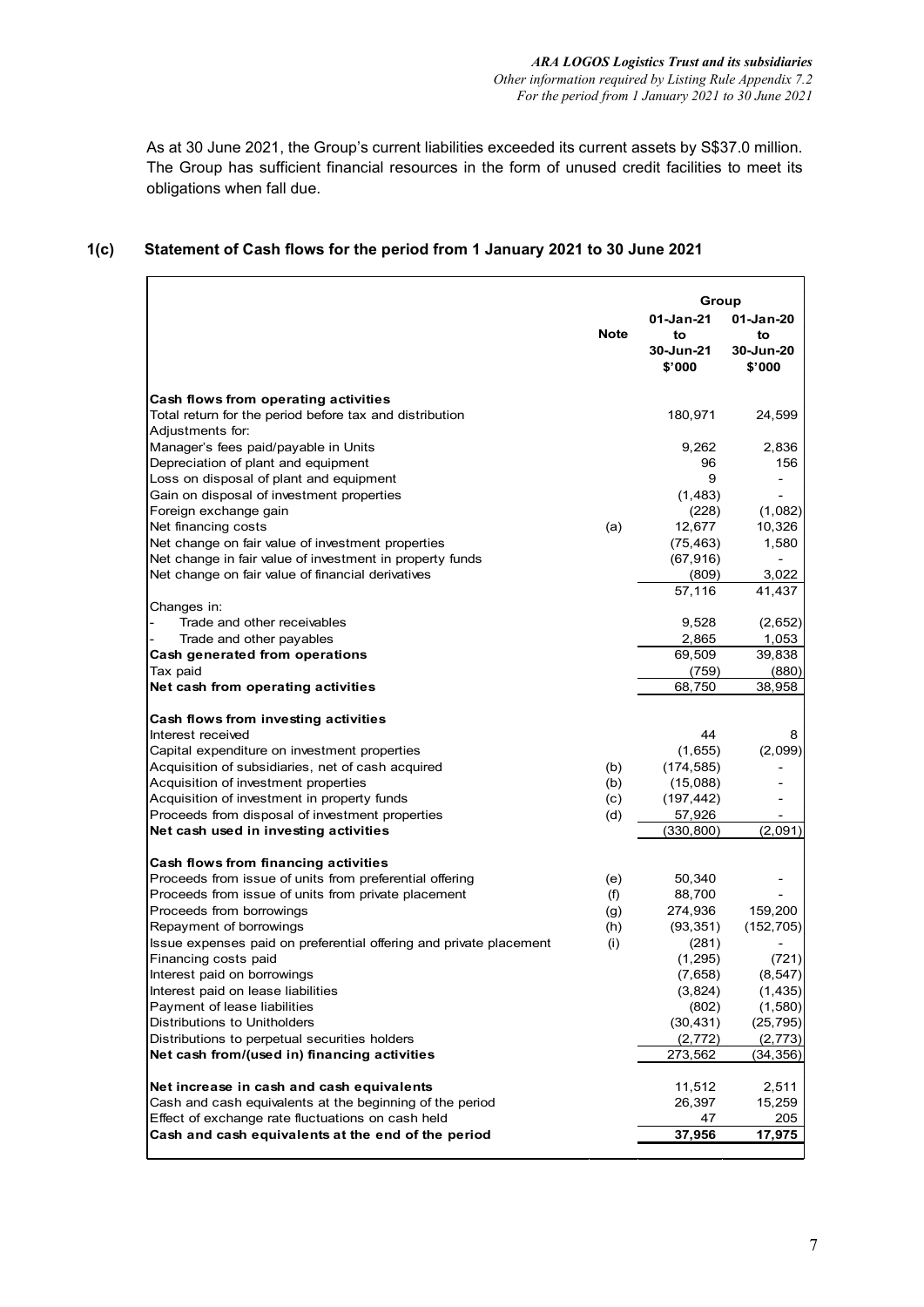As at 30 June 2021, the Group's current liabilities exceeded its current assets by S$37.0 million. The Group has sufficient financial resources in the form of unused credit facilities to meet its obligations when fall due.

## 1(c) Statement of Cash flows for the period from 1 January 2021 to 30 June 2021

| | Note | Group 01-Jan-21 to 30-Jun-21 $'000 | Group 01-Jan-20 to 30-Jun-20 $'000 |
|---|---|---|---|
| **Cash flows from operating activities** | | | |
| Total return for the period before tax and distribution | | 180,971 | 24,599 |
| Adjustments for: | | | |
| Manager's fees paid/payable in Units | | 9,262 | 2,836 |
| Depreciation of plant and equipment | | 96 | 156 |
| Loss on disposal of plant and equipment | | 9 | - |
| Gain on disposal of investment properties | | (1,483) | - |
| Foreign exchange gain | | (228) | (1,082) |
| Net financing costs | (a) | 12,677 | 10,326 |
| Net change on fair value of investment properties | | (75,463) | 1,580 |
| Net change in fair value of investment in property funds | | (67,916) | - |
| Net change on fair value of financial derivatives | | (809) | 3,022 |
| | | 57,116 | 41,437 |
| Changes in: | | | |
| - Trade and other receivables | | 9,528 | (2,652) |
| - Trade and other payables | | 2,865 | 1,053 |
| **Cash generated from operations** | | 69,509 | 39,838 |
| Tax paid | | (759) | (880) |
| **Net cash from operating activities** | | 68,750 | 38,958 |
| **Cash flows from investing activities** | | | |
| Interest received | | 44 | 8 |
| Capital expenditure on investment properties | | (1,655) | (2,099) |
| Acquisition of subsidiaries, net of cash acquired | (b) | (174,585) | - |
| Acquisition of investment properties | (b) | (15,088) | - |
| Acquisition of investment in property funds | (c) | (197,442) | - |
| Proceeds from disposal of investment properties | (d) | 57,926 | - |
| **Net cash used in investing activities** | | (330,800) | (2,091) |
| **Cash flows from financing activities** | | | |
| Proceeds from issue of units from preferential offering | (e) | 50,340 | - |
| Proceeds from issue of units from private placement | (f) | 88,700 | - |
| Proceeds from borrowings | (g) | 274,936 | 159,200 |
| Repayment of borrowings | (h) | (93,351) | (152,705) |
| Issue expenses paid on preferential offering and private placement | (i) | (281) | - |
| Financing costs paid | | (1,295) | (721) |
| Interest paid on borrowings | | (7,658) | (8,547) |
| Interest paid on lease liabilities | | (3,824) | (1,435) |
| Payment of lease liabilities | | (802) | (1,580) |
| Distributions to Unitholders | | (30,431) | (25,795) |
| Distributions to perpetual securities holders | | (2,772) | (2,773) |
| **Net cash from/(used in) financing activities** | | 273,562 | (34,356) |
| **Net increase in cash and cash equivalents** | | 11,512 | 2,511 |
| Cash and cash equivalents at the beginning of the period | | 26,397 | 15,259 |
| Effect of exchange rate fluctuations on cash held | | 47 | 205 |
| **Cash and cash equivalents at the end of the period** | | **37,956** | **17,975** |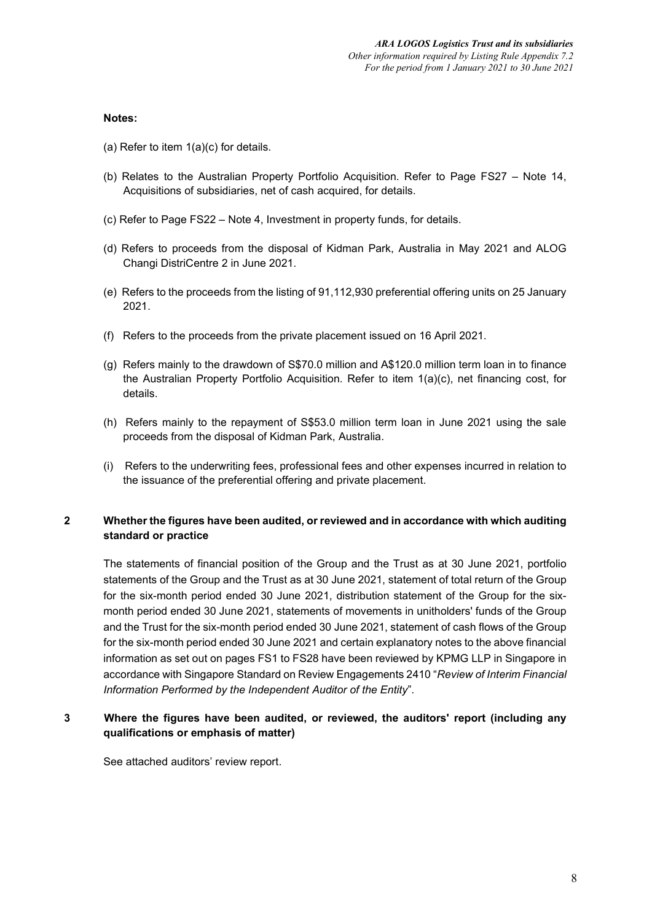**Notes:**

(a) Refer to item 1(a)(c) for details.

(b) Relates to the Australian Property Portfolio Acquisition. Refer to Page FS27 – Note 14, Acquisitions of subsidiaries, net of cash acquired, for details.

(c) Refer to Page FS22 – Note 4, Investment in property funds, for details.

(d) Refers to proceeds from the disposal of Kidman Park, Australia in May 2021 and ALOG Changi DistriCentre 2 in June 2021.

(e) Refers to the proceeds from the listing of 91,112,930 preferential offering units on 25 January 2021.

(f) Refers to the proceeds from the private placement issued on 16 April 2021.

(g) Refers mainly to the drawdown of S$70.0 million and A$120.0 million term loan in to finance the Australian Property Portfolio Acquisition. Refer to item 1(a)(c), net financing cost, for details.

(h) Refers mainly to the repayment of S$53.0 million term loan in June 2021 using the sale proceeds from the disposal of Kidman Park, Australia.

(i) Refers to the underwriting fees, professional fees and other expenses incurred in relation to the issuance of the preferential offering and private placement.

## 2 Whether the figures have been audited, or reviewed and in accordance with which auditing standard or practice

The statements of financial position of the Group and the Trust as at 30 June 2021, portfolio statements of the Group and the Trust as at 30 June 2021, statement of total return of the Group for the six-month period ended 30 June 2021, distribution statement of the Group for the six-month period ended 30 June 2021, statements of movements in unitholders' funds of the Group and the Trust for the six-month period ended 30 June 2021, statement of cash flows of the Group for the six-month period ended 30 June 2021 and certain explanatory notes to the above financial information as set out on pages FS1 to FS28 have been reviewed by KPMG LLP in Singapore in accordance with Singapore Standard on Review Engagements 2410 "*Review of Interim Financial Information Performed by the Independent Auditor of the Entity*".

## 3 Where the figures have been audited, or reviewed, the auditors' report (including any qualifications or emphasis of matter)

See attached auditors' review report.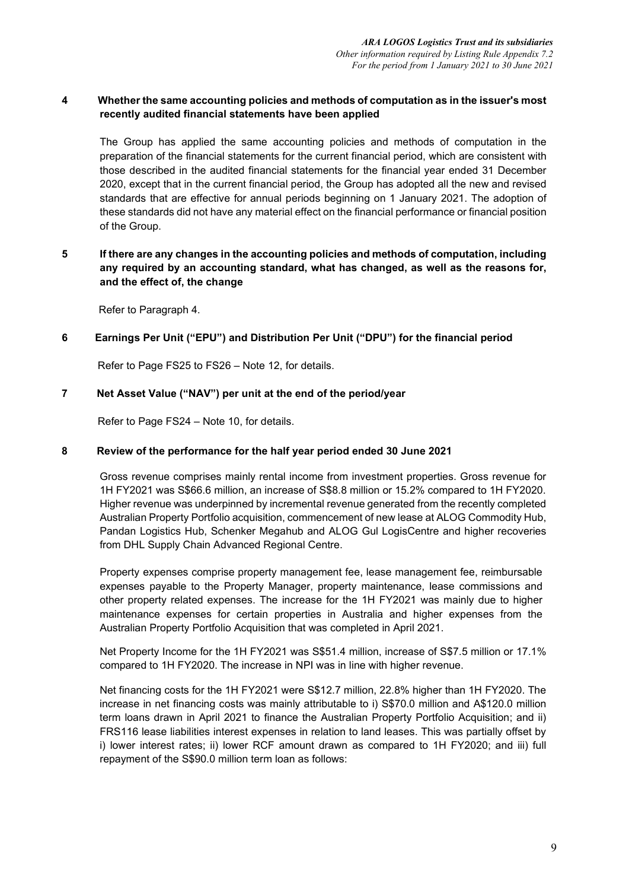**4 Whether the same accounting policies and methods of computation as in the issuer's most recently audited financial statements have been applied**

The Group has applied the same accounting policies and methods of computation in the preparation of the financial statements for the current financial period, which are consistent with those described in the audited financial statements for the financial year ended 31 December 2020, except that in the current financial period, the Group has adopted all the new and revised standards that are effective for annual periods beginning on 1 January 2021. The adoption of these standards did not have any material effect on the financial performance or financial position of the Group.

**5 If there are any changes in the accounting policies and methods of computation, including any required by an accounting standard, what has changed, as well as the reasons for, and the effect of, the change**

Refer to Paragraph 4.

**6 Earnings Per Unit ("EPU") and Distribution Per Unit ("DPU") for the financial period**

Refer to Page FS25 to FS26 – Note 12, for details.

**7 Net Asset Value ("NAV") per unit at the end of the period/year**

Refer to Page FS24 – Note 10, for details.

**8 Review of the performance for the half year period ended 30 June 2021**

Gross revenue comprises mainly rental income from investment properties. Gross revenue for 1H FY2021 was S$66.6 million, an increase of S$8.8 million or 15.2% compared to 1H FY2020. Higher revenue was underpinned by incremental revenue generated from the recently completed Australian Property Portfolio acquisition, commencement of new lease at ALOG Commodity Hub, Pandan Logistics Hub, Schenker Megahub and ALOG Gul LogisCentre and higher recoveries from DHL Supply Chain Advanced Regional Centre.

Property expenses comprise property management fee, lease management fee, reimbursable expenses payable to the Property Manager, property maintenance, lease commissions and other property related expenses. The increase for the 1H FY2021 was mainly due to higher maintenance expenses for certain properties in Australia and higher expenses from the Australian Property Portfolio Acquisition that was completed in April 2021.

Net Property Income for the 1H FY2021 was S$51.4 million, increase of S$7.5 million or 17.1% compared to 1H FY2020. The increase in NPI was in line with higher revenue.

Net financing costs for the 1H FY2021 were S$12.7 million, 22.8% higher than 1H FY2020. The increase in net financing costs was mainly attributable to i) S$70.0 million and A$120.0 million term loans drawn in April 2021 to finance the Australian Property Portfolio Acquisition; and ii) FRS116 lease liabilities interest expenses in relation to land leases. This was partially offset by i) lower interest rates; ii) lower RCF amount drawn as compared to 1H FY2020; and iii) full repayment of the S$90.0 million term loan as follows: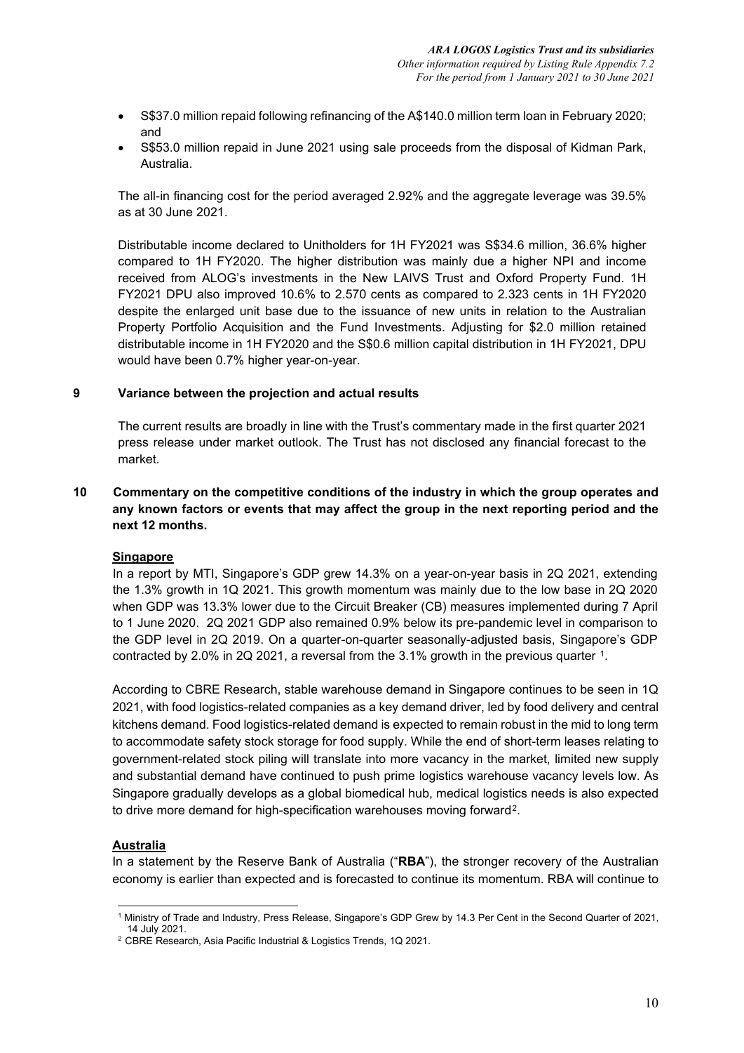- S$37.0 million repaid following refinancing of the A$140.0 million term loan in February 2020; and
- S$53.0 million repaid in June 2021 using sale proceeds from the disposal of Kidman Park, Australia.

The all-in financing cost for the period averaged 2.92% and the aggregate leverage was 39.5% as at 30 June 2021.

Distributable income declared to Unitholders for 1H FY2021 was S$34.6 million, 36.6% higher compared to 1H FY2020. The higher distribution was mainly due a higher NPI and income received from ALOG's investments in the New LAIVS Trust and Oxford Property Fund. 1H FY2021 DPU also improved 10.6% to 2.570 cents as compared to 2.323 cents in 1H FY2020 despite the enlarged unit base due to the issuance of new units in relation to the Australian Property Portfolio Acquisition and the Fund Investments. Adjusting for $2.0 million retained distributable income in 1H FY2020 and the S$0.6 million capital distribution in 1H FY2021, DPU would have been 0.7% higher year-on-year.

## 9 Variance between the projection and actual results

The current results are broadly in line with the Trust's commentary made in the first quarter 2021 press release under market outlook. The Trust has not disclosed any financial forecast to the market.

## 10 Commentary on the competitive conditions of the industry in which the group operates and any known factors or events that may affect the group in the next reporting period and the next 12 months.

**Singapore**

In a report by MTI, Singapore's GDP grew 14.3% on a year-on-year basis in 2Q 2021, extending the 1.3% growth in 1Q 2021. This growth momentum was mainly due to the low base in 2Q 2020 when GDP was 13.3% lower due to the Circuit Breaker (CB) measures implemented during 7 April to 1 June 2020. 2Q 2021 GDP also remained 0.9% below its pre-pandemic level in comparison to the GDP level in 2Q 2019. On a quarter-on-quarter seasonally-adjusted basis, Singapore's GDP contracted by 2.0% in 2Q 2021, a reversal from the 3.1% growth in the previous quarter [1].

According to CBRE Research, stable warehouse demand in Singapore continues to be seen in 1Q 2021, with food logistics-related companies as a key demand driver, led by food delivery and central kitchens demand. Food logistics-related demand is expected to remain robust in the mid to long term to accommodate safety stock storage for food supply. While the end of short-term leases relating to government-related stock piling will translate into more vacancy in the market, limited new supply and substantial demand have continued to push prime logistics warehouse vacancy levels low. As Singapore gradually develops as a global biomedical hub, medical logistics needs is also expected to drive more demand for high-specification warehouses moving forward[2].

**Australia**

In a statement by the Reserve Bank of Australia ("**RBA**"), the stronger recovery of the Australian economy is earlier than expected and is forecasted to continue its momentum. RBA will continue to

[1] Ministry of Trade and Industry, Press Release, Singapore's GDP Grew by 14.3 Per Cent in the Second Quarter of 2021, 14 July 2021.

[2] CBRE Research, Asia Pacific Industrial & Logistics Trends, 1Q 2021.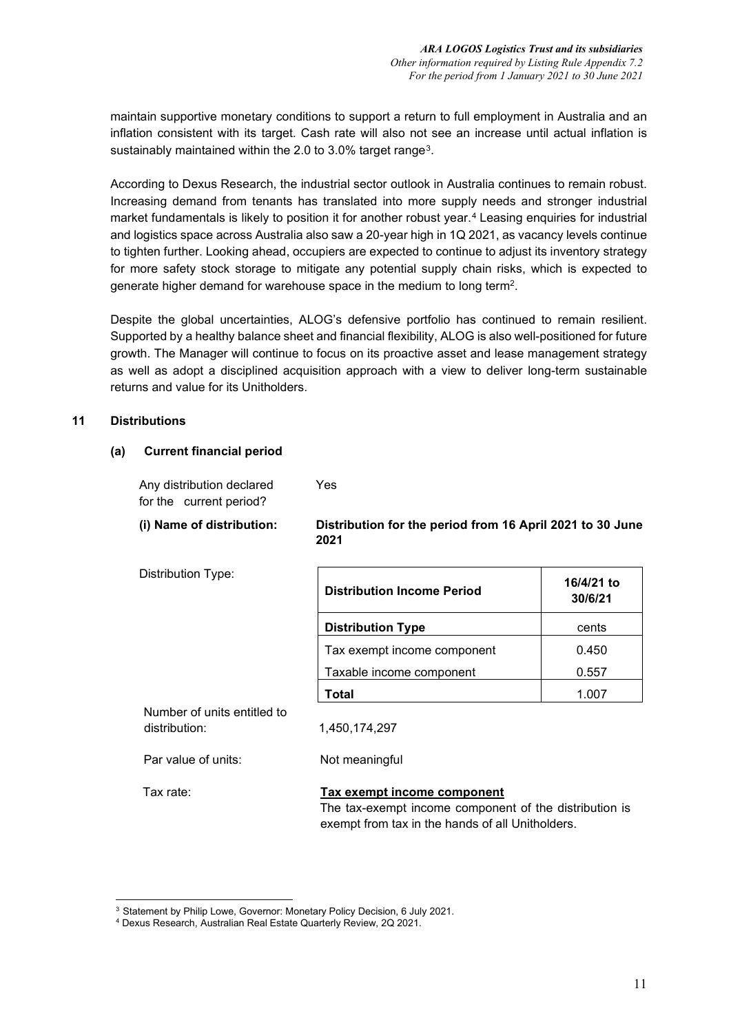maintain supportive monetary conditions to support a return to full employment in Australia and an inflation consistent with its target. Cash rate will also not see an increase until actual inflation is sustainably maintained within the 2.0 to 3.0% target range[3].

According to Dexus Research, the industrial sector outlook in Australia continues to remain robust. Increasing demand from tenants has translated into more supply needs and stronger industrial market fundamentals is likely to position it for another robust year.[4] Leasing enquiries for industrial and logistics space across Australia also saw a 20-year high in 1Q 2021, as vacancy levels continue to tighten further. Looking ahead, occupiers are expected to continue to adjust its inventory strategy for more safety stock storage to mitigate any potential supply chain risks, which is expected to generate higher demand for warehouse space in the medium to long term[2].

Despite the global uncertainties, ALOG's defensive portfolio has continued to remain resilient. Supported by a healthy balance sheet and financial flexibility, ALOG is also well-positioned for future growth. The Manager will continue to focus on its proactive asset and lease management strategy as well as adopt a disciplined acquisition approach with a view to deliver long-term sustainable returns and value for its Unitholders.

## 11 Distributions

### (a) Current financial period

Any distribution declared for the current period? Yes

**(i) Name of distribution:** **Distribution for the period from 16 April 2021 to 30 June 2021**

Distribution Type:

| **Distribution Income Period** | **16/4/21 to 30/6/21** |
|---|---|
| **Distribution Type** | cents |
| Tax exempt income component | 0.450 |
| Taxable income component | 0.557 |
| **Total** | 1.007 |

Number of units entitled to distribution: 1,450,174,297

Par value of units: Not meaningful

Tax rate: **Tax exempt income component**

The tax-exempt income component of the distribution is exempt from tax in the hands of all Unitholders.

---

[3] Statement by Philip Lowe, Governor: Monetary Policy Decision, 6 July 2021.

[4] Dexus Research, Australian Real Estate Quarterly Review, 2Q 2021.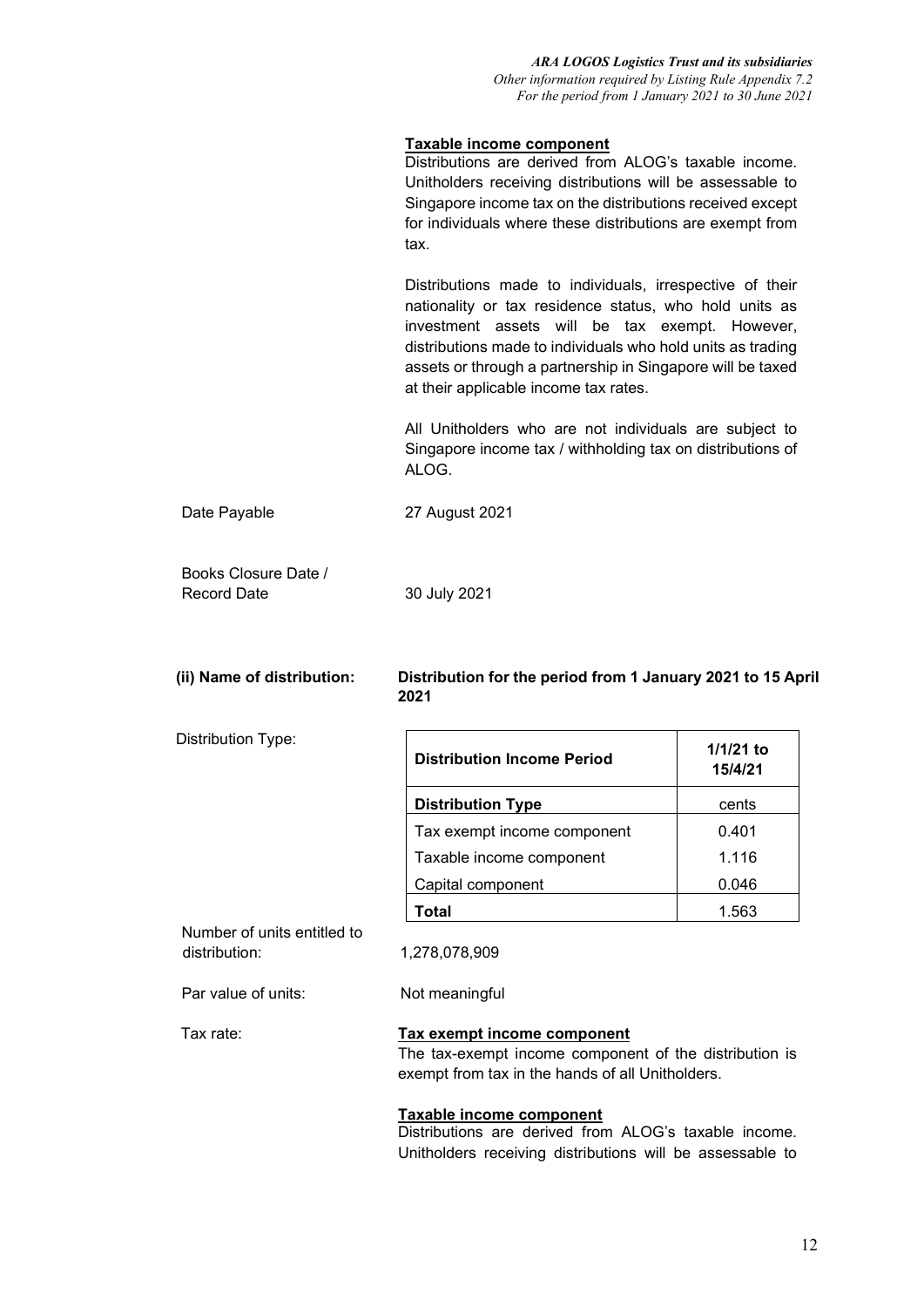**Taxable income component**

Distributions are derived from ALOG's taxable income. Unitholders receiving distributions will be assessable to Singapore income tax on the distributions received except for individuals where these distributions are exempt from tax.

Distributions made to individuals, irrespective of their nationality or tax residence status, who hold units as investment assets will be tax exempt. However, distributions made to individuals who hold units as trading assets or through a partnership in Singapore will be taxed at their applicable income tax rates.

All Unitholders who are not individuals are subject to Singapore income tax / withholding tax on distributions of ALOG.

Date Payable: 27 August 2021

Books Closure Date / Record Date: 30 July 2021

**(ii) Name of distribution: Distribution for the period from 1 January 2021 to 15 April 2021**

Distribution Type:

| Distribution Income Period | 1/1/21 to 15/4/21 |
|---|---|
| **Distribution Type** | cents |
| Tax exempt income component | 0.401 |
| Taxable income component | 1.116 |
| Capital component | 0.046 |
| **Total** | 1.563 |

Number of units entitled to distribution: 1,278,078,909

Par value of units: Not meaningful

Tax rate:

**Tax exempt income component**

The tax-exempt income component of the distribution is exempt from tax in the hands of all Unitholders.

**Taxable income component**

Distributions are derived from ALOG's taxable income. Unitholders receiving distributions will be assessable to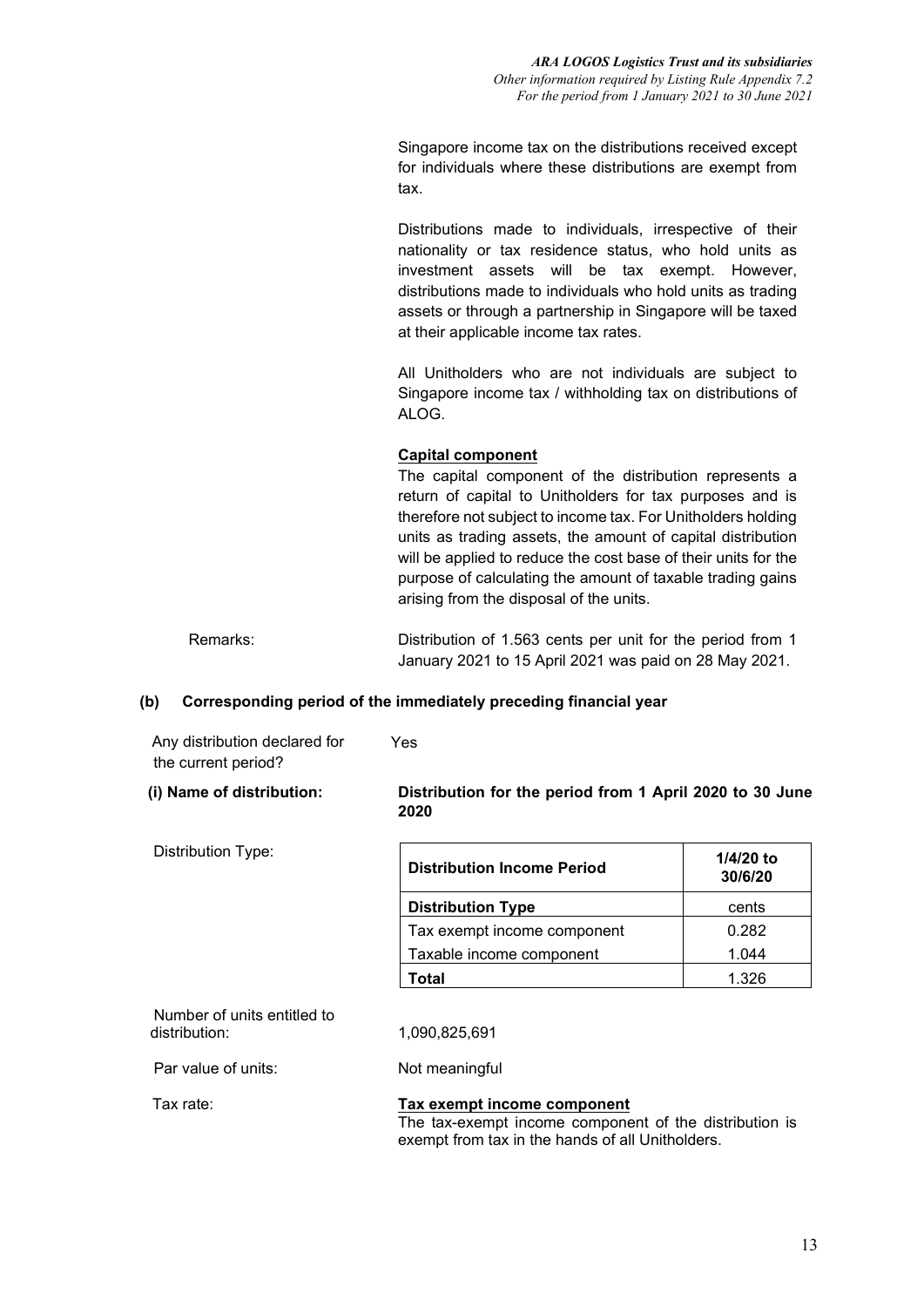Singapore income tax on the distributions received except for individuals where these distributions are exempt from tax.

Distributions made to individuals, irrespective of their nationality or tax residence status, who hold units as investment assets will be tax exempt. However, distributions made to individuals who hold units as trading assets or through a partnership in Singapore will be taxed at their applicable income tax rates.

All Unitholders who are not individuals are subject to Singapore income tax / withholding tax on distributions of ALOG.

**Capital component**

The capital component of the distribution represents a return of capital to Unitholders for tax purposes and is therefore not subject to income tax. For Unitholders holding units as trading assets, the amount of capital distribution will be applied to reduce the cost base of their units for the purpose of calculating the amount of taxable trading gains arising from the disposal of the units.

Remarks: Distribution of 1.563 cents per unit for the period from 1 January 2021 to 15 April 2021 was paid on 28 May 2021.

**(b) Corresponding period of the immediately preceding financial year**

Any distribution declared for the current period? Yes

**(i) Name of distribution:** **Distribution for the period from 1 April 2020 to 30 June 2020**

Distribution Type:

| Distribution Income Period | 1/4/20 to 30/6/20 |
|---|---|
| **Distribution Type** | cents |
| Tax exempt income component | 0.282 |
| Taxable income component | 1.044 |
| **Total** | 1.326 |

Number of units entitled to distribution: 1,090,825,691

Par value of units: Not meaningful

Tax rate:

**Tax exempt income component**

The tax-exempt income component of the distribution is exempt from tax in the hands of all Unitholders.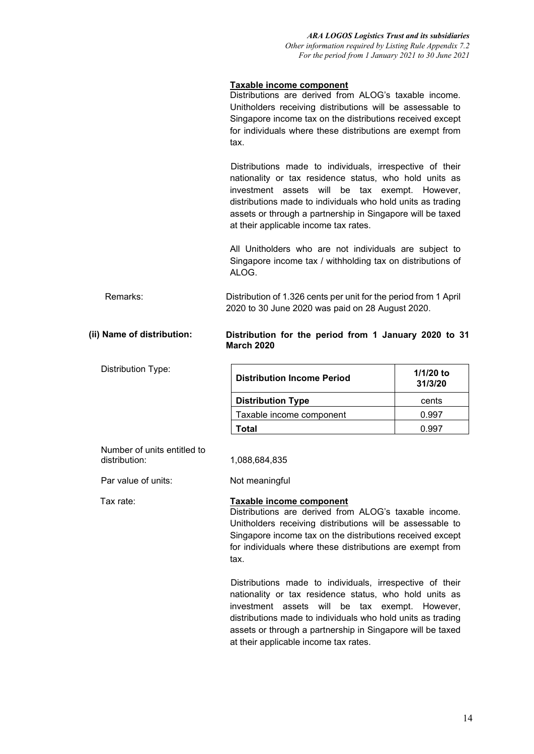**Taxable income component**

Distributions are derived from ALOG's taxable income. Unitholders receiving distributions will be assessable to Singapore income tax on the distributions received except for individuals where these distributions are exempt from tax.

Distributions made to individuals, irrespective of their nationality or tax residence status, who hold units as investment assets will be tax exempt. However, distributions made to individuals who hold units as trading assets or through a partnership in Singapore will be taxed at their applicable income tax rates.

All Unitholders who are not individuals are subject to Singapore income tax / withholding tax on distributions of ALOG.

Remarks: Distribution of 1.326 cents per unit for the period from 1 April 2020 to 30 June 2020 was paid on 28 August 2020.

**(ii) Name of distribution: Distribution for the period from 1 January 2020 to 31 March 2020**

Distribution Type:

| Distribution Income Period | 1/1/20 to 31/3/20 |
|---|---|
| **Distribution Type** | cents |
| Taxable income component | 0.997 |
| **Total** | 0.997 |

Number of units entitled to distribution: 1,088,684,835

Par value of units: Not meaningful

Tax rate: **Taxable income component**

Distributions are derived from ALOG's taxable income. Unitholders receiving distributions will be assessable to Singapore income tax on the distributions received except for individuals where these distributions are exempt from tax.

Distributions made to individuals, irrespective of their nationality or tax residence status, who hold units as investment assets will be tax exempt. However, distributions made to individuals who hold units as trading assets or through a partnership in Singapore will be taxed at their applicable income tax rates.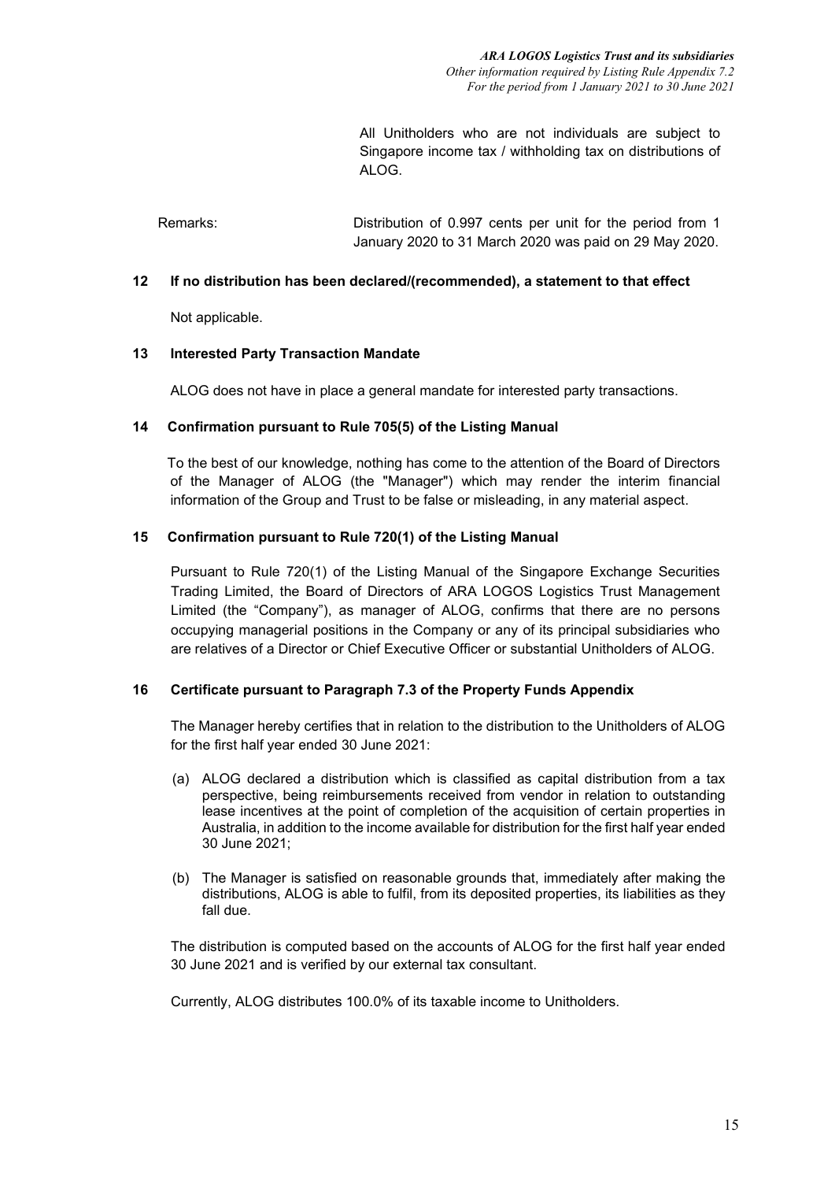All Unitholders who are not individuals are subject to Singapore income tax / withholding tax on distributions of ALOG.

Remarks: Distribution of 0.997 cents per unit for the period from 1 January 2020 to 31 March 2020 was paid on 29 May 2020.

## 12 If no distribution has been declared/(recommended), a statement to that effect

Not applicable.

## 13 Interested Party Transaction Mandate

ALOG does not have in place a general mandate for interested party transactions.

## 14 Confirmation pursuant to Rule 705(5) of the Listing Manual

To the best of our knowledge, nothing has come to the attention of the Board of Directors of the Manager of ALOG (the "Manager") which may render the interim financial information of the Group and Trust to be false or misleading, in any material aspect.

## 15 Confirmation pursuant to Rule 720(1) of the Listing Manual

Pursuant to Rule 720(1) of the Listing Manual of the Singapore Exchange Securities Trading Limited, the Board of Directors of ARA LOGOS Logistics Trust Management Limited (the "Company"), as manager of ALOG, confirms that there are no persons occupying managerial positions in the Company or any of its principal subsidiaries who are relatives of a Director or Chief Executive Officer or substantial Unitholders of ALOG.

## 16 Certificate pursuant to Paragraph 7.3 of the Property Funds Appendix

The Manager hereby certifies that in relation to the distribution to the Unitholders of ALOG for the first half year ended 30 June 2021:

(a) ALOG declared a distribution which is classified as capital distribution from a tax perspective, being reimbursements received from vendor in relation to outstanding lease incentives at the point of completion of the acquisition of certain properties in Australia, in addition to the income available for distribution for the first half year ended 30 June 2021;

(b) The Manager is satisfied on reasonable grounds that, immediately after making the distributions, ALOG is able to fulfil, from its deposited properties, its liabilities as they fall due.

The distribution is computed based on the accounts of ALOG for the first half year ended 30 June 2021 and is verified by our external tax consultant.

Currently, ALOG distributes 100.0% of its taxable income to Unitholders.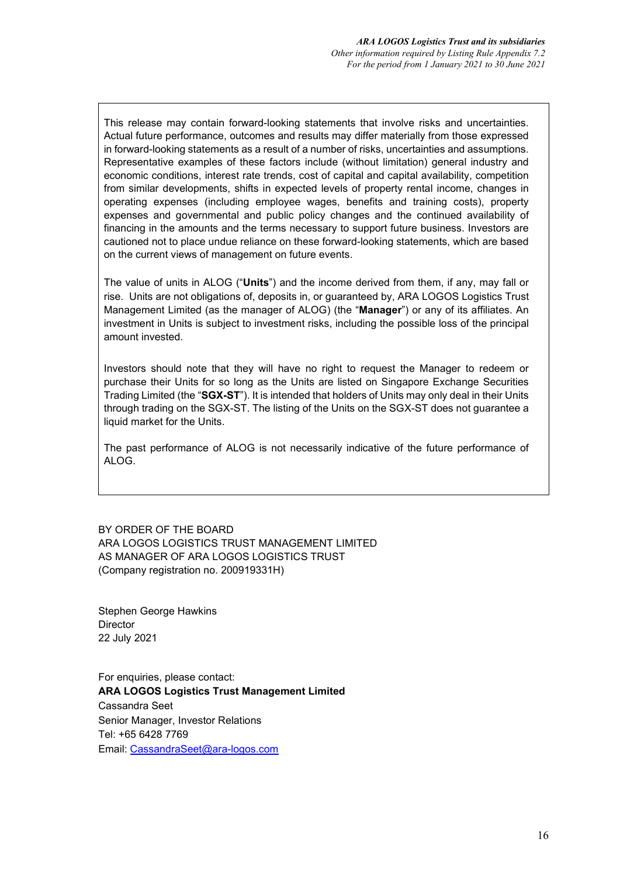This release may contain forward-looking statements that involve risks and uncertainties. Actual future performance, outcomes and results may differ materially from those expressed in forward-looking statements as a result of a number of risks, uncertainties and assumptions. Representative examples of these factors include (without limitation) general industry and economic conditions, interest rate trends, cost of capital and capital availability, competition from similar developments, shifts in expected levels of property rental income, changes in operating expenses (including employee wages, benefits and training costs), property expenses and governmental and public policy changes and the continued availability of financing in the amounts and the terms necessary to support future business. Investors are cautioned not to place undue reliance on these forward-looking statements, which are based on the current views of management on future events.

The value of units in ALOG ("**Units**") and the income derived from them, if any, may fall or rise. Units are not obligations of, deposits in, or guaranteed by, ARA LOGOS Logistics Trust Management Limited (as the manager of ALOG) (the "**Manager**") or any of its affiliates. An investment in Units is subject to investment risks, including the possible loss of the principal amount invested.

Investors should note that they will have no right to request the Manager to redeem or purchase their Units for so long as the Units are listed on Singapore Exchange Securities Trading Limited (the "**SGX-ST**"). It is intended that holders of Units may only deal in their Units through trading on the SGX-ST. The listing of the Units on the SGX-ST does not guarantee a liquid market for the Units.

The past performance of ALOG is not necessarily indicative of the future performance of ALOG.

BY ORDER OF THE BOARD
ARA LOGOS LOGISTICS TRUST MANAGEMENT LIMITED
AS MANAGER OF ARA LOGOS LOGISTICS TRUST
(Company registration no. 200919331H)

Stephen George Hawkins
Director
22 July 2021

For enquiries, please contact:
**ARA LOGOS Logistics Trust Management Limited**
Cassandra Seet
Senior Manager, Investor Relations
Tel: +65 6428 7769
Email: CassandraSeet@ara-logos.com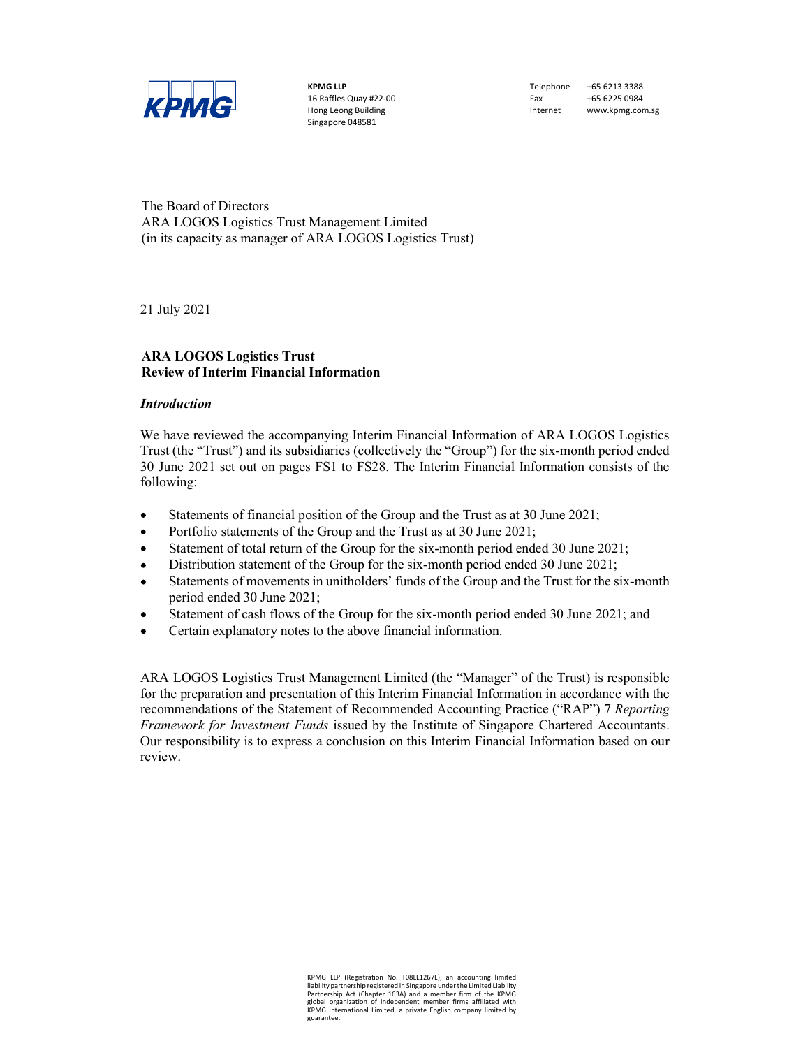**KPMG LLP**
16 Raffles Quay #22-00
Hong Leong Building
Singapore 048581

Telephone +65 6213 3388
Fax +65 6225 0984
Internet www.kpmg.com.sg

The Board of Directors
ARA LOGOS Logistics Trust Management Limited
(in its capacity as manager of ARA LOGOS Logistics Trust)

21 July 2021

**ARA LOGOS Logistics Trust**
**Review of Interim Financial Information**

***Introduction***

We have reviewed the accompanying Interim Financial Information of ARA LOGOS Logistics Trust (the "Trust") and its subsidiaries (collectively the "Group") for the six-month period ended 30 June 2021 set out on pages FS1 to FS28. The Interim Financial Information consists of the following:

- Statements of financial position of the Group and the Trust as at 30 June 2021;
- Portfolio statements of the Group and the Trust as at 30 June 2021;
- Statement of total return of the Group for the six-month period ended 30 June 2021;
- Distribution statement of the Group for the six-month period ended 30 June 2021;
- Statements of movements in unitholders' funds of the Group and the Trust for the six-month period ended 30 June 2021;
- Statement of cash flows of the Group for the six-month period ended 30 June 2021; and
- Certain explanatory notes to the above financial information.

ARA LOGOS Logistics Trust Management Limited (the "Manager" of the Trust) is responsible for the preparation and presentation of this Interim Financial Information in accordance with the recommendations of the Statement of Recommended Accounting Practice ("RAP") 7 *Reporting Framework for Investment Funds* issued by the Institute of Singapore Chartered Accountants. Our responsibility is to express a conclusion on this Interim Financial Information based on our review.

KPMG LLP (Registration No. T08LL1267L), an accounting limited liability partnership registered in Singapore under the Limited Liability Partnership Act (Chapter 163A) and a member firm of the KPMG global organization of independent member firms affiliated with KPMG International Limited, a private English company limited by guarantee.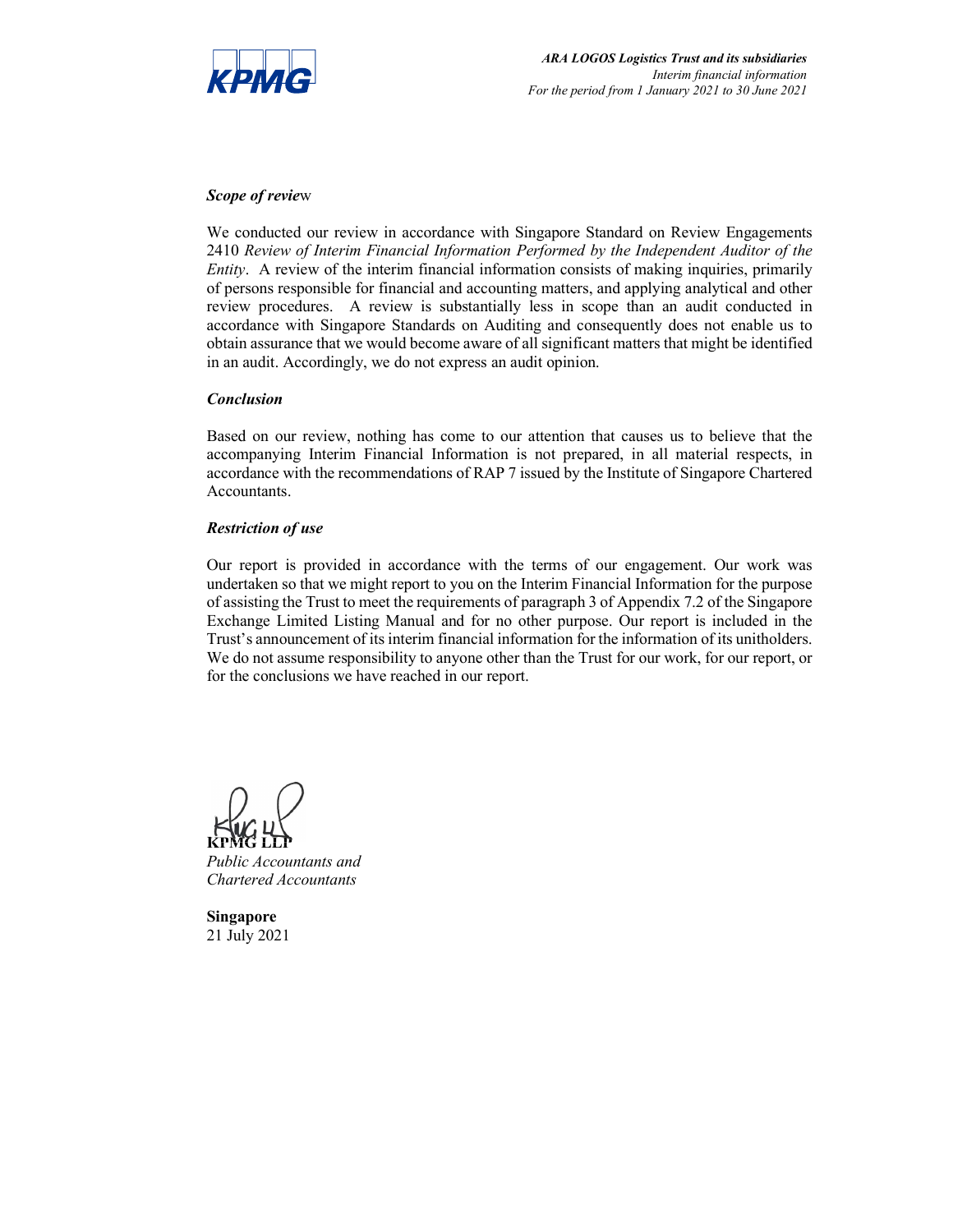***Scope of review***

We conducted our review in accordance with Singapore Standard on Review Engagements 2410 *Review of Interim Financial Information Performed by the Independent Auditor of the Entity*. A review of the interim financial information consists of making inquiries, primarily of persons responsible for financial and accounting matters, and applying analytical and other review procedures. A review is substantially less in scope than an audit conducted in accordance with Singapore Standards on Auditing and consequently does not enable us to obtain assurance that we would become aware of all significant matters that might be identified in an audit. Accordingly, we do not express an audit opinion.

***Conclusion***

Based on our review, nothing has come to our attention that causes us to believe that the accompanying Interim Financial Information is not prepared, in all material respects, in accordance with the recommendations of RAP 7 issued by the Institute of Singapore Chartered Accountants.

***Restriction of use***

Our report is provided in accordance with the terms of our engagement. Our work was undertaken so that we might report to you on the Interim Financial Information for the purpose of assisting the Trust to meet the requirements of paragraph 3 of Appendix 7.2 of the Singapore Exchange Limited Listing Manual and for no other purpose. Our report is included in the Trust's announcement of its interim financial information for the information of its unitholders. We do not assume responsibility to anyone other than the Trust for our work, for our report, or for the conclusions we have reached in our report.

**KPMG LLP**
*Public Accountants and*
*Chartered Accountants*

**Singapore**
21 July 2021